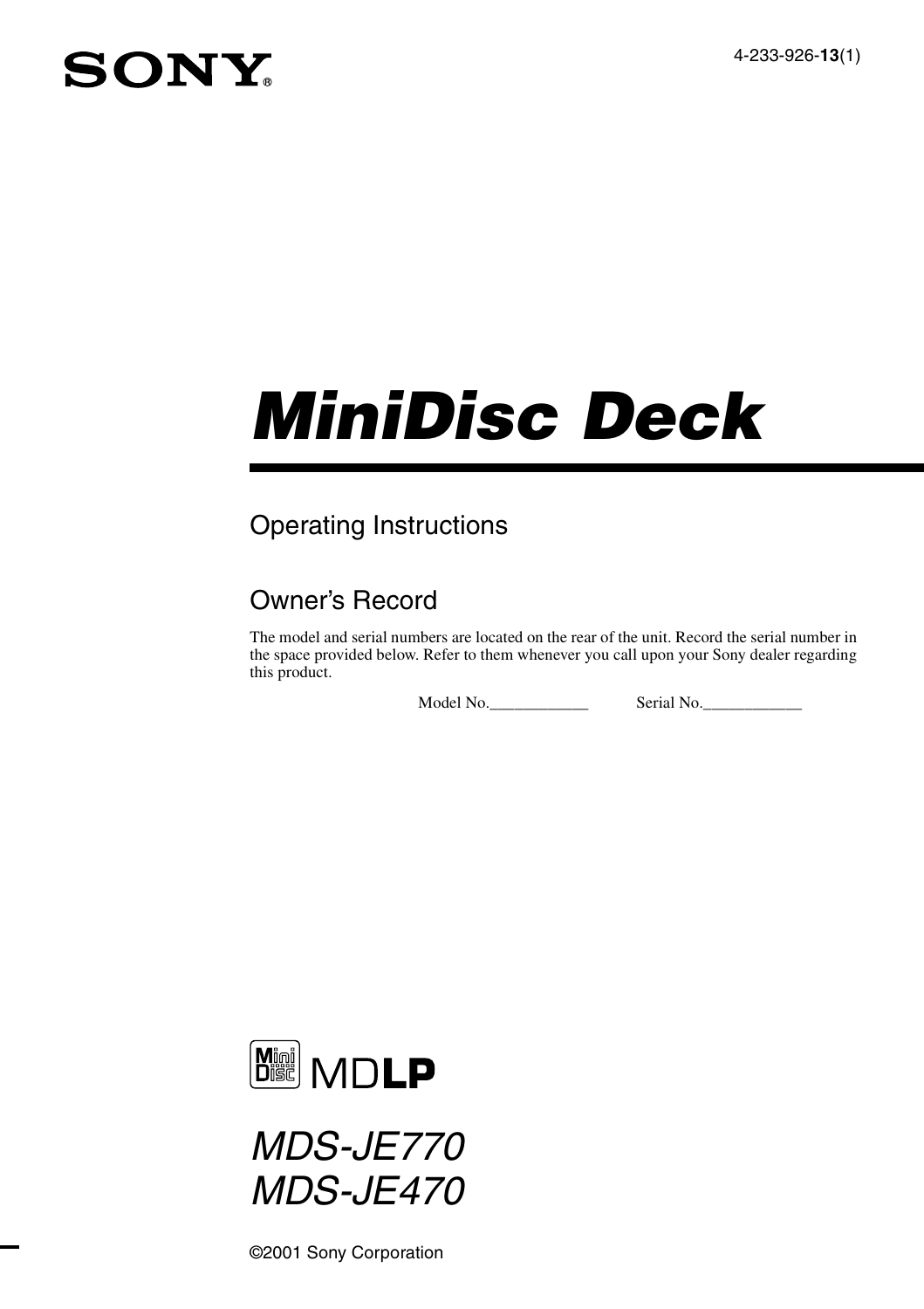SONY

4-233-926-**13**(1)

# MiniDisc Deck

## Operating Instructions

## Owner's Record

The model and serial numbers are located on the rear of the unit. Record the serial number in the space provided below. Refer to them whenever you call upon your Sony dealer regarding this product.

Model No.____________ Serial No.____________

MDLP

*MDS-JE770*
*MDS-JE470*

©2001 Sony Corporation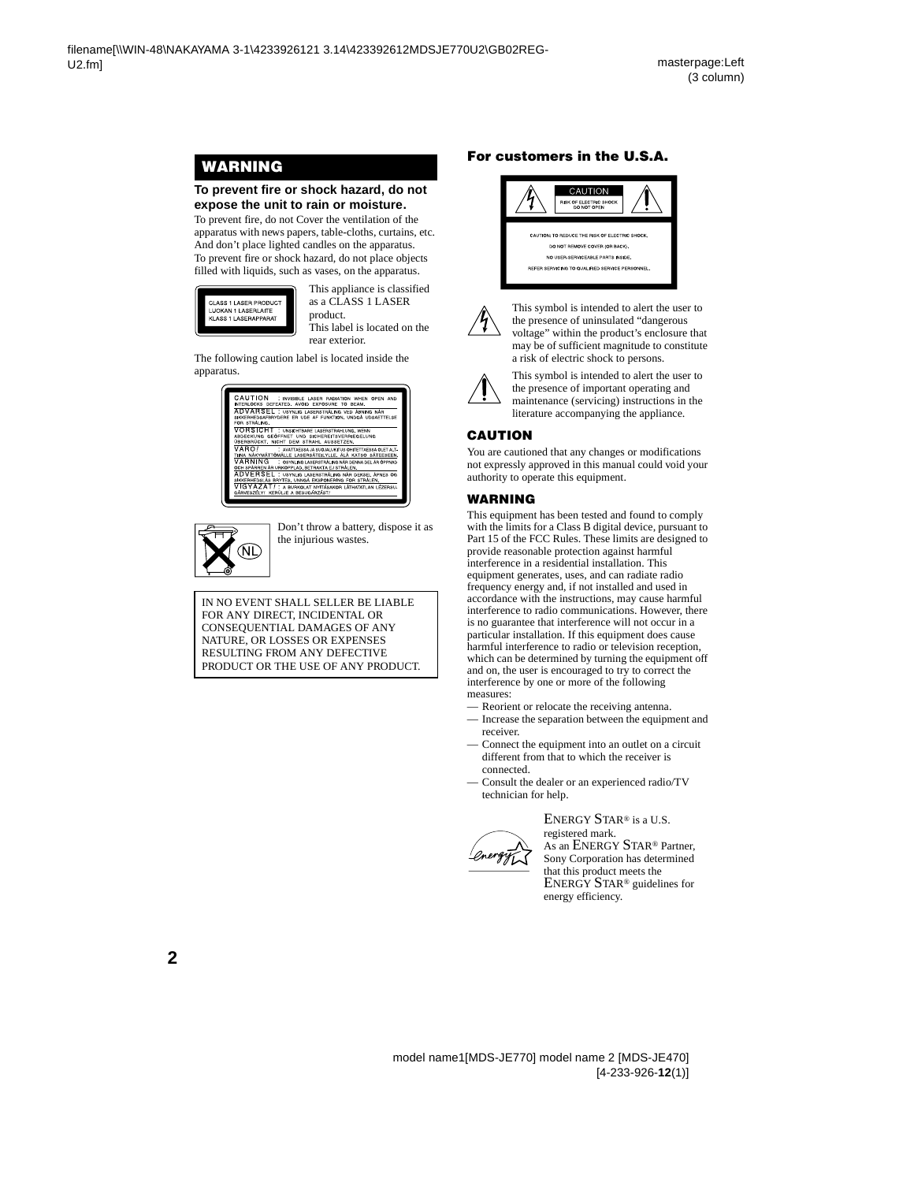## WARNING

**To prevent fire or shock hazard, do not expose the unit to rain or moisture.**

To prevent fire, do not Cover the ventilation of the apparatus with news papers, table-cloths, curtains, etc. And don't place lighted candles on the apparatus. To prevent fire or shock hazard, do not place objects filled with liquids, such as vases, on the apparatus.

CLASS 1 LASER PRODUCT
LUOKAN 1 LASERLAITE
KLASS 1 LASERAPPARAT

This appliance is classified as a CLASS 1 LASER product.
This label is located on the rear exterior.

The following caution label is located inside the apparatus.

CAUTION : INVISIBLE LASER RADIATION WHEN OPEN AND INTERLOCKS DEFEATED. AVOID EXPOSURE TO BEAM.
ADVARSEL : USYNLIG LASERSTRÅLING VED ÅBNING NÅR SIKKERHEDSAFBRYDERE ER UDE AF FUNKTION. UNDGÅ UDSÆTTELSE FOR STRÅLING.
VORSICHT : UNSICHTBARE LASERSTRAHLUNG, WENN ABDECKUNG GEÖFFNET UND SICHERHEITSVERRIEGELUNG ÜBERBRÜCKT. NICHT DEM STRAHL AUSSETZEN.
VARO! : AVATTAESSA JA SUOJALUKITUS OHITETTAESSA OLET ALTTIINA NÄKYMÄTTÖMÄLLE LASERSÄTEILYLLE. ÄLÄ KATSO SÄTEESEEN.
VARNING : OSYNLIG LASERSTRÅLNING NÄR DENNA DEL ÄR ÖPPNAD OCH SPÄRREN ÄR URKOPPLAD. BETRAKTA EJ STRÅLEN.
ADVERSEL : USYNLIG LASERSTRÅLING NÅR DEKSEL ÅPNES OG SIKKERHEDSLÅS BRYTES. UNNGÅ EKSPONERING FOR STRÅLEN.
VIGYAZAT! : A BURKOLAT NYITÁSAKOR LÁTHATATLAN LÉZERSUGÁRVESZÉLY! KERÜLJE A BESUGÁRZÁST!

Don't throw a battery, dispose it as the injurious wastes.

IN NO EVENT SHALL SELLER BE LIABLE FOR ANY DIRECT, INCIDENTAL OR CONSEQUENTIAL DAMAGES OF ANY NATURE, OR LOSSES OR EXPENSES RESULTING FROM ANY DEFECTIVE PRODUCT OR THE USE OF ANY PRODUCT.

## For customers in the U.S.A.

CAUTION
RISK OF ELECTRIC SHOCK DO NOT OPEN

CAUTION: TO REDUCE THE RISK OF ELECTRIC SHOCK,
DO NOT REMOVE COVER (OR BACK).
NO USER-SERVICEABLE PARTS INSIDE.
REFER SERVICING TO QUALIFIED SERVICE PERSONNEL.

This symbol is intended to alert the user to the presence of uninsulated "dangerous voltage" within the product's enclosure that may be of sufficient magnitude to constitute a risk of electric shock to persons.

This symbol is intended to alert the user to the presence of important operating and maintenance (servicing) instructions in the literature accompanying the appliance.

### CAUTION

You are cautioned that any changes or modifications not expressly approved in this manual could void your authority to operate this equipment.

### WARNING

This equipment has been tested and found to comply with the limits for a Class B digital device, pursuant to Part 15 of the FCC Rules. These limits are designed to provide reasonable protection against harmful interference in a residential installation. This equipment generates, uses, and can radiate radio frequency energy and, if not installed and used in accordance with the instructions, may cause harmful interference to radio communications. However, there is no guarantee that interference will not occur in a particular installation. If this equipment does cause harmful interference to radio or television reception, which can be determined by turning the equipment off and on, the user is encouraged to try to correct the interference by one or more of the following measures:

— Reorient or relocate the receiving antenna.
— Increase the separation between the equipment and receiver.
— Connect the equipment into an outlet on a circuit different from that to which the receiver is connected.
— Consult the dealer or an experienced radio/TV technician for help.

ENERGY STAR® is a U.S. registered mark.
As an ENERGY STAR® Partner, Sony Corporation has determined that this product meets the ENERGY STAR® guidelines for energy efficiency.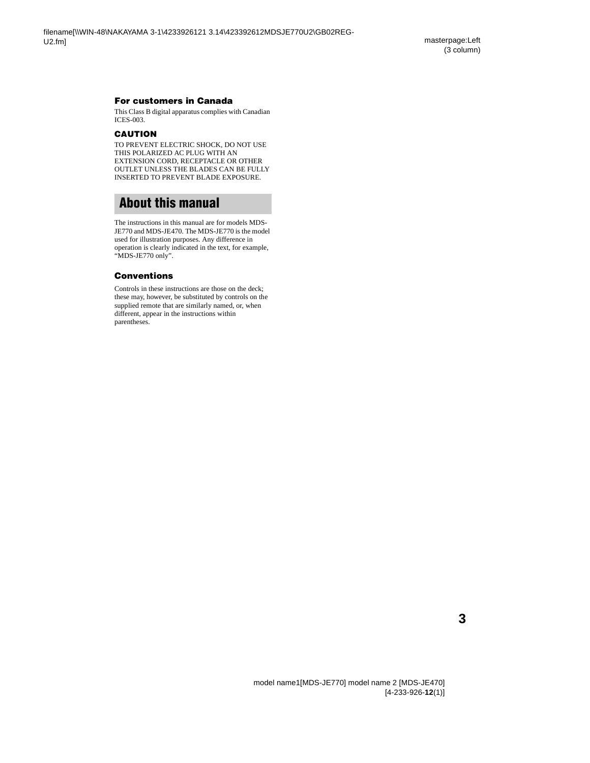### For customers in Canada

This Class B digital apparatus complies with Canadian ICES-003.

### CAUTION

TO PREVENT ELECTRIC SHOCK, DO NOT USE THIS POLARIZED AC PLUG WITH AN EXTENSION CORD, RECEPTACLE OR OTHER OUTLET UNLESS THE BLADES CAN BE FULLY INSERTED TO PREVENT BLADE EXPOSURE.

## About this manual

The instructions in this manual are for models MDS-JE770 and MDS-JE470. The MDS-JE770 is the model used for illustration purposes. Any difference in operation is clearly indicated in the text, for example, "MDS-JE770 only".

### Conventions

Controls in these instructions are those on the deck; these may, however, be substituted by controls on the supplied remote that are similarly named, or, when different, appear in the instructions within parentheses.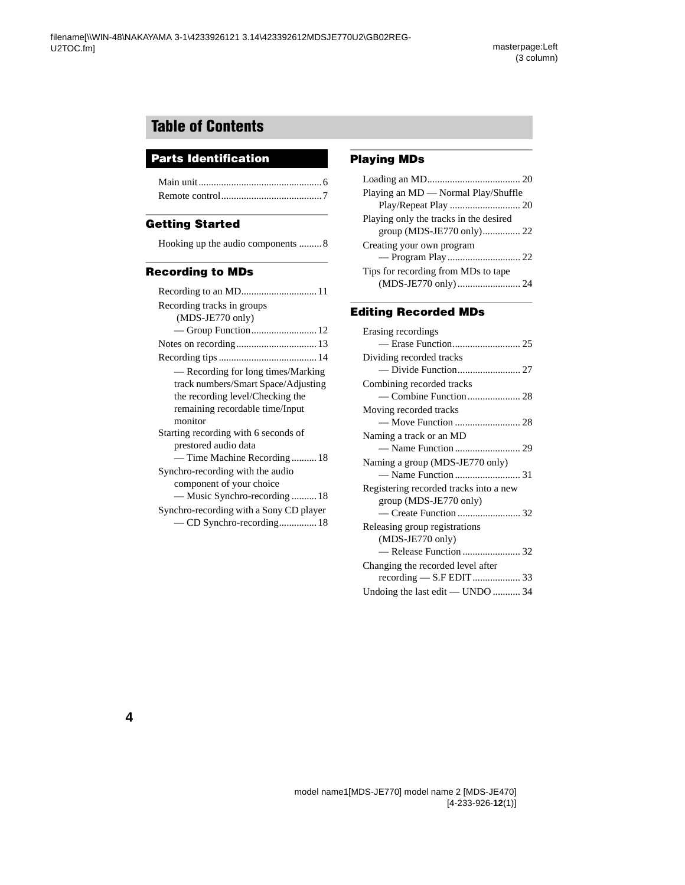# Table of Contents

## Parts Identification

Main unit ........................................ 6
Remote control ........................................ 7

## Getting Started

Hooking up the audio components ......... 8

## Recording to MDs

Recording to an MD ............................. 11
Recording tracks in groups (MDS-JE770 only) — Group Function .......................... 12
Notes on recording ................................ 13
Recording tips ....................................... 14
— Recording for long times/Marking track numbers/Smart Space/Adjusting the recording level/Checking the remaining recordable time/Input monitor
Starting recording with 6 seconds of prestored audio data — Time Machine Recording .......... 18
Synchro-recording with the audio component of your choice — Music Synchro-recording .......... 18
Synchro-recording with a Sony CD player — CD Synchro-recording .............. 18

## Playing MDs

Loading an MD ..................................... 20
Playing an MD — Normal Play/Shuffle Play/Repeat Play ............................ 20
Playing only the tracks in the desired group (MDS-JE770 only) ............... 22
Creating your own program — Program Play ............................. 22
Tips for recording from MDs to tape (MDS-JE770 only) ......................... 24

## Editing Recorded MDs

Erasing recordings — Erase Function ........................... 25
Dividing recorded tracks — Divide Function ......................... 27
Combining recorded tracks — Combine Function ..................... 28
Moving recorded tracks — Move Function .......................... 28
Naming a track or an MD — Name Function .......................... 29
Naming a group (MDS-JE770 only) — Name Function .......................... 31
Registering recorded tracks into a new group (MDS-JE770 only) — Create Function ......................... 32
Releasing group registrations (MDS-JE770 only) — Release Function ....................... 32
Changing the recorded level after recording — S.F EDIT ................... 33
Undoing the last edit — UNDO ........... 34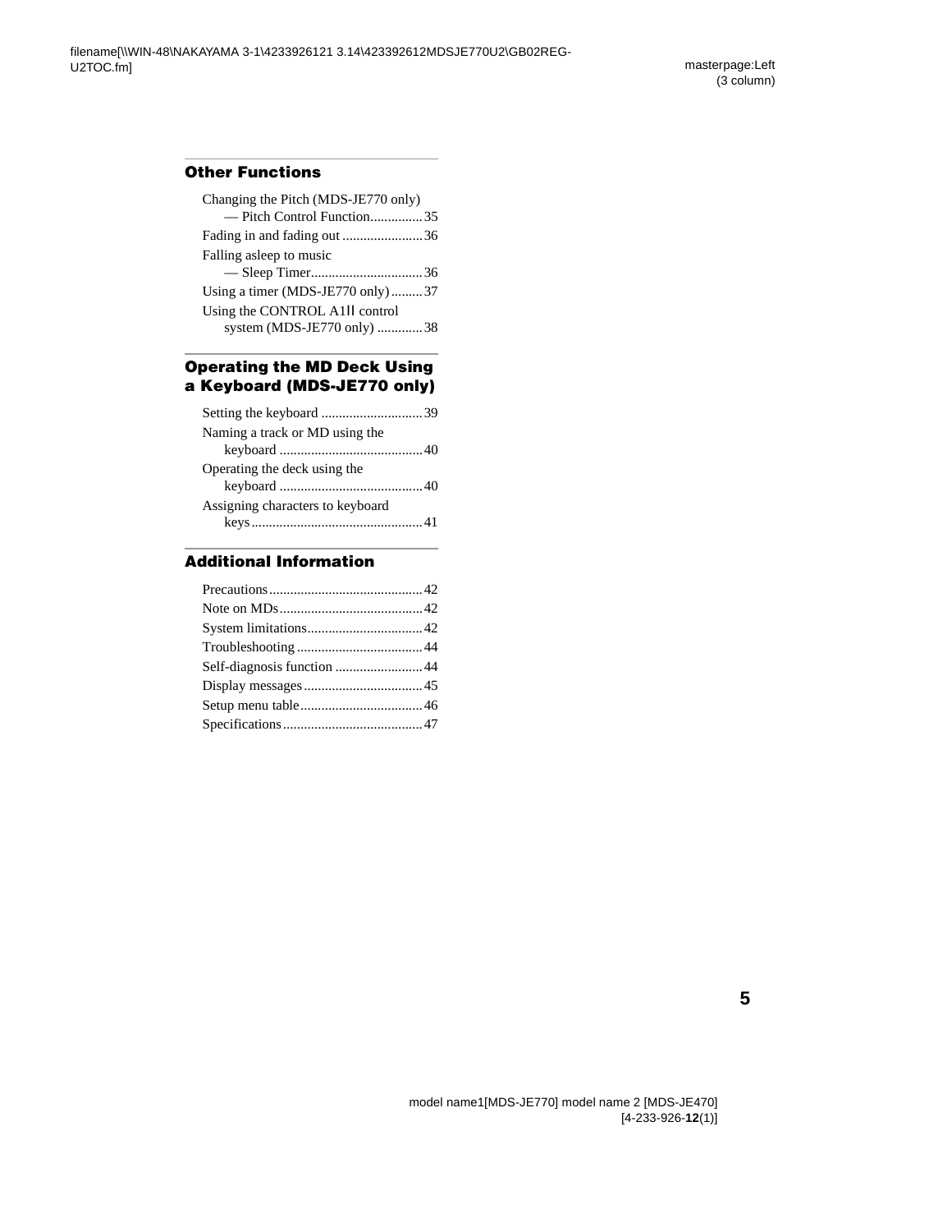## Other Functions

Changing the Pitch (MDS-JE770 only)
— Pitch Control Function............... 35
Fading in and fading out ....................... 36
Falling asleep to music
— Sleep Timer................................ 36
Using a timer (MDS-JE770 only) ......... 37
Using the CONTROL A1ll control
system (MDS-JE770 only) ............. 38

## Operating the MD Deck Using a Keyboard (MDS-JE770 only)

Setting the keyboard ............................. 39
Naming a track or MD using the
keyboard ......................................... 40
Operating the deck using the
keyboard ......................................... 40
Assigning characters to keyboard
keys ................................................. 41

## Additional Information

Precautions............................................ 42
Note on MDs......................................... 42
System limitations................................. 42
Troubleshooting .................................... 44
Self-diagnosis function ......................... 44
Display messages .................................. 45
Setup menu table................................... 46
Specifications........................................ 47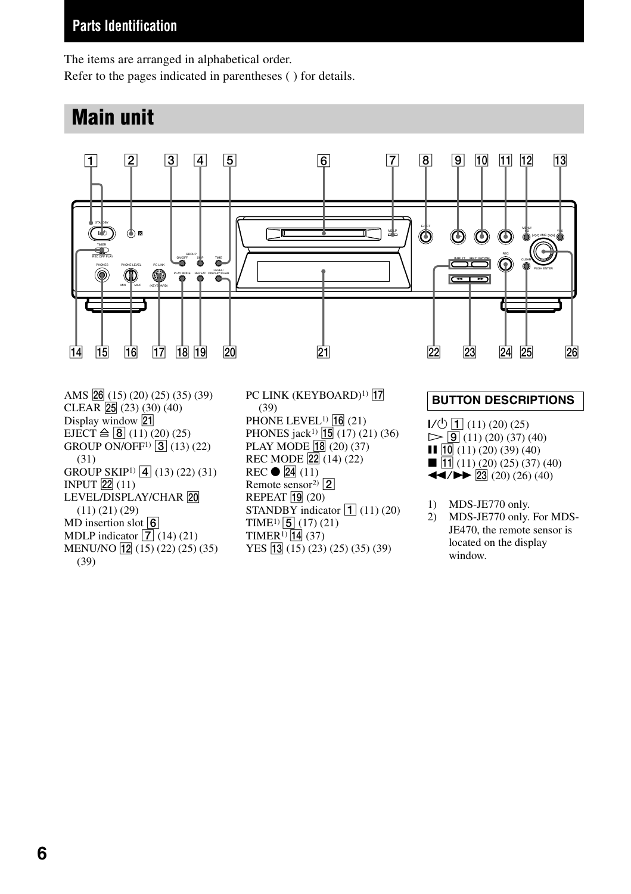## Parts Identification

The items are arranged in alphabetical order.
Refer to the pages indicated in parentheses ( ) for details.

# Main unit

AMS 26 (15) (20) (25) (35) (39)
CLEAR 25 (23) (30) (40)
Display window 21
EJECT ≜ 8 (11) (20) (25)
GROUP ON/OFF[1] 3 (13) (22) (31)
GROUP SKIP[1] 4 (13) (22) (31)
INPUT 22 (11)
LEVEL/DISPLAY/CHAR 20 (11) (21) (29)
MD insertion slot 6
MDLP indicator 7 (14) (21)
MENU/NO 12 (15) (22) (25) (35) (39)
PC LINK (KEYBOARD)[1] 17 (39)
PHONE LEVEL[1] 16 (21)
PHONES jack[1] 15 (17) (21) (36)
PLAY MODE 18 (20) (37)
REC MODE 22 (14) (22)
REC ● 24 (11)
Remote sensor[2] 2
REPEAT 19 (20)
STANDBY indicator 1 (11) (20)
TIME[1] 5 (17) (21)
TIMER[1] 14 (37)
YES 13 (15) (23) (25) (35) (39)

**BUTTON DESCRIPTIONS**

I/⏻ 1 (11) (20) (25)
▷ 9 (11) (20) (37) (40)
❚❚ 10 (11) (20) (39) (40)
■ 11 (11) (20) (25) (37) (40)
◀◀/▶▶ 23 (20) (26) (40)

1) MDS-JE770 only.
2) MDS-JE770 only. For MDS-JE470, the remote sensor is located on the display window.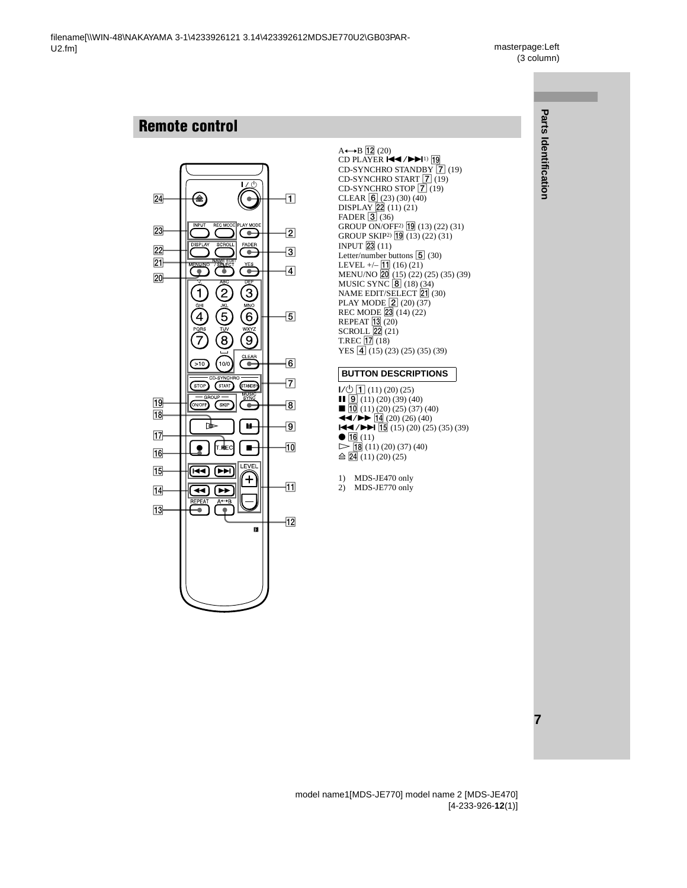## Remote control

A←→B 12 (20)
CD PLAYER ⏮/⏭[1] 19
CD-SYNCHRO STANDBY 7 (19)
CD-SYNCHRO START 7 (19)
CD-SYNCHRO STOP 7 (19)
CLEAR 6 (23) (30) (40)
DISPLAY 22 (11) (21)
FADER 3 (36)
GROUP ON/OFF[2] 19 (13) (22) (31)
GROUP SKIP[2] 19 (13) (22) (31)
INPUT 23 (11)
Letter/number buttons 5 (30)
LEVEL +/– 11 (16) (21)
MENU/NO 20 (15) (22) (25) (35) (39)
MUSIC SYNC 8 (18) (34)
NAME EDIT/SELECT 21 (30)
PLAY MODE 2 (20) (37)
REC MODE 23 (14) (22)
REPEAT 13 (20)
SCROLL 22 (21)
T.REC 17 (18)
YES 4 (15) (23) (25) (35) (39)

**BUTTON DESCRIPTIONS**

I/⏻ 1 (11) (20) (25)
❚❚ 9 (11) (20) (39) (40)
■ 10 (11) (20) (25) (37) (40)
◀◀/▶▶ 14 (20) (26) (40)
⏮/⏭ 15 (15) (20) (25) (35) (39)
● 16 (11)
▷ 18 (11) (20) (37) (40)
⏏ 24 (11) (20) (25)

1) MDS-JE470 only
2) MDS-JE770 only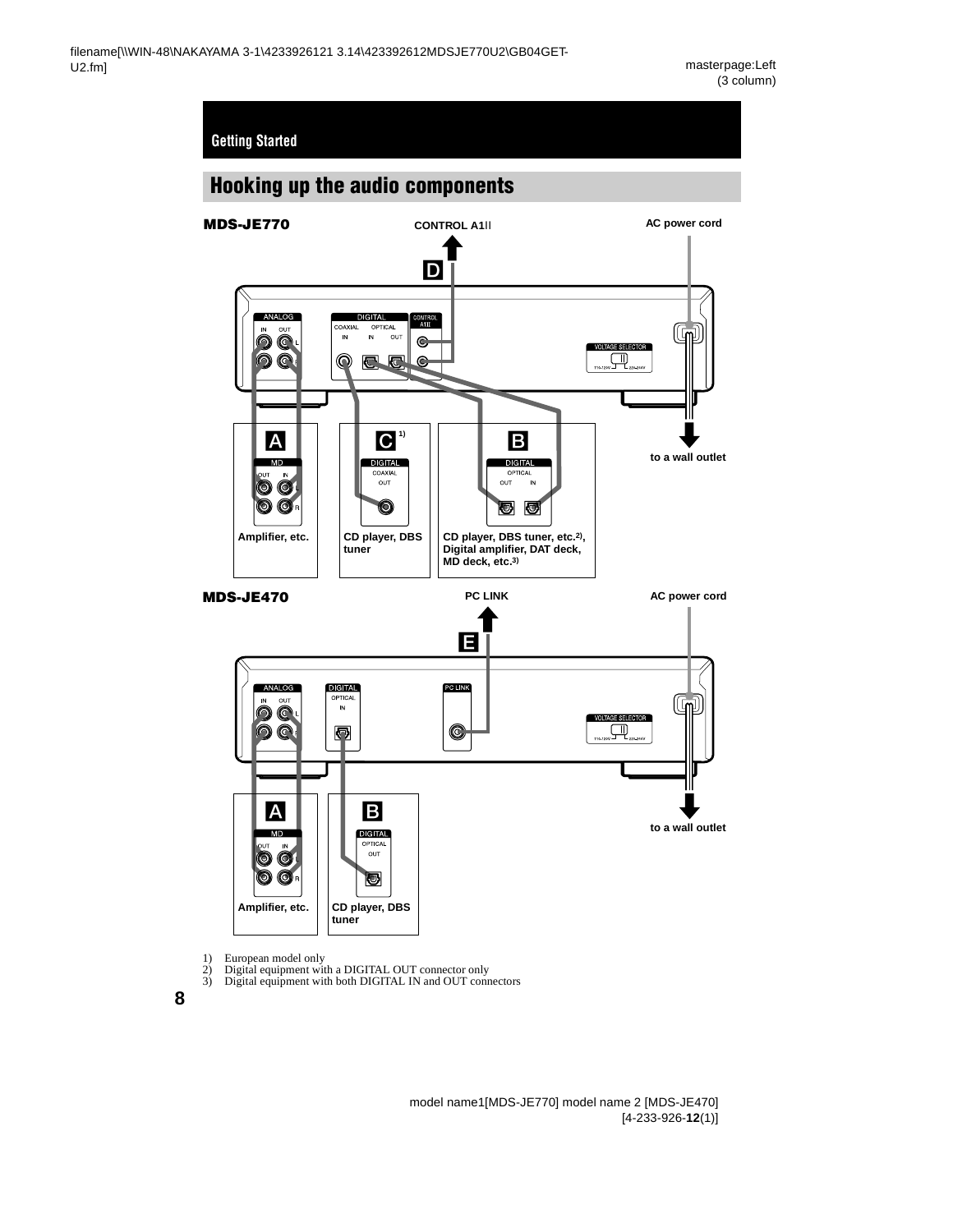## Getting Started

# Hooking up the audio components

**MDS-JE770**

CONTROL A1II

AC power cord

D

A

C 1)

B

to a wall outlet

Amplifier, etc.

CD player, DBS tuner

CD player, DBS tuner, etc.2), Digital amplifier, DAT deck, MD deck, etc.3)

**MDS-JE470**

PC LINK

AC power cord

E

A

B

to a wall outlet

Amplifier, etc.

CD player, DBS tuner

1) European model only
2) Digital equipment with a DIGITAL OUT connector only
3) Digital equipment with both DIGITAL IN and OUT connectors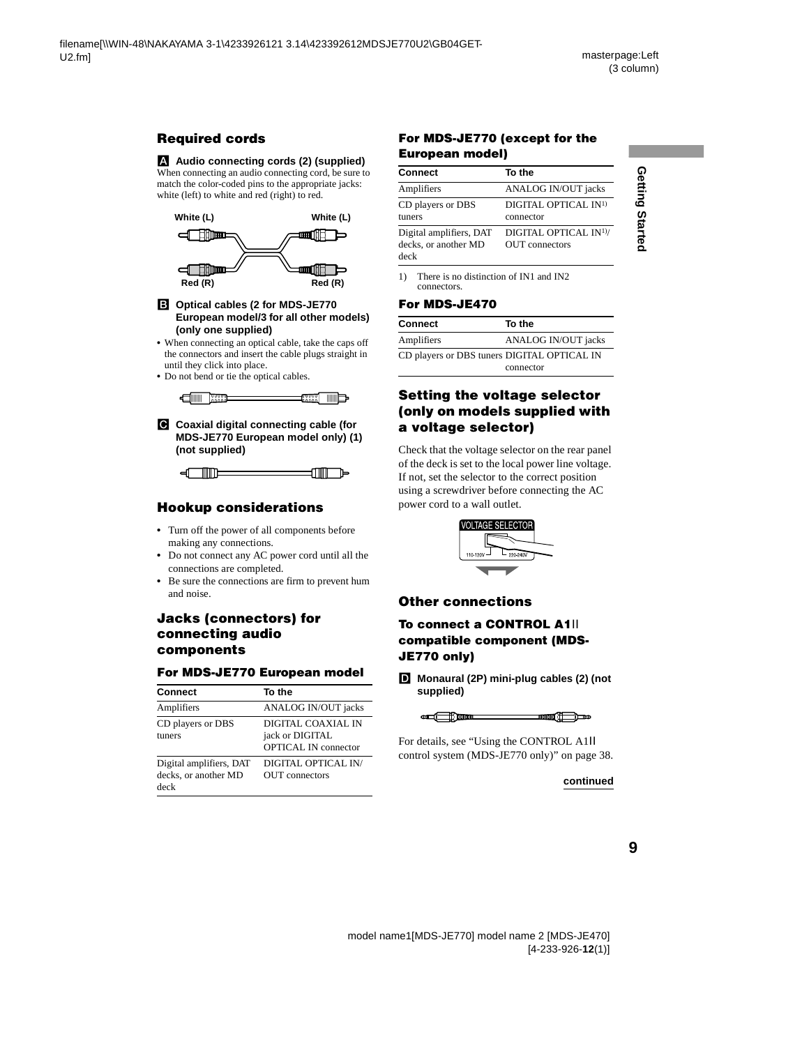## Required cords

**A Audio connecting cords (2) (supplied)**

When connecting an audio connecting cord, be sure to match the color-coded pins to the appropriate jacks: white (left) to white and red (right) to red.

White (L) White (L)

Red (R) Red (R)

**B Optical cables (2 for MDS-JE770 European model/3 for all other models) (only one supplied)**

- When connecting an optical cable, take the caps off the connectors and insert the cable plugs straight in until they click into place.
- Do not bend or tie the optical cables.

**C Coaxial digital connecting cable (for MDS-JE770 European model only) (1) (not supplied)**

## Hookup considerations

- Turn off the power of all components before making any connections.
- Do not connect any AC power cord until all the connections are completed.
- Be sure the connections are firm to prevent hum and noise.

## Jacks (connectors) for connecting audio components

### For MDS-JE770 European model

| Connect | To the |
|---|---|
| Amplifiers | ANALOG IN/OUT jacks |
| CD players or DBS tuners | DIGITAL COAXIAL IN jack or DIGITAL OPTICAL IN connector |
| Digital amplifiers, DAT decks, or another MD deck | DIGITAL OPTICAL IN/ OUT connectors |

### For MDS-JE770 (except for the European model)

| Connect | To the |
|---|---|
| Amplifiers | ANALOG IN/OUT jacks |
| CD players or DBS tuners | DIGITAL OPTICAL IN[1] connector |
| Digital amplifiers, DAT decks, or another MD deck | DIGITAL OPTICAL IN[1]/ OUT connectors |

1) There is no distinction of IN1 and IN2 connectors.

### For MDS-JE470

| Connect | To the |
|---|---|
| Amplifiers | ANALOG IN/OUT jacks |
| CD players or DBS tuners | DIGITAL OPTICAL IN connector |

## Setting the voltage selector (only on models supplied with a voltage selector)

Check that the voltage selector on the rear panel of the deck is set to the local power line voltage. If not, set the selector to the correct position using a screwdriver before connecting the AC power cord to a wall outlet.

VOLTAGE SELECTOR

110-120V 220-240V

## Other connections

### To connect a CONTROL A1ll compatible component (MDS-JE770 only)

**D Monaural (2P) mini-plug cables (2) (not supplied)**

For details, see "Using the CONTROL A1ll control system (MDS-JE770 only)" on page 38.

**continued**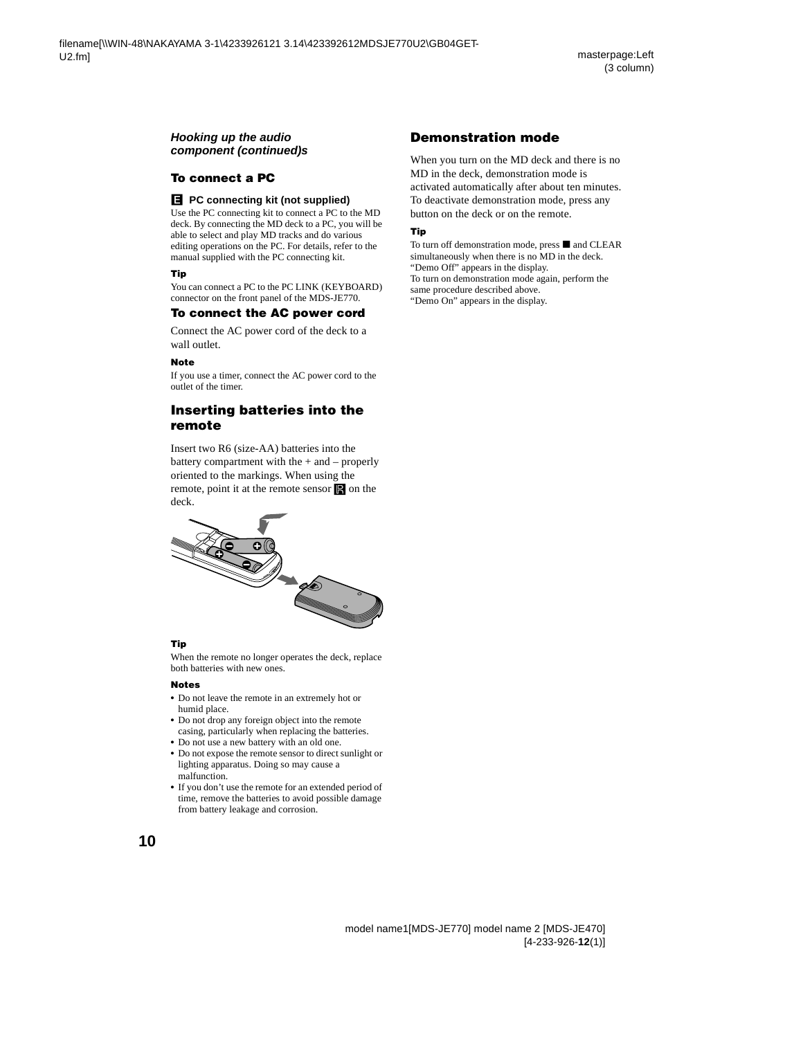*Hooking up the audio component (continued)s*

### To connect a PC

**E PC connecting kit (not supplied)**

Use the PC connecting kit to connect a PC to the MD deck. By connecting the MD deck to a PC, you will be able to select and play MD tracks and do various editing operations on the PC. For details, refer to the manual supplied with the PC connecting kit.

**Tip**

You can connect a PC to the PC LINK (KEYBOARD) connector on the front panel of the MDS-JE770.

### To connect the AC power cord

Connect the AC power cord of the deck to a wall outlet.

**Note**

If you use a timer, connect the AC power cord to the outlet of the timer.

## Inserting batteries into the remote

Insert two R6 (size-AA) batteries into the battery compartment with the + and – properly oriented to the markings. When using the remote, point it at the remote sensor on the deck.

**Tip**

When the remote no longer operates the deck, replace both batteries with new ones.

**Notes**

- Do not leave the remote in an extremely hot or humid place.
- Do not drop any foreign object into the remote casing, particularly when replacing the batteries.
- Do not use a new battery with an old one.
- Do not expose the remote sensor to direct sunlight or lighting apparatus. Doing so may cause a malfunction.
- If you don't use the remote for an extended period of time, remove the batteries to avoid possible damage from battery leakage and corrosion.

## Demonstration mode

When you turn on the MD deck and there is no MD in the deck, demonstration mode is activated automatically after about ten minutes. To deactivate demonstration mode, press any button on the deck or on the remote.

**Tip**

To turn off demonstration mode, press ■ and CLEAR simultaneously when there is no MD in the deck. "Demo Off" appears in the display.
To turn on demonstration mode again, perform the same procedure described above.
"Demo On" appears in the display.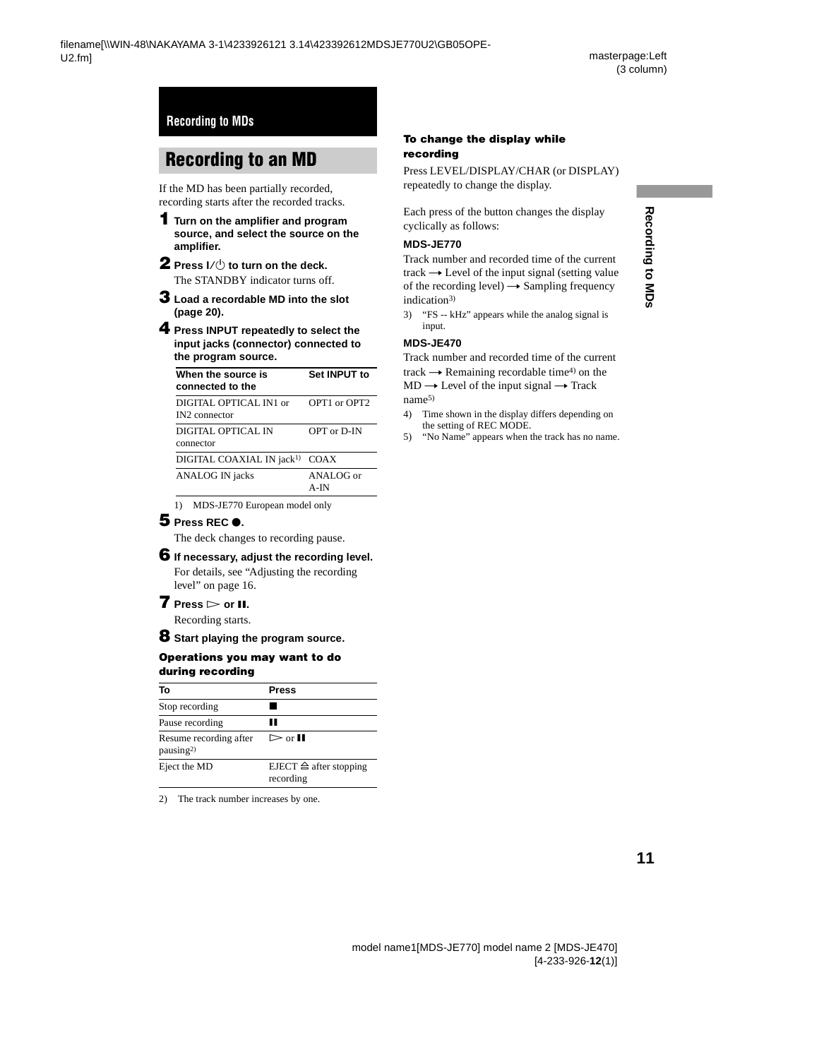## Recording to MDs

# Recording to an MD

If the MD has been partially recorded, recording starts after the recorded tracks.

**1** **Turn on the amplifier and program source, and select the source on the amplifier.**

**2** **Press I/⏻ to turn on the deck.**

The STANDBY indicator turns off.

**3** **Load a recordable MD into the slot (page 20).**

**4** **Press INPUT repeatedly to select the input jacks (connector) connected to the program source.**

| When the source is connected to the | Set INPUT to |
|---|---|
| DIGITAL OPTICAL IN1 or IN2 connector | OPT1 or OPT2 |
| DIGITAL OPTICAL IN connector | OPT or D-IN |
| DIGITAL COAXIAL IN jack[1] | COAX |
| ANALOG IN jacks | ANALOG or A-IN |

1) MDS-JE770 European model only

**5** **Press REC ●.**

The deck changes to recording pause.

**6** **If necessary, adjust the recording level.**

For details, see "Adjusting the recording level" on page 16.

**7** **Press ▷ or ❚❚.**

Recording starts.

**8** **Start playing the program source.**

### Operations you may want to do during recording

| To | Press |
|---|---|
| Stop recording | ■ |
| Pause recording | ❚❚ |
| Resume recording after pausing[2] | ▷ or ❚❚ |
| Eject the MD | EJECT ⏏ after stopping recording |

2) The track number increases by one.

### To change the display while recording

Press LEVEL/DISPLAY/CHAR (or DISPLAY) repeatedly to change the display.

Each press of the button changes the display cyclically as follows:

**MDS-JE770**

Track number and recorded time of the current track → Level of the input signal (setting value of the recording level) → Sampling frequency indication[3]

3) "FS -- kHz" appears while the analog signal is input.

**MDS-JE470**

Track number and recorded time of the current track → Remaining recordable time[4] on the MD → Level of the input signal → Track name[5]

4) Time shown in the display differs depending on the setting of REC MODE.

5) "No Name" appears when the track has no name.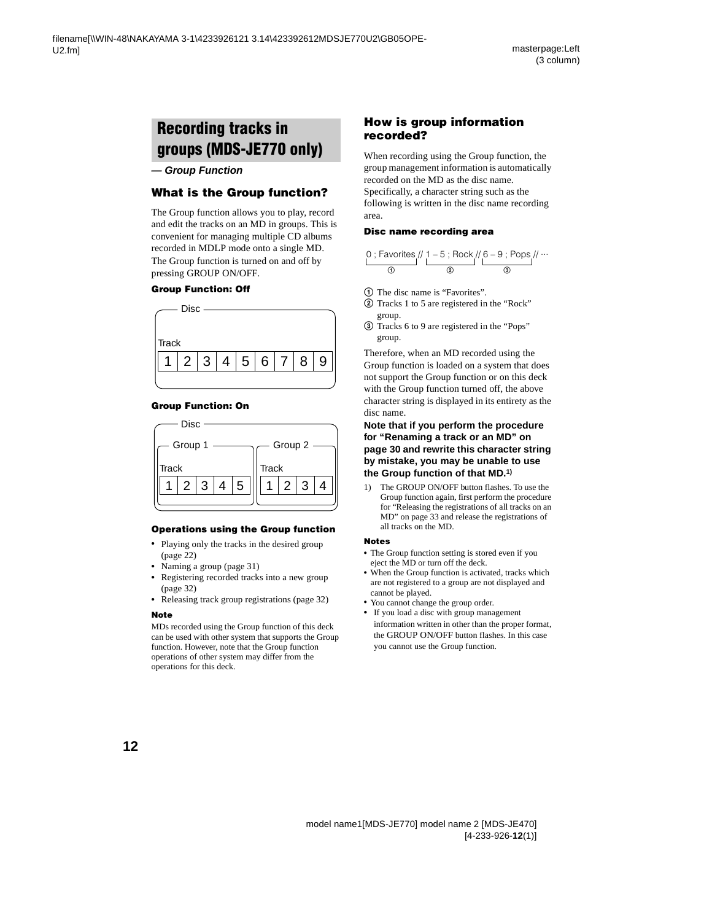## Recording tracks in groups (MDS-JE770 only)

***— Group Function***

### What is the Group function?

The Group function allows you to play, record and edit the tracks on an MD in groups. This is convenient for managing multiple CD albums recorded in MDLP mode onto a single MD.
The Group function is turned on and off by pressing GROUP ON/OFF.

**Group Function: Off**

Disc

Track

| 1 | 2 | 3 | 4 | 5 | 6 | 7 | 8 | 9 |
|---|---|---|---|---|---|---|---|---|

**Group Function: On**

Disc

Group 1

Track

| 1 | 2 | 3 | 4 | 5 |
|---|---|---|---|---|

Group 2

Track

| 1 | 2 | 3 | 4 |
|---|---|---|---|

**Operations using the Group function**

- Playing only the tracks in the desired group (page 22)
- Naming a group (page 31)
- Registering recorded tracks into a new group (page 32)
- Releasing track group registrations (page 32)

**Note**

MDs recorded using the Group function of this deck can be used with other system that supports the Group function. However, note that the Group function operations of other system may differ from the operations for this deck.

### How is group information recorded?

When recording using the Group function, the group management information is automatically recorded on the MD as the disc name. Specifically, a character string such as the following is written in the disc name recording area.

**Disc name recording area**

0 ; Favorites // 1 – 5 ; Rock // 6 – 9 ; Pops // ···
(① = "0 ; Favorites", ② = "1 – 5 ; Rock", ③ = "6 – 9 ; Pops")

① The disc name is "Favorites".
② Tracks 1 to 5 are registered in the "Rock" group.
③ Tracks 6 to 9 are registered in the "Pops" group.

Therefore, when an MD recorded using the Group function is loaded on a system that does not support the Group function or on this deck with the Group function turned off, the above character string is displayed in its entirety as the disc name.

**Note that if you perform the procedure for "Renaming a track or an MD" on page 30 and rewrite this character string by mistake, you may be unable to use the Group function of that MD.[1)]**

1) The GROUP ON/OFF button flashes. To use the Group function again, first perform the procedure for "Releasing the registrations of all tracks on an MD" on page 33 and release the registrations of all tracks on the MD.

**Notes**

- The Group function setting is stored even if you eject the MD or turn off the deck.
- When the Group function is activated, tracks which are not registered to a group are not displayed and cannot be played.
- You cannot change the group order.
- If you load a disc with group management information written in other than the proper format, the GROUP ON/OFF button flashes. In this case you cannot use the Group function.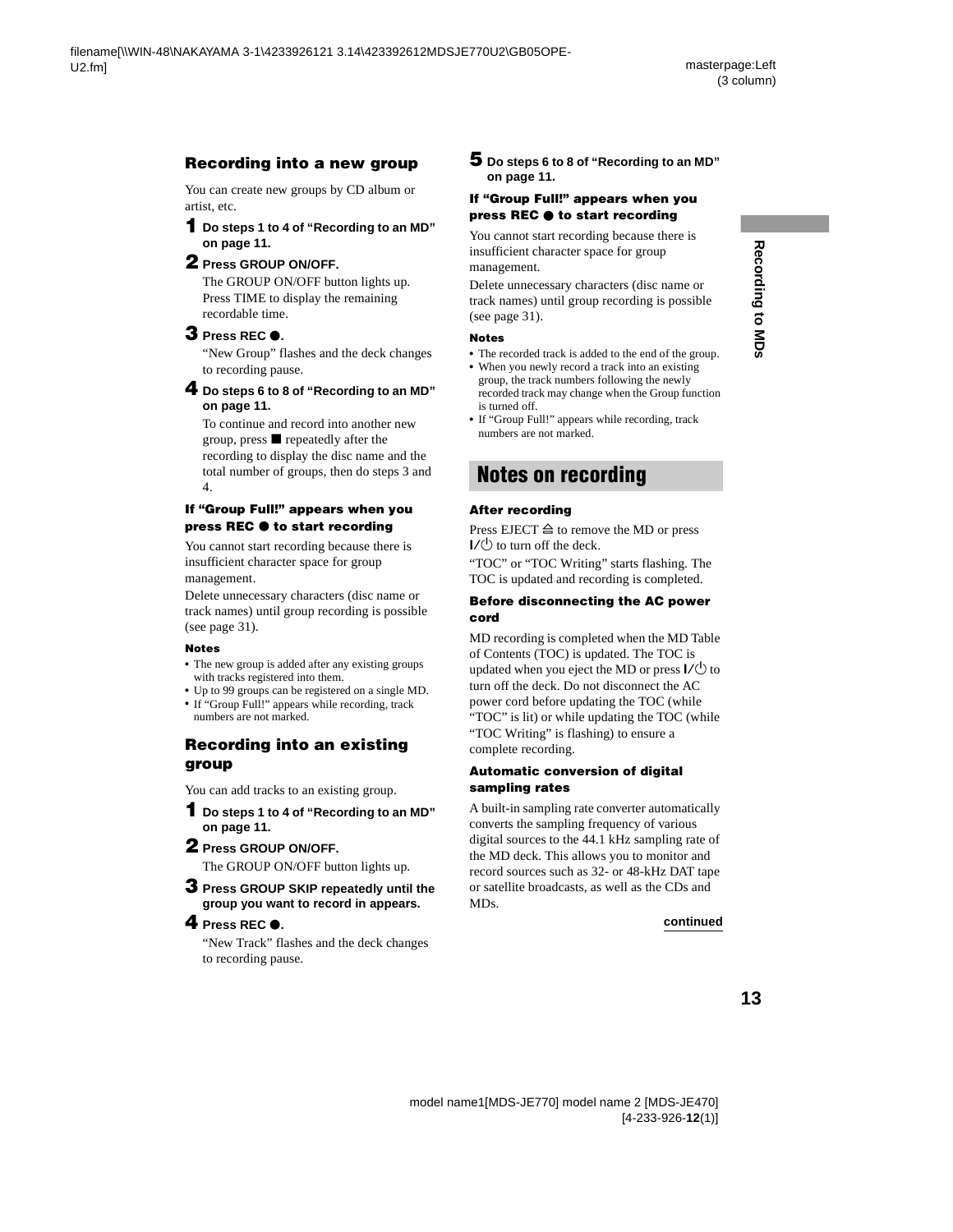### Recording into a new group

You can create new groups by CD album or artist, etc.

**1** **Do steps 1 to 4 of "Recording to an MD" on page 11.**

**2** **Press GROUP ON/OFF.**

The GROUP ON/OFF button lights up. Press TIME to display the remaining recordable time.

**3** **Press REC ●.**

"New Group" flashes and the deck changes to recording pause.

**4** **Do steps 6 to 8 of "Recording to an MD" on page 11.**

To continue and record into another new group, press ■ repeatedly after the recording to display the disc name and the total number of groups, then do steps 3 and 4.

#### If "Group Full!" appears when you press REC ● to start recording

You cannot start recording because there is insufficient character space for group management.

Delete unnecessary characters (disc name or track names) until group recording is possible (see page 31).

**Notes**

- The new group is added after any existing groups with tracks registered into them.
- Up to 99 groups can be registered on a single MD.
- If "Group Full!" appears while recording, track numbers are not marked.

### Recording into an existing group

You can add tracks to an existing group.

**1** **Do steps 1 to 4 of "Recording to an MD" on page 11.**

**2** **Press GROUP ON/OFF.**

The GROUP ON/OFF button lights up.

**3** **Press GROUP SKIP repeatedly until the group you want to record in appears.**

**4** **Press REC ●.**

"New Track" flashes and the deck changes to recording pause.

**5** **Do steps 6 to 8 of "Recording to an MD" on page 11.**

#### If "Group Full!" appears when you press REC ● to start recording

You cannot start recording because there is insufficient character space for group management.

Delete unnecessary characters (disc name or track names) until group recording is possible (see page 31).

**Notes**

- The recorded track is added to the end of the group.
- When you newly record a track into an existing group, the track numbers following the newly recorded track may change when the Group function is turned off.
- If "Group Full!" appears while recording, track numbers are not marked.

## Notes on recording

#### After recording

Press EJECT ⏏ to remove the MD or press I/⏻ to turn off the deck.

"TOC" or "TOC Writing" starts flashing. The TOC is updated and recording is completed.

#### Before disconnecting the AC power cord

MD recording is completed when the MD Table of Contents (TOC) is updated. The TOC is updated when you eject the MD or press I/⏻ to turn off the deck. Do not disconnect the AC power cord before updating the TOC (while "TOC" is lit) or while updating the TOC (while "TOC Writing" is flashing) to ensure a complete recording.

#### Automatic conversion of digital sampling rates

A built-in sampling rate converter automatically converts the sampling frequency of various digital sources to the 44.1 kHz sampling rate of the MD deck. This allows you to monitor and record sources such as 32- or 48-kHz DAT tape or satellite broadcasts, as well as the CDs and MDs.

**continued**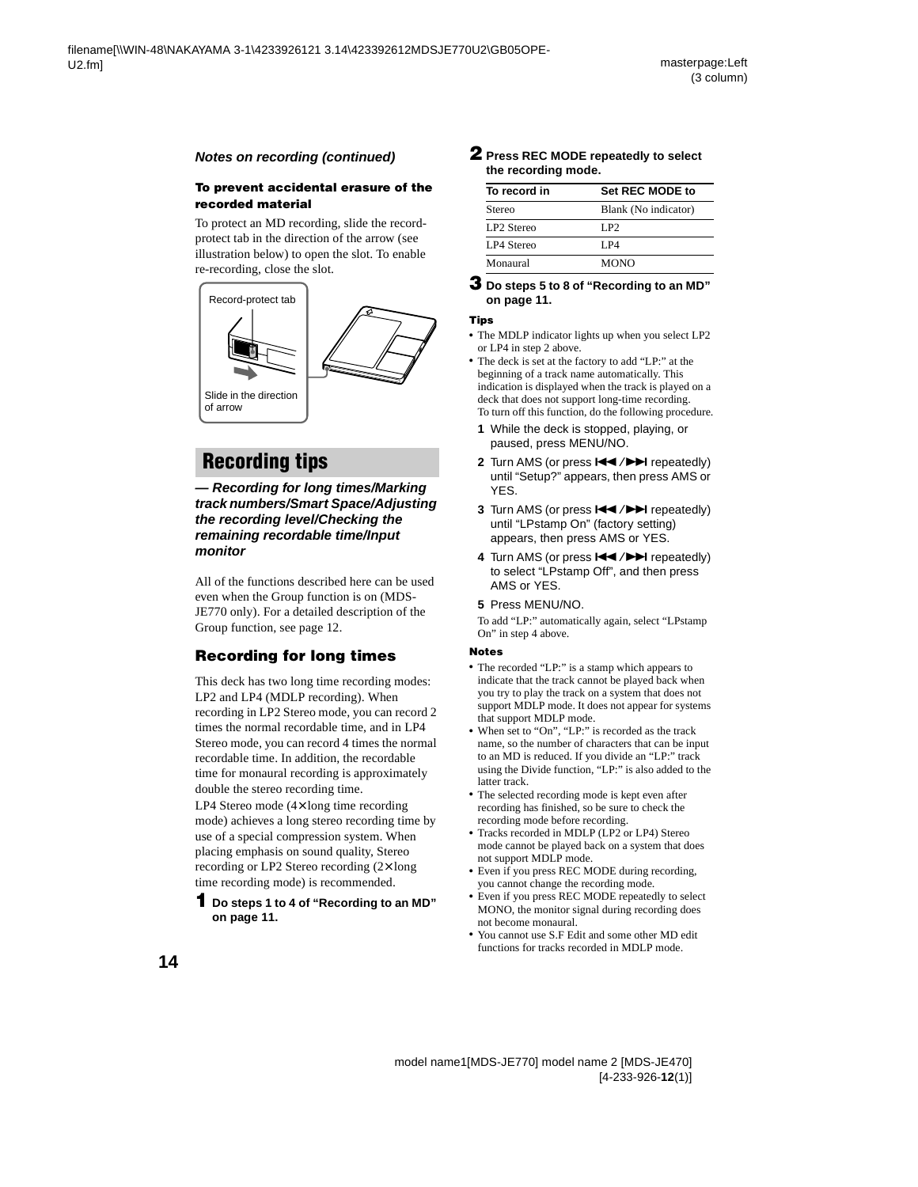*Notes on recording (continued)*

**To prevent accidental erasure of the recorded material**

To protect an MD recording, slide the record-protect tab in the direction of the arrow (see illustration below) to open the slot. To enable re-recording, close the slot.

Record-protect tab

Slide in the direction of arrow

## Recording tips

***— Recording for long times/Marking track numbers/Smart Space/Adjusting the recording level/Checking the remaining recordable time/Input monitor***

All of the functions described here can be used even when the Group function is on (MDS-JE770 only). For a detailed description of the Group function, see page 12.

### Recording for long times

This deck has two long time recording modes: LP2 and LP4 (MDLP recording). When recording in LP2 Stereo mode, you can record 2 times the normal recordable time, and in LP4 Stereo mode, you can record 4 times the normal recordable time. In addition, the recordable time for monaural recording is approximately double the stereo recording time.

LP4 Stereo mode (4× long time recording mode) achieves a long stereo recording time by use of a special compression system. When placing emphasis on sound quality, Stereo recording or LP2 Stereo recording (2× long time recording mode) is recommended.

**1 Do steps 1 to 4 of "Recording to an MD" on page 11.**

**2 Press REC MODE repeatedly to select the recording mode.**

| To record in | Set REC MODE to |
|---|---|
| Stereo | Blank (No indicator) |
| LP2 Stereo | LP2 |
| LP4 Stereo | LP4 |
| Monaural | MONO |

**3 Do steps 5 to 8 of "Recording to an MD" on page 11.**

**Tips**

- The MDLP indicator lights up when you select LP2 or LP4 in step 2 above.
- The deck is set at the factory to add "LP:" at the beginning of a track name automatically. This indication is displayed when the track is played on a deck that does not support long-time recording. To turn off this function, do the following procedure.

  1. While the deck is stopped, playing, or paused, press MENU/NO.
  2. Turn AMS (or press ⏮/⏭ repeatedly) until "Setup?" appears, then press AMS or YES.
  3. Turn AMS (or press ⏮/⏭ repeatedly) until "LPstamp On" (factory setting) appears, then press AMS or YES.
  4. Turn AMS (or press ⏮/⏭ repeatedly) to select "LPstamp Off", and then press AMS or YES.
  5. Press MENU/NO.

  To add "LP:" automatically again, select "LPstamp On" in step 4 above.

**Notes**

- The recorded "LP:" is a stamp which appears to indicate that the track cannot be played back when you try to play the track on a system that does not support MDLP mode. It does not appear for systems that support MDLP mode.
- When set to "On", "LP:" is recorded as the track name, so the number of characters that can be input to an MD is reduced. If you divide an "LP:" track using the Divide function, "LP:" is also added to the latter track.
- The selected recording mode is kept even after recording has finished, so be sure to check the recording mode before recording.
- Tracks recorded in MDLP (LP2 or LP4) Stereo mode cannot be played back on a system that does not support MDLP mode.
- Even if you press REC MODE during recording, you cannot change the recording mode.
- Even if you press REC MODE repeatedly to select MONO, the monitor signal during recording does not become monaural.
- You cannot use S.F Edit and some other MD edit functions for tracks recorded in MDLP mode.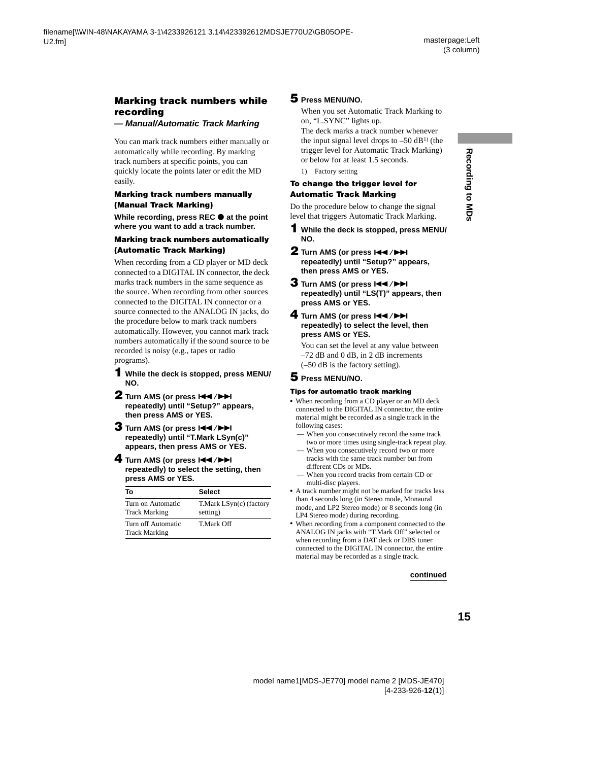## Marking track numbers while recording

### — *Manual/Automatic Track Marking*

You can mark track numbers either manually or automatically while recording. By marking track numbers at specific points, you can quickly locate the points later or edit the MD easily.

#### Marking track numbers manually (Manual Track Marking)

**While recording, press REC ● at the point where you want to add a track number.**

#### Marking track numbers automatically (Automatic Track Marking)

When recording from a CD player or MD deck connected to a DIGITAL IN connector, the deck marks track numbers in the same sequence as the source. When recording from other sources connected to the DIGITAL IN connector or a source connected to the ANALOG IN jacks, do the procedure below to mark track numbers automatically. However, you cannot mark track numbers automatically if the sound source to be recorded is noisy (e.g., tapes or radio programs).

**1 While the deck is stopped, press MENU/NO.**

**2 Turn AMS (or press ⏮/⏭ repeatedly) until "Setup?" appears, then press AMS or YES.**

**3 Turn AMS (or press ⏮/⏭ repeatedly) until "T.Mark LSyn(c)" appears, then press AMS or YES.**

**4 Turn AMS (or press ⏮/⏭ repeatedly) to select the setting, then press AMS or YES.**

| To | Select |
|---|---|
| Turn on Automatic Track Marking | T.Mark LSyn(c) (factory setting) |
| Turn off Automatic Track Marking | T.Mark Off |

**5 Press MENU/NO.**

When you set Automatic Track Marking to on, "L.SYNC" lights up.
The deck marks a track number whenever the input signal level drops to –50 dB[1] (the trigger level for Automatic Track Marking) or below for at least 1.5 seconds.

1) Factory setting

#### To change the trigger level for Automatic Track Marking

Do the procedure below to change the signal level that triggers Automatic Track Marking.

**1 While the deck is stopped, press MENU/NO.**

**2 Turn AMS (or press ⏮/⏭ repeatedly) until "Setup?" appears, then press AMS or YES.**

**3 Turn AMS (or press ⏮/⏭ repeatedly) until "LS(T)" appears, then press AMS or YES.**

**4 Turn AMS (or press ⏮/⏭ repeatedly) to select the level, then press AMS or YES.**

You can set the level at any value between –72 dB and 0 dB, in 2 dB increments (–50 dB is the factory setting).

**5 Press MENU/NO.**

#### Tips for automatic track marking

- When recording from a CD player or an MD deck connected to the DIGITAL IN connector, the entire material might be recorded as a single track in the following cases:
  - — When you consecutively record the same track two or more times using single-track repeat play.
  - — When you consecutively record two or more tracks with the same track number but from different CDs or MDs.
  - — When you record tracks from certain CD or multi-disc players.
- A track number might not be marked for tracks less than 4 seconds long (in Stereo mode, Monaural mode, and LP2 Stereo mode) or 8 seconds long (in LP4 Stereo mode) during recording.
- When recording from a component connected to the ANALOG IN jacks with "T.Mark Off" selected or when recording from a DAT deck or DBS tuner connected to the DIGITAL IN connector, the entire material may be recorded as a single track.

**continued**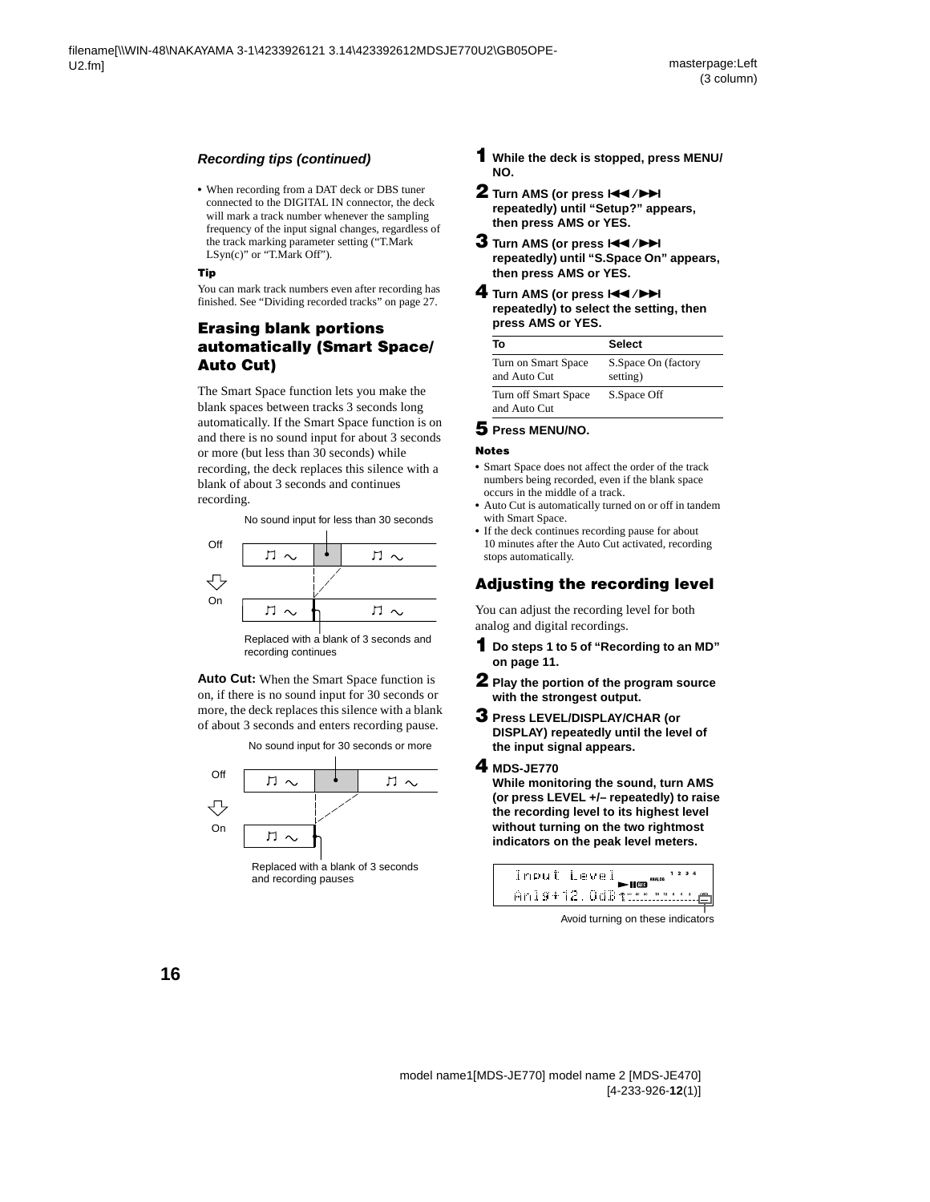*Recording tips (continued)*

- When recording from a DAT deck or DBS tuner connected to the DIGITAL IN connector, the deck will mark a track number whenever the sampling frequency of the input signal changes, regardless of the track marking parameter setting ("T.Mark LSyn(c)" or "T.Mark Off").

**Tip**

You can mark track numbers even after recording has finished. See "Dividing recorded tracks" on page 27.

## Erasing blank portions automatically (Smart Space/ Auto Cut)

The Smart Space function lets you make the blank spaces between tracks 3 seconds long automatically. If the Smart Space function is on and there is no sound input for about 3 seconds or more (but less than 30 seconds) while recording, the deck replaces this silence with a blank of about 3 seconds and continues recording.

No sound input for less than 30 seconds

Off

On

Replaced with a blank of 3 seconds and recording continues

**Auto Cut:** When the Smart Space function is on, if there is no sound input for 30 seconds or more, the deck replaces this silence with a blank of about 3 seconds and enters recording pause.

No sound input for 30 seconds or more

Off

On

Replaced with a blank of 3 seconds and recording pauses

**1** **While the deck is stopped, press MENU/NO.**

**2** **Turn AMS (or press ⏮/⏭ repeatedly) until "Setup?" appears, then press AMS or YES.**

**3** **Turn AMS (or press ⏮/⏭ repeatedly) until "S.Space On" appears, then press AMS or YES.**

**4** **Turn AMS (or press ⏮/⏭ repeatedly) to select the setting, then press AMS or YES.**

| To | Select |
|---|---|
| Turn on Smart Space and Auto Cut | S.Space On (factory setting) |
| Turn off Smart Space and Auto Cut | S.Space Off |

**5** **Press MENU/NO.**

**Notes**

- Smart Space does not affect the order of the track numbers being recorded, even if the blank space occurs in the middle of a track.
- Auto Cut is automatically turned on or off in tandem with Smart Space.
- If the deck continues recording pause for about 10 minutes after the Auto Cut activated, recording stops automatically.

## Adjusting the recording level

You can adjust the recording level for both analog and digital recordings.

**1** **Do steps 1 to 5 of "Recording to an MD" on page 11.**

**2** **Play the portion of the program source with the strongest output.**

**3** **Press LEVEL/DISPLAY/CHAR (or DISPLAY) repeatedly until the level of the input signal appears.**

**4** **MDS-JE770**
**While monitoring the sound, turn AMS (or press LEVEL +/– repeatedly) to raise the recording level to its highest level without turning on the two rightmost indicators on the peak level meters.**

Input Level
Anlg+12.0dB

Avoid turning on these indicators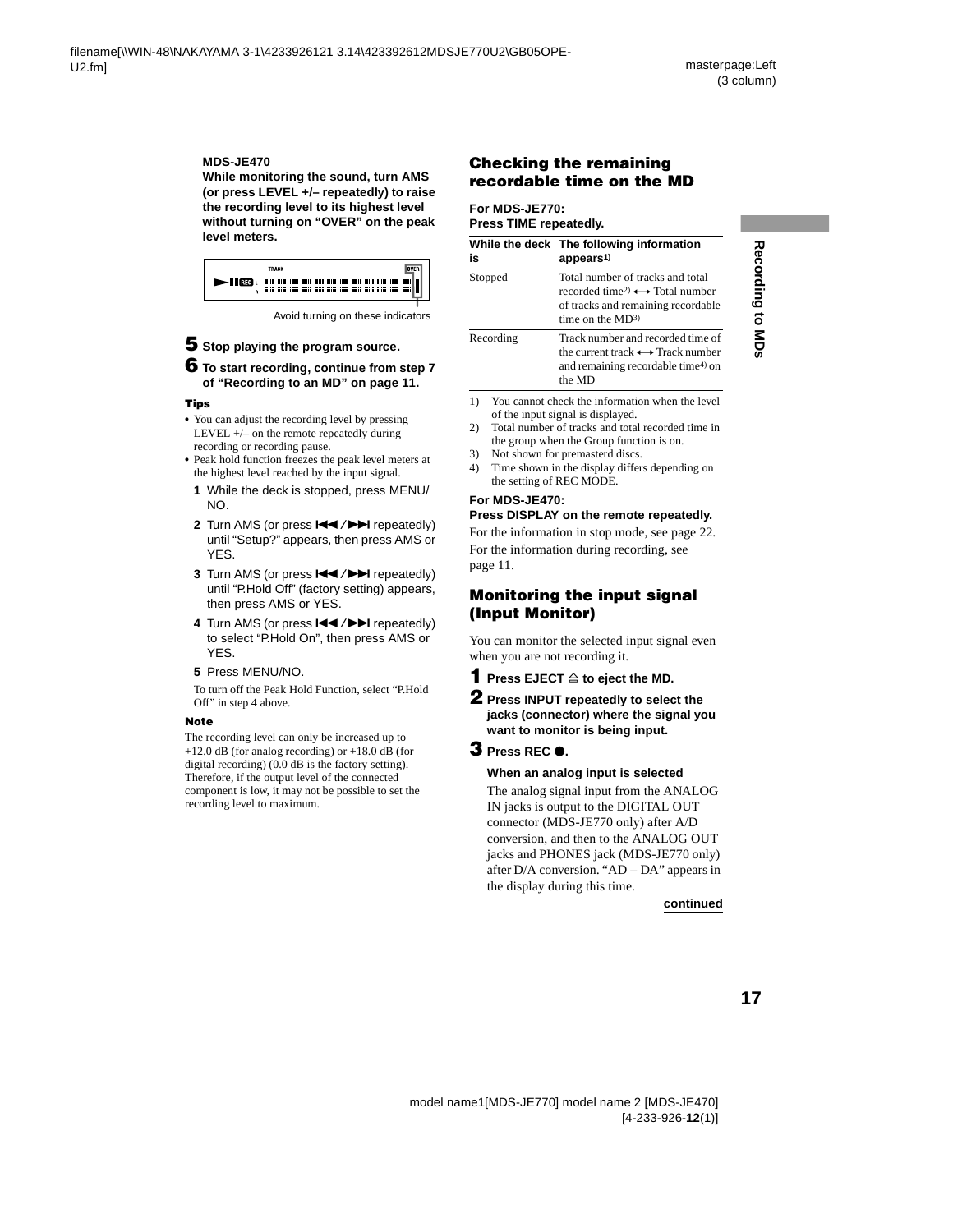**MDS-JE470**

**While monitoring the sound, turn AMS (or press LEVEL +/– repeatedly) to raise the recording level to its highest level without turning on “OVER” on the peak level meters.**

Avoid turning on these indicators

**5 Stop playing the program source.**

**6 To start recording, continue from step 7 of “Recording to an MD” on page 11.**

**Tips**

- You can adjust the recording level by pressing LEVEL +/– on the remote repeatedly during recording or recording pause.
- Peak hold function freezes the peak level meters at the highest level reached by the input signal.
  1. While the deck is stopped, press MENU/NO.
  2. Turn AMS (or press ⏮/⏭ repeatedly) until “Setup?” appears, then press AMS or YES.
  3. Turn AMS (or press ⏮/⏭ repeatedly) until “P.Hold Off” (factory setting) appears, then press AMS or YES.
  4. Turn AMS (or press ⏮/⏭ repeatedly) to select “P.Hold On”, then press AMS or YES.
  5. Press MENU/NO.

  To turn off the Peak Hold Function, select “P.Hold Off” in step 4 above.

**Note**

The recording level can only be increased up to +12.0 dB (for analog recording) or +18.0 dB (for digital recording) (0.0 dB is the factory setting). Therefore, if the output level of the connected component is low, it may not be possible to set the recording level to maximum.

## Checking the remaining recordable time on the MD

**For MDS-JE770:**
**Press TIME repeatedly.**

| While the deck is | The following information appears[1] |
|---|---|
| Stopped | Total number of tracks and total recorded time[2] ⟷ Total number of tracks and remaining recordable time on the MD[3] |
| Recording | Track number and recorded time of the current track ⟷ Track number and remaining recordable time[4] on the MD |

1) You cannot check the information when the level of the input signal is displayed.
2) Total number of tracks and total recorded time in the group when the Group function is on.
3) Not shown for premasterd discs.
4) Time shown in the display differs depending on the setting of REC MODE.

**For MDS-JE470:**
**Press DISPLAY on the remote repeatedly.**

For the information in stop mode, see page 22.
For the information during recording, see page 11.

## Monitoring the input signal (Input Monitor)

You can monitor the selected input signal even when you are not recording it.

**1 Press EJECT ⏏ to eject the MD.**

**2 Press INPUT repeatedly to select the jacks (connector) where the signal you want to monitor is being input.**

**3 Press REC ●.**

**When an analog input is selected**

The analog signal input from the ANALOG IN jacks is output to the DIGITAL OUT connector (MDS-JE770 only) after A/D conversion, and then to the ANALOG OUT jacks and PHONES jack (MDS-JE770 only) after D/A conversion. “AD – DA” appears in the display during this time.

**continued**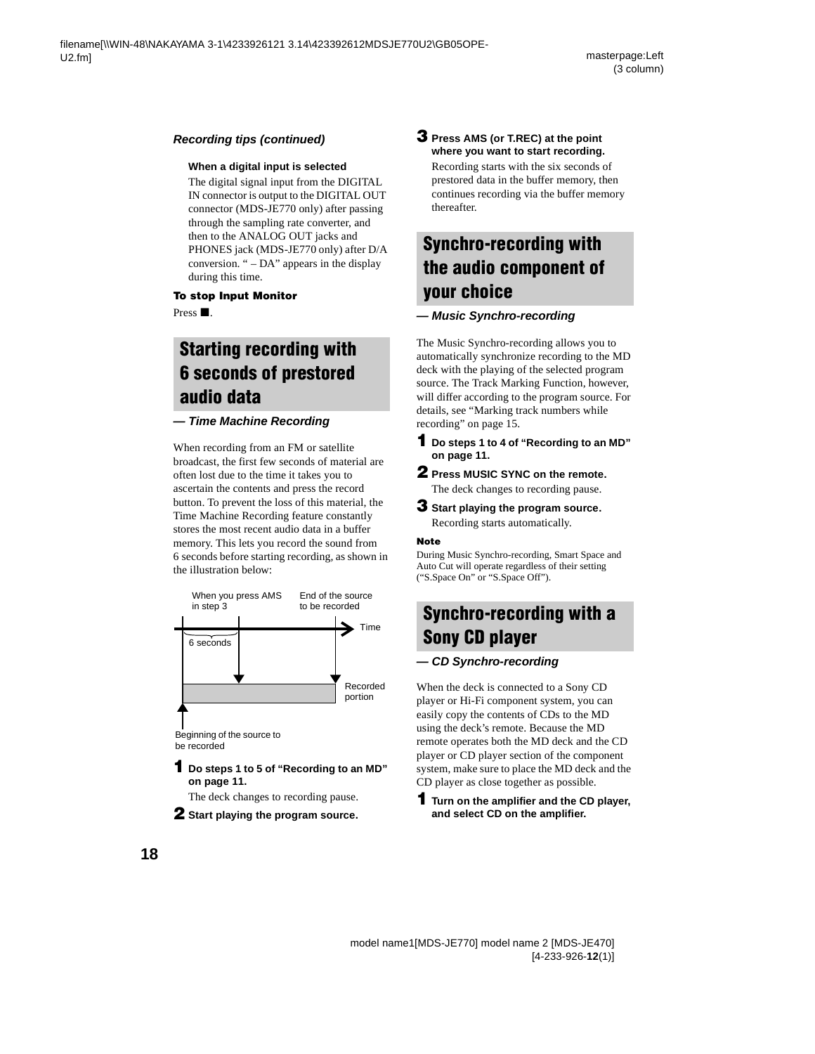### *Recording tips (continued)*

**When a digital input is selected**

The digital signal input from the DIGITAL IN connector is output to the DIGITAL OUT connector (MDS-JE770 only) after passing through the sampling rate converter, and then to the ANALOG OUT jacks and PHONES jack (MDS-JE770 only) after D/A conversion. " – DA" appears in the display during this time.

**To stop Input Monitor**

Press ■.

## Starting recording with 6 seconds of prestored audio data

### *— Time Machine Recording*

When recording from an FM or satellite broadcast, the first few seconds of material are often lost due to the time it takes you to ascertain the contents and press the record button. To prevent the loss of this material, the Time Machine Recording feature constantly stores the most recent audio data in a buffer memory. This lets you record the sound from 6 seconds before starting recording, as shown in the illustration below:

When you press AMS in step 3 | End of the source to be recorded | Time | 6 seconds | Recorded portion | Beginning of the source to be recorded

**1 Do steps 1 to 5 of "Recording to an MD" on page 11.**

The deck changes to recording pause.

**2 Start playing the program source.**

**3 Press AMS (or T.REC) at the point where you want to start recording.**

Recording starts with the six seconds of prestored data in the buffer memory, then continues recording via the buffer memory thereafter.

## Synchro-recording with the audio component of your choice

### *— Music Synchro-recording*

The Music Synchro-recording allows you to automatically synchronize recording to the MD deck with the playing of the selected program source. The Track Marking Function, however, will differ according to the program source. For details, see "Marking track numbers while recording" on page 15.

**1 Do steps 1 to 4 of "Recording to an MD" on page 11.**

**2 Press MUSIC SYNC on the remote.**

The deck changes to recording pause.

**3 Start playing the program source.**

Recording starts automatically.

**Note**

During Music Synchro-recording, Smart Space and Auto Cut will operate regardless of their setting ("S.Space On" or "S.Space Off").

## Synchro-recording with a Sony CD player

### *— CD Synchro-recording*

When the deck is connected to a Sony CD player or Hi-Fi component system, you can easily copy the contents of CDs to the MD using the deck's remote. Because the MD remote operates both the MD deck and the CD player or CD player section of the component system, make sure to place the MD deck and the CD player as close together as possible.

**1 Turn on the amplifier and the CD player, and select CD on the amplifier.**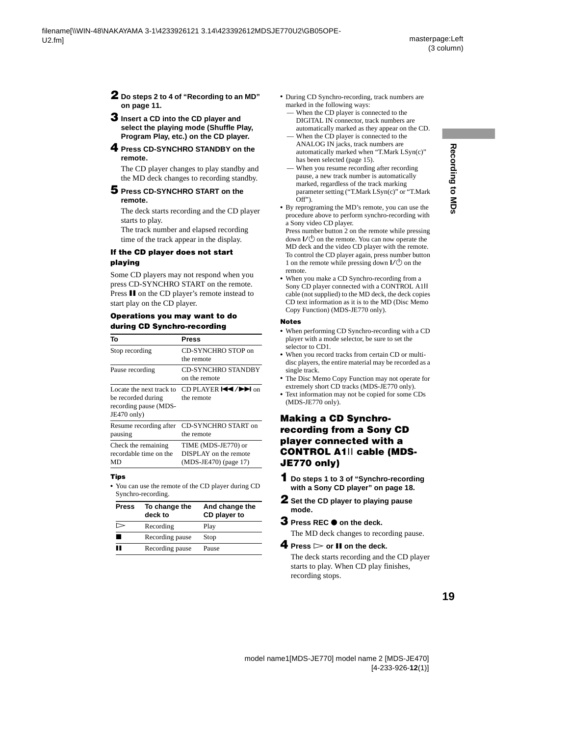**2** **Do steps 2 to 4 of "Recording to an MD" on page 11.**

**3** **Insert a CD into the CD player and select the playing mode (Shuffle Play, Program Play, etc.) on the CD player.**

**4** **Press CD-SYNCHRO STANDBY on the remote.**

The CD player changes to play standby and the MD deck changes to recording standby.

**5** **Press CD-SYNCHRO START on the remote.**

The deck starts recording and the CD player starts to play.
The track number and elapsed recording time of the track appear in the display.

#### If the CD player does not start playing

Some CD players may not respond when you press CD-SYNCHRO START on the remote. Press ❚❚ on the CD player's remote instead to start play on the CD player.

#### Operations you may want to do during CD Synchro-recording

| To | Press |
|---|---|
| Stop recording | CD-SYNCHRO STOP on the remote |
| Pause recording | CD-SYNCHRO STANDBY on the remote |
| Locate the next track to be recorded during recording pause (MDS-JE470 only) | CD PLAYER ◀◀/▶▶❙ on the remote |
| Resume recording after pausing | CD-SYNCHRO START on the remote |
| Check the remaining recordable time on the MD | TIME (MDS-JE770) or DISPLAY on the remote (MDS-JE470) (page 17) |

#### Tips

- You can use the remote of the CD player during CD Synchro-recording.

| Press | To change the deck to | And change the CD player to |
|---|---|---|
| ▷ | Recording | Play |
| ■ | Recording pause | Stop |
| ❚❚ | Recording pause | Pause |

- During CD Synchro-recording, track numbers are marked in the following ways:
  — When the CD player is connected to the DIGITAL IN connector, track numbers are automatically marked as they appear on the CD.
  — When the CD player is connected to the ANALOG IN jacks, track numbers are automatically marked when "T.Mark LSyn(c)" has been selected (page 15).
  — When you resume recording after recording pause, a new track number is automatically marked, regardless of the track marking parameter setting ("T.Mark LSyn(c)" or "T.Mark Off").
- By reprograming the MD's remote, you can use the procedure above to perform synchro-recording with a Sony video CD player.
  Press number button 2 on the remote while pressing down I/⏻ on the remote. You can now operate the MD deck and the video CD player with the remote.
  To control the CD player again, press number button 1 on the remote while pressing down I/⏻ on the remote.
- When you make a CD Synchro-recording from a Sony CD player connected with a CONTROL A1II cable (not supplied) to the MD deck, the deck copies CD text information as it is to the MD (Disc Memo Copy Function) (MDS-JE770 only).

#### Notes

- When performing CD Synchro-recording with a CD player with a mode selector, be sure to set the selector to CD1.
- When you record tracks from certain CD or multi-disc players, the entire material may be recorded as a single track.
- The Disc Memo Copy Function may not operate for extremely short CD tracks (MDS-JE770 only).
- Text information may not be copied for some CDs (MDS-JE770 only).

### Making a CD Synchro-recording from a Sony CD player connected with a CONTROL A1II cable (MDS-JE770 only)

**1** **Do steps 1 to 3 of "Synchro-recording with a Sony CD player" on page 18.**

**2** **Set the CD player to playing pause mode.**

**3** **Press REC ● on the deck.**

The MD deck changes to recording pause.

**4** **Press ▷ or ❚❚ on the deck.**

The deck starts recording and the CD player starts to play. When CD play finishes, recording stops.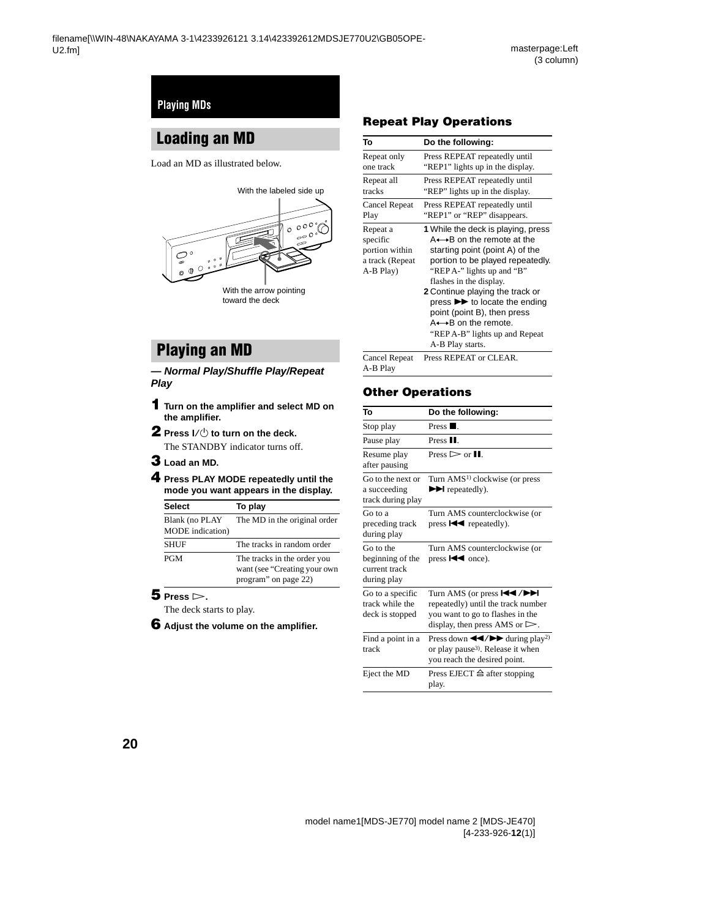Playing MDs

## Loading an MD

Load an MD as illustrated below.

With the labeled side up

With the arrow pointing toward the deck

## Playing an MD

***— Normal Play/Shuffle Play/Repeat Play***

**1** **Turn on the amplifier and select MD on the amplifier.**

**2** **Press I/⏻ to turn on the deck.**

The STANDBY indicator turns off.

**3** **Load an MD.**

**4** **Press PLAY MODE repeatedly until the mode you want appears in the display.**

| Select | To play |
|---|---|
| Blank (no PLAY MODE indication) | The MD in the original order |
| SHUF | The tracks in random order |
| PGM | The tracks in the order you want (see “Creating your own program” on page 22) |

**5** **Press ▷.**

The deck starts to play.

**6** **Adjust the volume on the amplifier.**

### Repeat Play Operations

| To | Do the following: |
|---|---|
| Repeat only one track | Press REPEAT repeatedly until “REP1” lights up in the display. |
| Repeat all tracks | Press REPEAT repeatedly until “REP” lights up in the display. |
| Cancel Repeat Play | Press REPEAT repeatedly until “REP1” or “REP” disappears. |
| Repeat a specific portion within a track (Repeat A-B Play) | **1** While the deck is playing, press A←→B on the remote at the starting point (point A) of the portion to be played repeatedly. “REP A-” lights up and “B” flashes in the display. **2** Continue playing the track or press ►► to locate the ending point (point B), then press A←→B on the remote. “REP A-B” lights up and Repeat A-B Play starts. |
| Cancel Repeat A-B Play | Press REPEAT or CLEAR. |

### Other Operations

| To | Do the following: |
|---|---|
| Stop play | Press ■. |
| Pause play | Press ❚❚. |
| Resume play after pausing | Press ▷ or ❚❚. |
| Go to the next or a succeeding track during play | Turn AMS[1] clockwise (or press ►►❙ repeatedly). |
| Go to a preceding track during play | Turn AMS counterclockwise (or press ❙◄◄ repeatedly). |
| Go to the beginning of the current track during play | Turn AMS counterclockwise (or press ❙◄◄ once). |
| Go to a specific track while the deck is stopped | Turn AMS (or press ❙◄◄/►►❙ repeatedly) until the track number you want to go to flashes in the display, then press AMS or ▷. |
| Find a point in a track | Press down ◄◄/►► during play[2] or play pause[3]. Release it when you reach the desired point. |
| Eject the MD | Press EJECT ⏏ after stopping play. |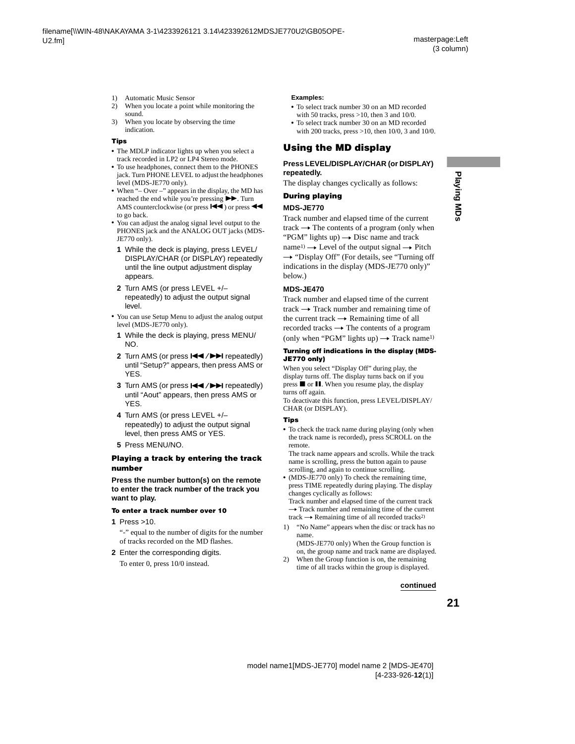1) Automatic Music Sensor
2) When you locate a point while monitoring the sound.
3) When you locate by observing the time indication.

**Tips**

- The MDLP indicator lights up when you select a track recorded in LP2 or LP4 Stereo mode.
- To use headphones, connect them to the PHONES jack. Turn PHONE LEVEL to adjust the headphones level (MDS-JE770 only).
- When "– Over –" appears in the display, the MD has reached the end while you're pressing ▶▶. Turn AMS counterclockwise (or press |◀◀) or press ◀◀ to go back.
- You can adjust the analog signal level output to the PHONES jack and the ANALOG OUT jacks (MDS-JE770 only).
  1. While the deck is playing, press LEVEL/DISPLAY/CHAR (or DISPLAY) repeatedly until the line output adjustment display appears.
  2. Turn AMS (or press LEVEL +/– repeatedly) to adjust the output signal level.
- You can use Setup Menu to adjust the analog output level (MDS-JE770 only).
  1. While the deck is playing, press MENU/NO.
  2. Turn AMS (or press |◀◀/▶▶| repeatedly) until "Setup?" appears, then press AMS or YES.
  3. Turn AMS (or press |◀◀/▶▶| repeatedly) until "Aout" appears, then press AMS or YES.
  4. Turn AMS (or press LEVEL +/– repeatedly) to adjust the output signal level, then press AMS or YES.
  5. Press MENU/NO.

### Playing a track by entering the track number

**Press the number button(s) on the remote to enter the track number of the track you want to play.**

#### To enter a track number over 10

1. Press >10.

   "-" equal to the number of digits for the number of tracks recorded on the MD flashes.

2. Enter the corresponding digits.

   To enter 0, press 10/0 instead.

**Examples:**

- To select track number 30 on an MD recorded with 50 tracks, press >10, then 3 and 10/0.
- To select track number 30 on an MD recorded with 200 tracks, press >10, then 10/0, 3 and 10/0.

## Using the MD display

**Press LEVEL/DISPLAY/CHAR (or DISPLAY) repeatedly.**

The display changes cyclically as follows:

### During playing

**MDS-JE770**

Track number and elapsed time of the current track → The contents of a program (only when "PGM" lights up) → Disc name and track name[1] → Level of the output signal → Pitch → "Display Off" (For details, see "Turning off indications in the display (MDS-JE770 only)" below.)

**MDS-JE470**

Track number and elapsed time of the current track → Track number and remaining time of the current track → Remaining time of all recorded tracks → The contents of a program (only when "PGM" lights up) → Track name[1]

#### Turning off indications in the display (MDS-JE770 only)

When you select "Display Off" during play, the display turns off. The display turns back on if you press ■ or ❚❚. When you resume play, the display turns off again.
To deactivate this function, press LEVEL/DISPLAY/CHAR (or DISPLAY).

**Tips**

- To check the track name during playing (only when the track name is recorded), press SCROLL on the remote.
  The track name appears and scrolls. While the track name is scrolling, press the button again to pause scrolling, and again to continue scrolling.
- (MDS-JE770 only) To check the remaining time, press TIME repeatedly during playing. The display changes cyclically as follows:
  Track number and elapsed time of the current track → Track number and remaining time of the current track → Remaining time of all recorded tracks[2]

1) "No Name" appears when the disc or track has no name.
   (MDS-JE770 only) When the Group function is on, the group name and track name are displayed.
2) When the Group function is on, the remaining time of all tracks within the group is displayed.

**continued**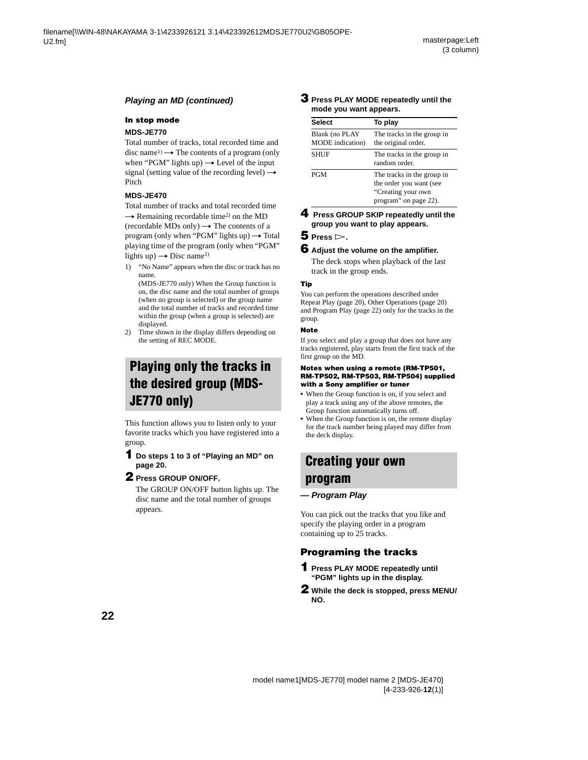*Playing an MD (continued)*

**In stop mode**

**MDS-JE770**

Total number of tracks, total recorded time and disc name[1) → The contents of a program (only when "PGM" lights up) → Level of the input signal (setting value of the recording level) → Pitch

**MDS-JE470**

Total number of tracks and total recorded time → Remaining recordable time[2) on the MD (recordable MDs only) → The contents of a program (only when "PGM" lights up) → Total playing time of the program (only when "PGM" lights up) → Disc name[1)

1) "No Name" appears when the disc or track has no name.
(MDS-JE770 only) When the Group function is on, the disc name and the total number of groups (when no group is selected) or the group name and the total number of tracks and recorded time within the group (when a group is selected) are displayed.

2) Time shown in the display differs depending on the setting of REC MODE.

## Playing only the tracks in the desired group (MDS-JE770 only)

This function allows you to listen only to your favorite tracks which you have registered into a group.

**1** **Do steps 1 to 3 of "Playing an MD" on page 20.**

**2** **Press GROUP ON/OFF.**

The GROUP ON/OFF button lights up. The disc name and the total number of groups appears.

**3** **Press PLAY MODE repeatedly until the mode you want appears.**

| Select | To play |
|---|---|
| Blank (no PLAY MODE indication) | The tracks in the group in the original order. |
| SHUF | The tracks in the group in random order. |
| PGM | The tracks in the group in the order you want (see "Creating your own program" on page 22). |

**4** **Press GROUP SKIP repeatedly until the group you want to play appears.**

**5** **Press ▷.**

**6** **Adjust the volume on the amplifier.**

The deck stops when playback of the last track in the group ends.

**Tip**

You can perform the operations described under Repeat Play (page 20), Other Operations (page 20) and Program Play (page 22) only for the tracks in the group.

**Note**

If you select and play a group that does not have any tracks registered, play starts from the first track of the first group on the MD.

**Notes when using a remote (RM-TP501, RM-TP502, RM-TP503, RM-TP504) supplied with a Sony amplifier or tuner**

- When the Group function is on, if you select and play a track using any of the above remotes, the Group function automatically turns off.
- When the Group function is on, the remote display for the track number being played may differ from the deck display.

## Creating your own program

***— Program Play***

You can pick out the tracks that you like and specify the playing order in a program containing up to 25 tracks.

### Programing the tracks

**1** **Press PLAY MODE repeatedly until "PGM" lights up in the display.**

**2** **While the deck is stopped, press MENU/NO.**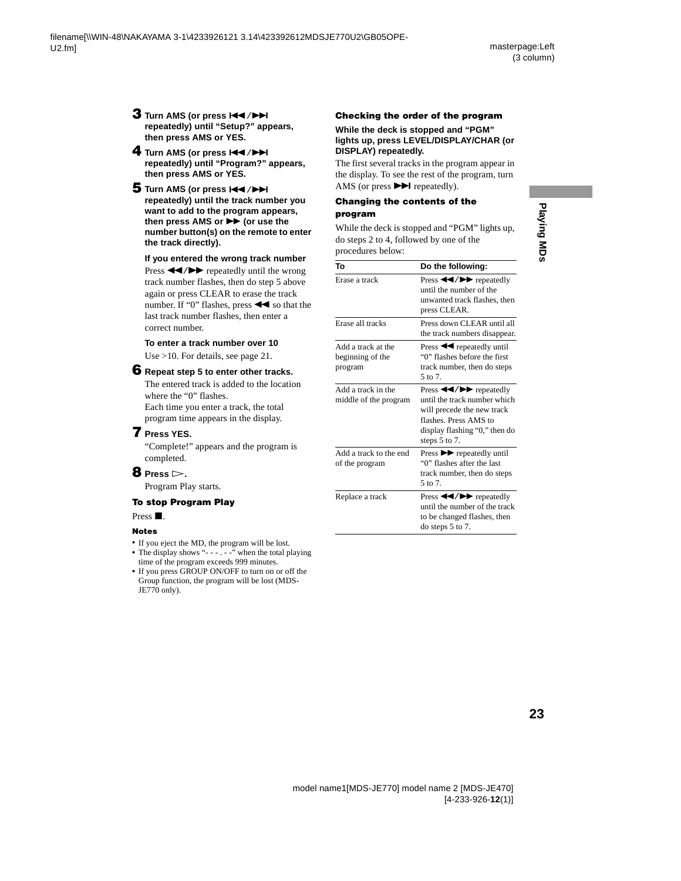**3** **Turn AMS (or press ⏮/⏭ repeatedly) until "Setup?" appears, then press AMS or YES.**

**4** **Turn AMS (or press ⏮/⏭ repeatedly) until "Program?" appears, then press AMS or YES.**

**5** **Turn AMS (or press ⏮/⏭ repeatedly) until the track number you want to add to the program appears, then press AMS or ▶▶ (or use the number button(s) on the remote to enter the track directly).**

**If you entered the wrong track number**

Press ◀◀/▶▶ repeatedly until the wrong track number flashes, then do step 5 above again or press CLEAR to erase the track number. If "0" flashes, press ◀◀ so that the last track number flashes, then enter a correct number.

**To enter a track number over 10**

Use >10. For details, see page 21.

**6** **Repeat step 5 to enter other tracks.**

The entered track is added to the location where the "0" flashes.
Each time you enter a track, the total program time appears in the display.

**7** **Press YES.**

"Complete!" appears and the program is completed.

**8** **Press ▷.**

Program Play starts.

### To stop Program Play

Press ■.

#### Notes

- If you eject the MD, the program will be lost.
- The display shows "- - - . - -" when the total playing time of the program exceeds 999 minutes.
- If you press GROUP ON/OFF to turn on or off the Group function, the program will be lost (MDS-JE770 only).

### Checking the order of the program

**While the deck is stopped and "PGM" lights up, press LEVEL/DISPLAY/CHAR (or DISPLAY) repeatedly.**

The first several tracks in the program appear in the display. To see the rest of the program, turn AMS (or press ⏭ repeatedly).

### Changing the contents of the program

While the deck is stopped and "PGM" lights up, do steps 2 to 4, followed by one of the procedures below:

| To | Do the following: |
|---|---|
| Erase a track | Press ◀◀/▶▶ repeatedly until the number of the unwanted track flashes, then press CLEAR. |
| Erase all tracks | Press down CLEAR until all the track numbers disappear. |
| Add a track at the beginning of the program | Press ◀◀ repeatedly until "0" flashes before the first track number, then do steps 5 to 7. |
| Add a track in the middle of the program | Press ◀◀/▶▶ repeatedly until the track number which will precede the new track flashes. Press AMS to display flashing "0," then do steps 5 to 7. |
| Add a track to the end of the program | Press ▶▶ repeatedly until "0" flashes after the last track number, then do steps 5 to 7. |
| Replace a track | Press ◀◀/▶▶ repeatedly until the number of the track to be changed flashes, then do steps 5 to 7. |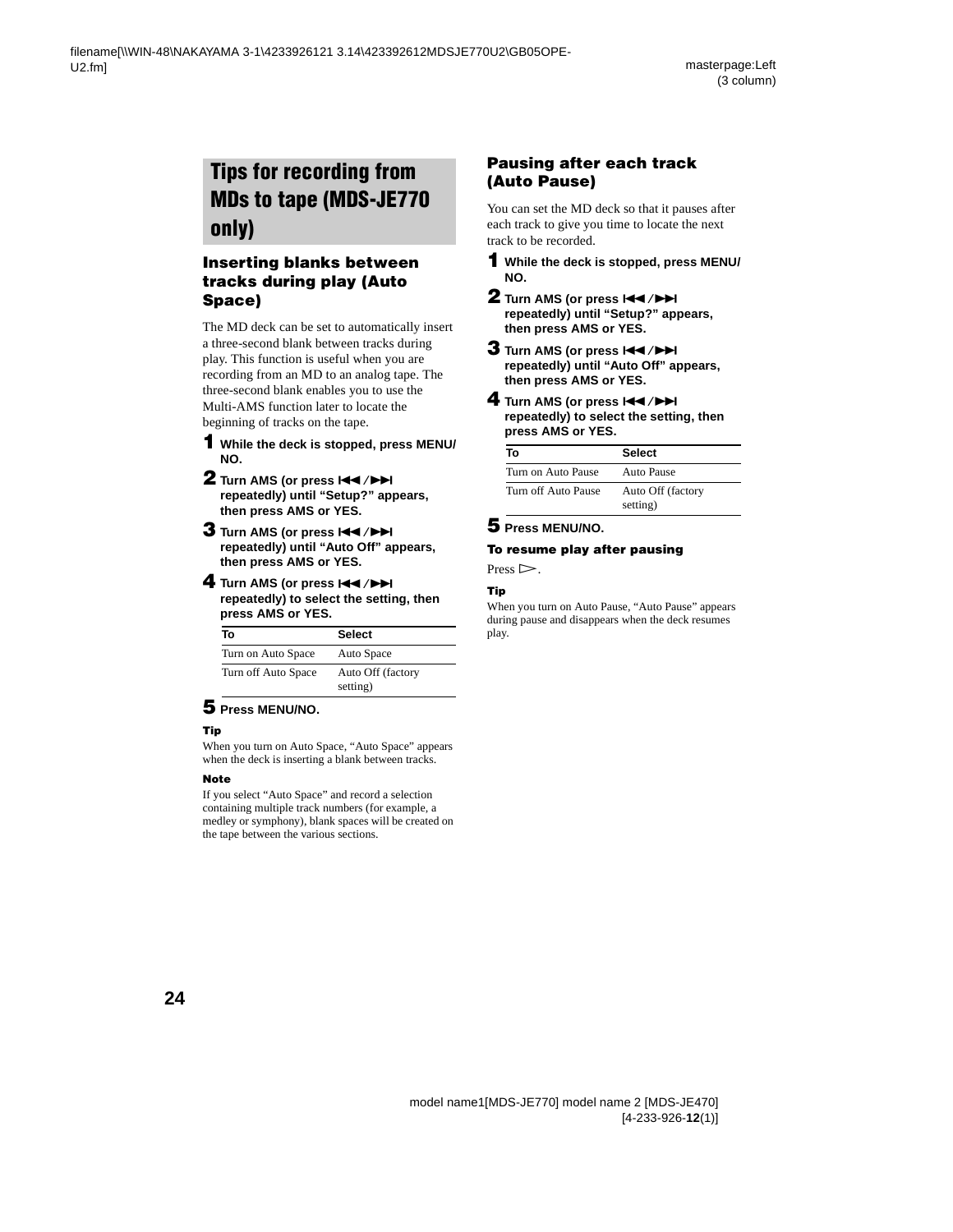# Tips for recording from MDs to tape (MDS-JE770 only)

## Inserting blanks between tracks during play (Auto Space)

The MD deck can be set to automatically insert a three-second blank between tracks during play. This function is useful when you are recording from an MD to an analog tape. The three-second blank enables you to use the Multi-AMS function later to locate the beginning of tracks on the tape.

**1 While the deck is stopped, press MENU/NO.**

**2 Turn AMS (or press ⏮/⏭ repeatedly) until “Setup?” appears, then press AMS or YES.**

**3 Turn AMS (or press ⏮/⏭ repeatedly) until “Auto Off” appears, then press AMS or YES.**

**4 Turn AMS (or press ⏮/⏭ repeatedly) to select the setting, then press AMS or YES.**

| To | Select |
|---|---|
| Turn on Auto Space | Auto Space |
| Turn off Auto Space | Auto Off (factory setting) |

**5 Press MENU/NO.**

**Tip**

When you turn on Auto Space, “Auto Space” appears when the deck is inserting a blank between tracks.

**Note**

If you select “Auto Space” and record a selection containing multiple track numbers (for example, a medley or symphony), blank spaces will be created on the tape between the various sections.

## Pausing after each track (Auto Pause)

You can set the MD deck so that it pauses after each track to give you time to locate the next track to be recorded.

**1 While the deck is stopped, press MENU/NO.**

**2 Turn AMS (or press ⏮/⏭ repeatedly) until “Setup?” appears, then press AMS or YES.**

**3 Turn AMS (or press ⏮/⏭ repeatedly) until “Auto Off” appears, then press AMS or YES.**

**4 Turn AMS (or press ⏮/⏭ repeatedly) to select the setting, then press AMS or YES.**

| To | Select |
|---|---|
| Turn on Auto Pause | Auto Pause |
| Turn off Auto Pause | Auto Off (factory setting) |

**5 Press MENU/NO.**

**To resume play after pausing**

Press ▷.

**Tip**

When you turn on Auto Pause, “Auto Pause” appears during pause and disappears when the deck resumes play.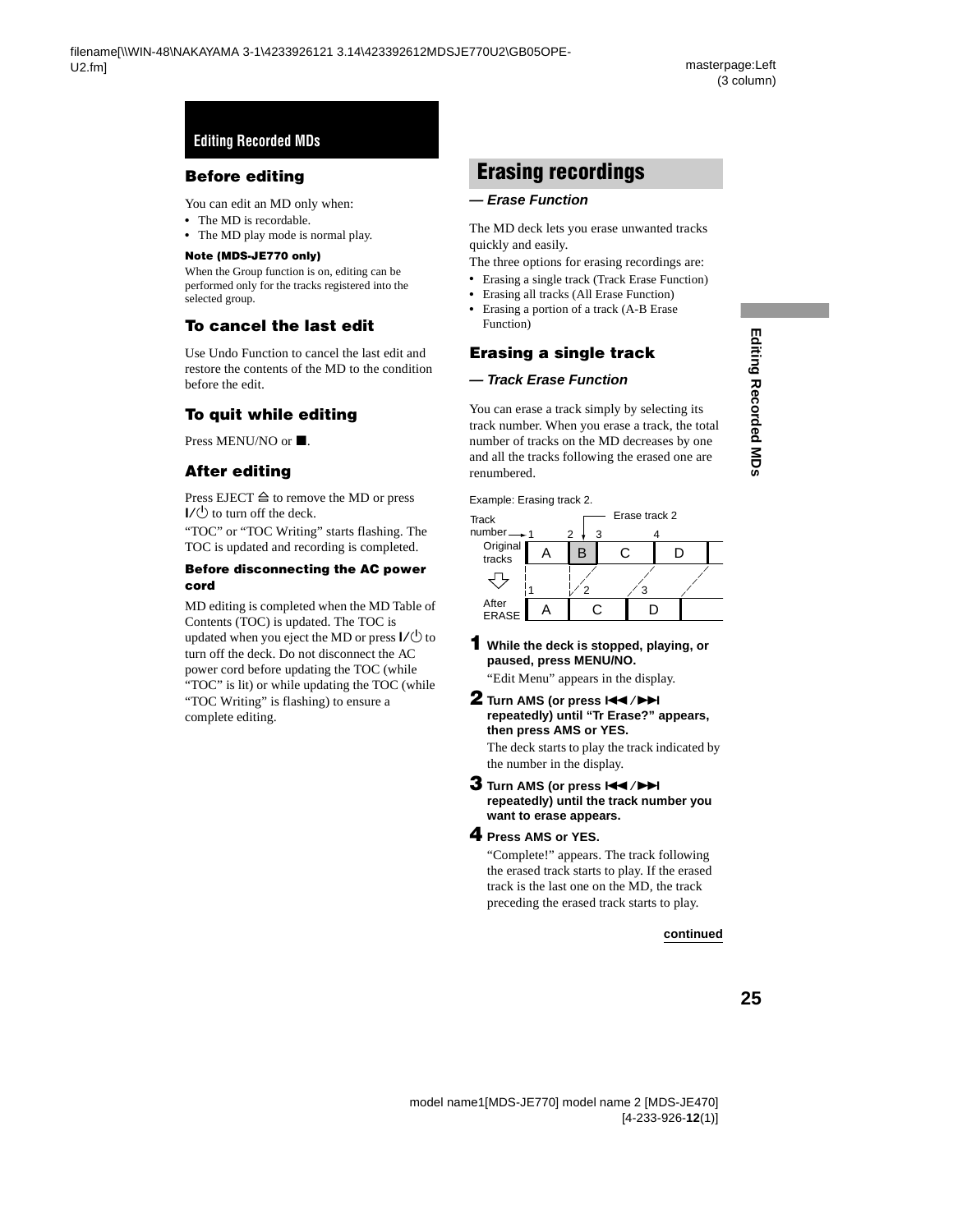## Editing Recorded MDs

### Before editing

You can edit an MD only when:

- The MD is recordable.
- The MD play mode is normal play.

**Note (MDS-JE770 only)**

When the Group function is on, editing can be performed only for the tracks registered into the selected group.

### To cancel the last edit

Use Undo Function to cancel the last edit and restore the contents of the MD to the condition before the edit.

### To quit while editing

Press MENU/NO or ■.

### After editing

Press EJECT ⏏ to remove the MD or press I/⏻ to turn off the deck.

"TOC" or "TOC Writing" starts flashing. The TOC is updated and recording is completed.

**Before disconnecting the AC power cord**

MD editing is completed when the MD Table of Contents (TOC) is updated. The TOC is updated when you eject the MD or press I/⏻ to turn off the deck. Do not disconnect the AC power cord before updating the TOC (while "TOC" is lit) or while updating the TOC (while "TOC Writing" is flashing) to ensure a complete editing.

## Erasing recordings

***— Erase Function***

The MD deck lets you erase unwanted tracks quickly and easily.

The three options for erasing recordings are:

- Erasing a single track (Track Erase Function)
- Erasing all tracks (All Erase Function)
- Erasing a portion of a track (A-B Erase Function)

### Erasing a single track

***— Track Erase Function***

You can erase a track simply by selecting its track number. When you erase a track, the total number of tracks on the MD decreases by one and all the tracks following the erased one are renumbered.

Example: Erasing track 2.

| Track number | 1 | 2 (Erase track 2) | 3 | 4 |
|---|---|---|---|---|
| Original tracks | A | B | C | D |
| After ERASE | A | C | D | |
| Track number | 1 | 2 | 3 | |

**1 While the deck is stopped, playing, or paused, press MENU/NO.**

"Edit Menu" appears in the display.

**2 Turn AMS (or press ⏮/⏭ repeatedly) until "Tr Erase?" appears, then press AMS or YES.**

The deck starts to play the track indicated by the number in the display.

**3 Turn AMS (or press ⏮/⏭ repeatedly) until the track number you want to erase appears.**

**4 Press AMS or YES.**

"Complete!" appears. The track following the erased track starts to play. If the erased track is the last one on the MD, the track preceding the erased track starts to play.

**continued**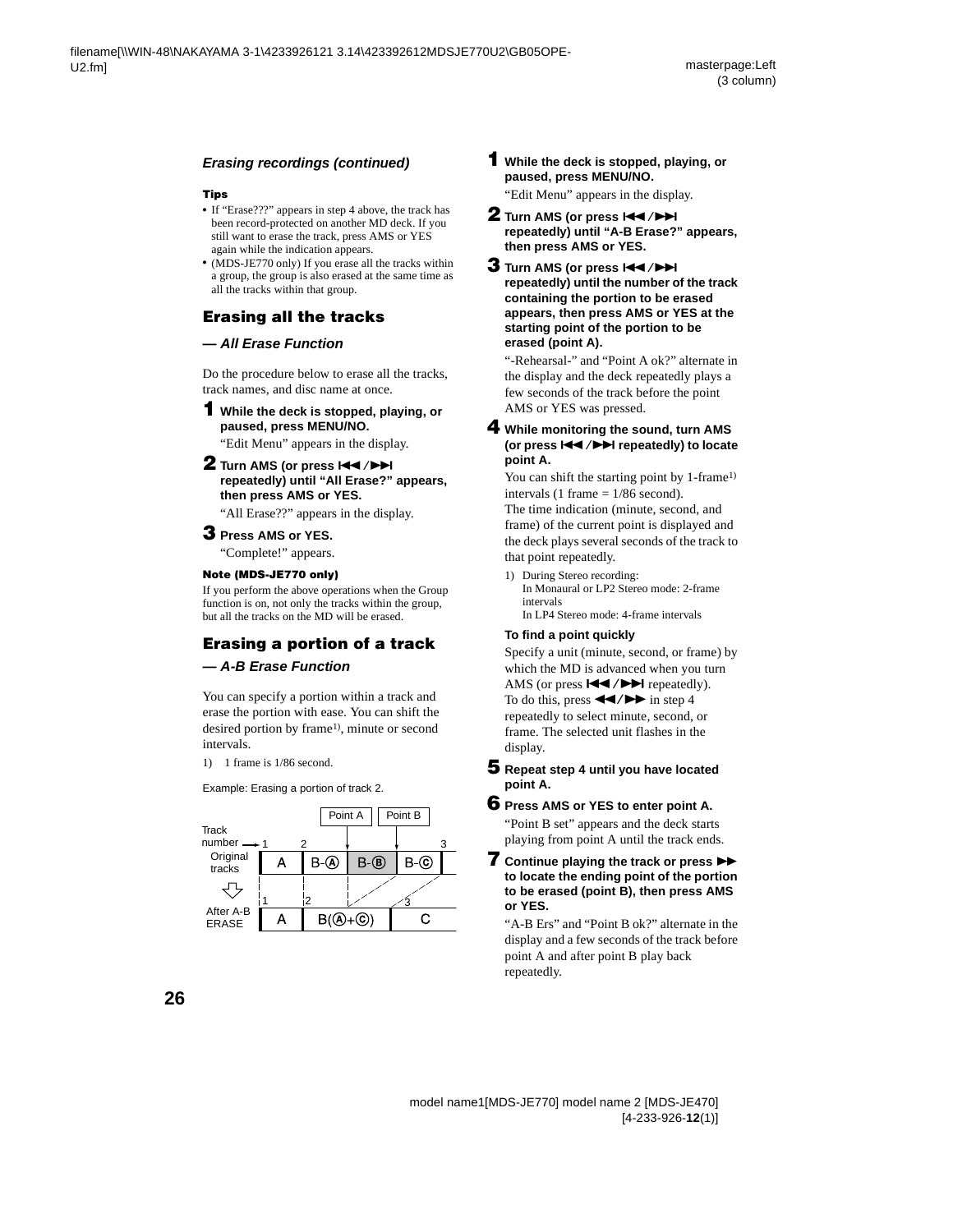*Erasing recordings (continued)*

**Tips**

- If "Erase???" appears in step 4 above, the track has been record-protected on another MD deck. If you still want to erase the track, press AMS or YES again while the indication appears.
- (MDS-JE770 only) If you erase all the tracks within a group, the group is also erased at the same time as all the tracks within that group.

## Erasing all the tracks

### *— All Erase Function*

Do the procedure below to erase all the tracks, track names, and disc name at once.

**1 While the deck is stopped, playing, or paused, press MENU/NO.**

"Edit Menu" appears in the display.

**2 Turn AMS (or press ⏮/⏭ repeatedly) until "All Erase?" appears, then press AMS or YES.**

"All Erase??" appears in the display.

**3 Press AMS or YES.**

"Complete!" appears.

**Note (MDS-JE770 only)**

If you perform the above operations when the Group function is on, not only the tracks within the group, but all the tracks on the MD will be erased.

## Erasing a portion of a track

### *— A-B Erase Function*

You can specify a portion within a track and erase the portion with ease. You can shift the desired portion by frame[1], minute or second intervals.

1) 1 frame is 1/86 second.

Example: Erasing a portion of track 2.

| Track number | 1 | 2 | | | 3 |
|---|---|---|---|---|---|
| Original tracks | A | B-Ⓐ | B-Ⓑ (Point A – Point B) | B-Ⓒ | |
| After A-B ERASE | A (1) | B(Ⓐ+Ⓒ) (2) | | C (3) | |

**1 While the deck is stopped, playing, or paused, press MENU/NO.**

"Edit Menu" appears in the display.

**2 Turn AMS (or press ⏮/⏭ repeatedly) until "A-B Erase?" appears, then press AMS or YES.**

**3 Turn AMS (or press ⏮/⏭ repeatedly) until the number of the track containing the portion to be erased appears, then press AMS or YES at the starting point of the portion to be erased (point A).**

"-Rehearsal-" and "Point A ok?" alternate in the display and the deck repeatedly plays a few seconds of the track before the point AMS or YES was pressed.

**4 While monitoring the sound, turn AMS (or press ⏮/⏭ repeatedly) to locate point A.**

You can shift the starting point by 1-frame[1] intervals (1 frame = 1/86 second).
The time indication (minute, second, and frame) of the current point is displayed and the deck plays several seconds of the track to that point repeatedly.

1) During Stereo recording:
In Monaural or LP2 Stereo mode: 2-frame intervals
In LP4 Stereo mode: 4-frame intervals

**To find a point quickly**

Specify a unit (minute, second, or frame) by which the MD is advanced when you turn AMS (or press ⏮/⏭ repeatedly).
To do this, press ◀◀/▶▶ in step 4 repeatedly to select minute, second, or frame. The selected unit flashes in the display.

**5 Repeat step 4 until you have located point A.**

**6 Press AMS or YES to enter point A.**

"Point B set" appears and the deck starts playing from point A until the track ends.

**7 Continue playing the track or press ▶▶ to locate the ending point of the portion to be erased (point B), then press AMS or YES.**

"A-B Ers" and "Point B ok?" alternate in the display and a few seconds of the track before point A and after point B play back repeatedly.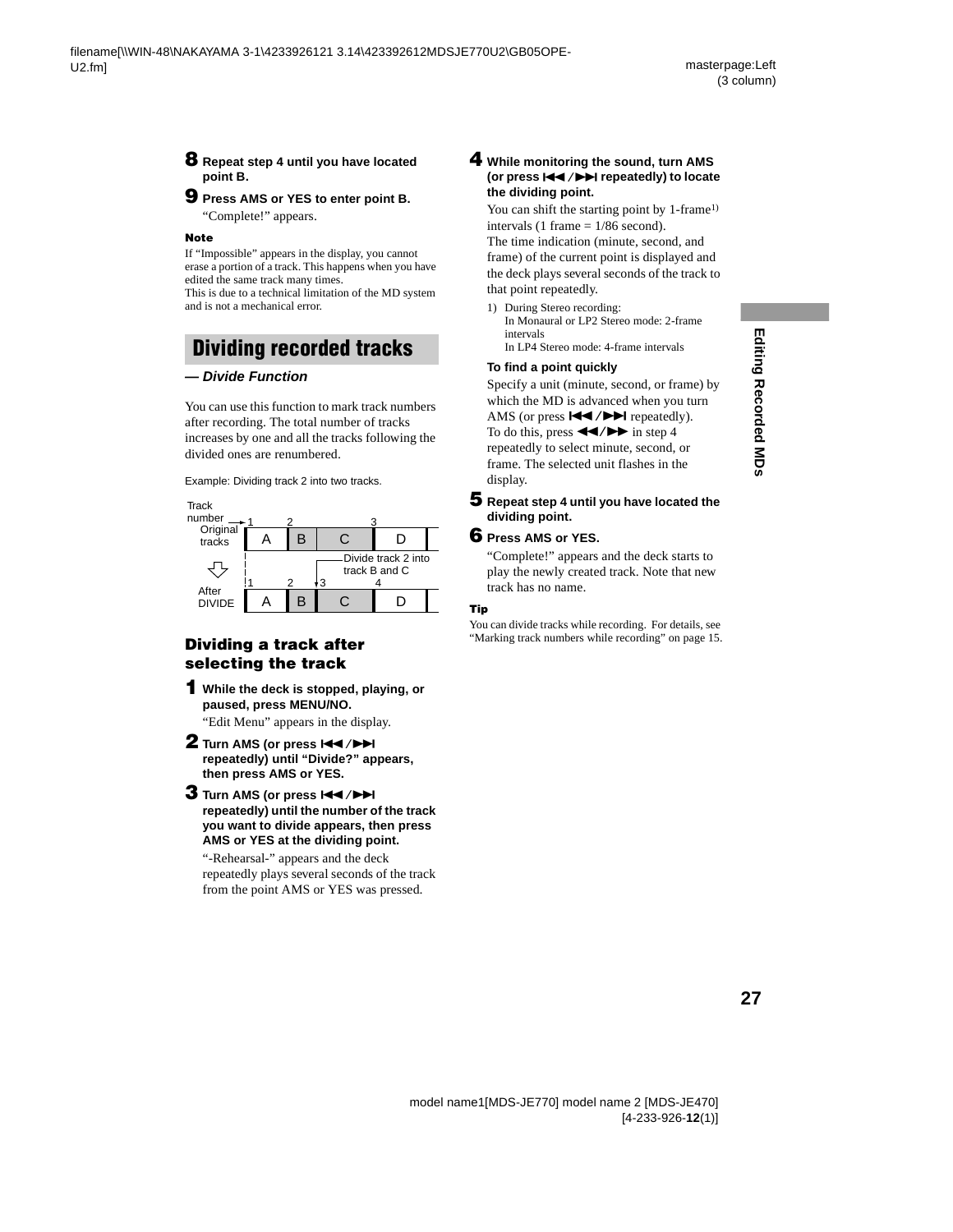**8** **Repeat step 4 until you have located point B.**

**9** **Press AMS or YES to enter point B.**

"Complete!" appears.

**Note**

If "Impossible" appears in the display, you cannot erase a portion of a track. This happens when you have edited the same track many times.
This is due to a technical limitation of the MD system and is not a mechanical error.

## Dividing recorded tracks

***— Divide Function***

You can use this function to mark track numbers after recording. The total number of tracks increases by one and all the tracks following the divided ones are renumbered.

Example: Dividing track 2 into two tracks.

Track number: 1, 2, 3
Original tracks: A | B | C | D

Divide track 2 into track B and C

Track number: 1, 2, 3, 4
After DIVIDE: A | B | C | D

### Dividing a track after selecting the track

**1** **While the deck is stopped, playing, or paused, press MENU/NO.**

"Edit Menu" appears in the display.

**2** **Turn AMS (or press ⏮/⏭ repeatedly) until "Divide?" appears, then press AMS or YES.**

**3** **Turn AMS (or press ⏮/⏭ repeatedly) until the number of the track you want to divide appears, then press AMS or YES at the dividing point.**

"-Rehearsal-" appears and the deck repeatedly plays several seconds of the track from the point AMS or YES was pressed.

**4** **While monitoring the sound, turn AMS (or press ⏮/⏭ repeatedly) to locate the dividing point.**

You can shift the starting point by 1-frame[1] intervals (1 frame = 1/86 second).
The time indication (minute, second, and frame) of the current point is displayed and the deck plays several seconds of the track to that point repeatedly.

1) During Stereo recording:
In Monaural or LP2 Stereo mode: 2-frame intervals
In LP4 Stereo mode: 4-frame intervals

**To find a point quickly**

Specify a unit (minute, second, or frame) by which the MD is advanced when you turn AMS (or press ⏮/⏭ repeatedly).
To do this, press ⏪/⏩ in step 4 repeatedly to select minute, second, or frame. The selected unit flashes in the display.

**5** **Repeat step 4 until you have located the dividing point.**

**6** **Press AMS or YES.**

"Complete!" appears and the deck starts to play the newly created track. Note that new track has no name.

**Tip**

You can divide tracks while recording. For details, see "Marking track numbers while recording" on page 15.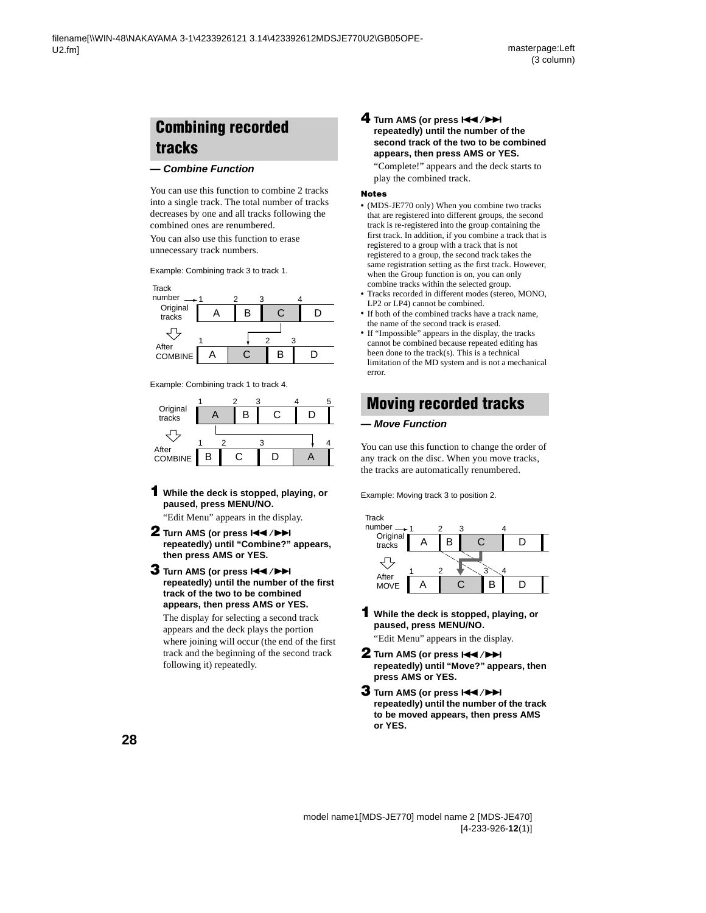## Combining recorded tracks

***— Combine Function***

You can use this function to combine 2 tracks into a single track. The total number of tracks decreases by one and all tracks following the combined ones are renumbered.

You can also use this function to erase unnecessary track numbers.

Example: Combining track 3 to track 1.

| Track number | 1 | 2 | 3 | 4 |
|---|---|---|---|---|
| Original tracks | A | B | C | D |

| Track number | 1 | 2 | 3 |
|---|---|---|---|
| After COMBINE | A | C | B | D |

Example: Combining track 1 to track 4.

| Track number | 1 | 2 | 3 | 4 | 5 |
|---|---|---|---|---|---|
| Original tracks | A | B | C | D | |

| Track number | 1 | 2 | 3 | 4 |
|---|---|---|---|---|
| After COMBINE | B | C | D | A |

**1** **While the deck is stopped, playing, or paused, press MENU/NO.**

"Edit Menu" appears in the display.

**2** **Turn AMS (or press ⏮/⏭ repeatedly) until "Combine?" appears, then press AMS or YES.**

**3** **Turn AMS (or press ⏮/⏭ repeatedly) until the number of the first track of the two to be combined appears, then press AMS or YES.**

The display for selecting a second track appears and the deck plays the portion where joining will occur (the end of the first track and the beginning of the second track following it) repeatedly.

**4** **Turn AMS (or press ⏮/⏭ repeatedly) until the number of the second track of the two to be combined appears, then press AMS or YES.**

"Complete!" appears and the deck starts to play the combined track.

**Notes**

- (MDS-JE770 only) When you combine two tracks that are registered into different groups, the second track is re-registered into the group containing the first track. In addition, if you combine a track that is registered to a group with a track that is not registered to a group, the second track takes the same registration setting as the first track. However, when the Group function is on, you can only combine tracks within the selected group.
- Tracks recorded in different modes (stereo, MONO, LP2 or LP4) cannot be combined.
- If both of the combined tracks have a track name, the name of the second track is erased.
- If "Impossible" appears in the display, the tracks cannot be combined because repeated editing has been done to the track(s). This is a technical limitation of the MD system and is not a mechanical error.

## Moving recorded tracks

***— Move Function***

You can use this function to change the order of any track on the disc. When you move tracks, the tracks are automatically renumbered.

Example: Moving track 3 to position 2.

| Track number | 1 | 2 | 3 | 4 |
|---|---|---|---|---|
| Original tracks | A | B | C | D |

| Track number | 1 | 2 | 3 | 4 |
|---|---|---|---|---|
| After MOVE | A | C | B | D |

**1** **While the deck is stopped, playing, or paused, press MENU/NO.**

"Edit Menu" appears in the display.

**2** **Turn AMS (or press ⏮/⏭ repeatedly) until "Move?" appears, then press AMS or YES.**

**3** **Turn AMS (or press ⏮/⏭ repeatedly) until the number of the track to be moved appears, then press AMS or YES.**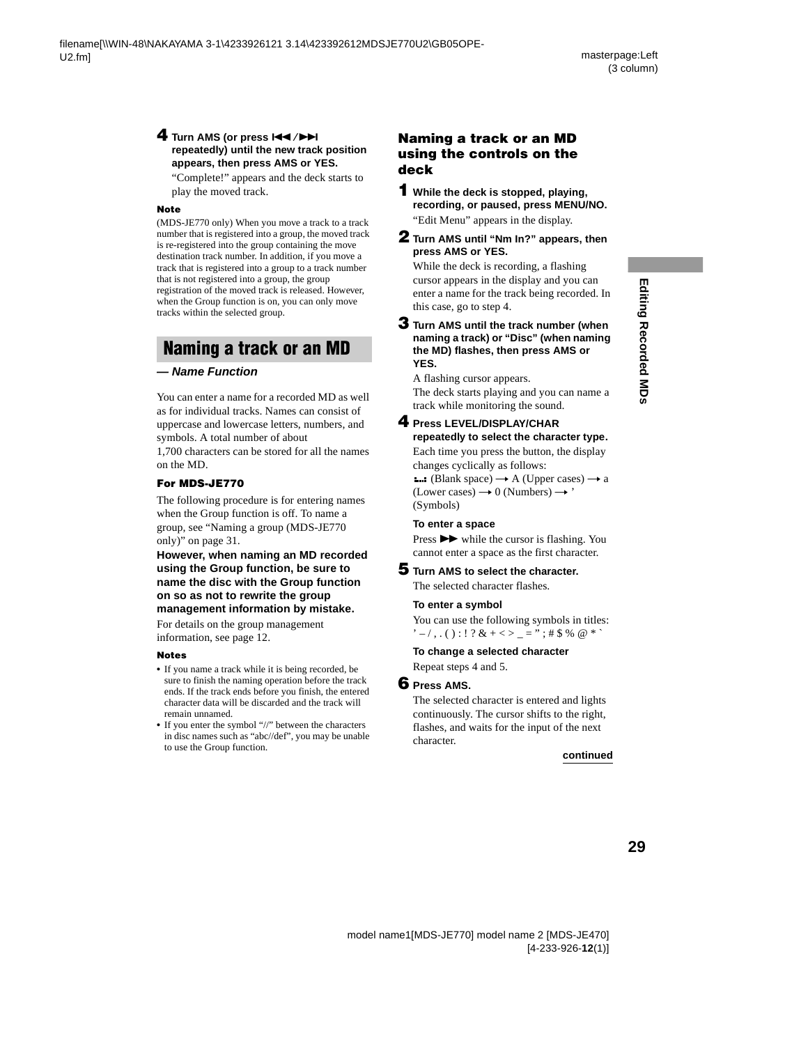**4 Turn AMS (or press ⏮/⏭ repeatedly) until the new track position appears, then press AMS or YES.**

"Complete!" appears and the deck starts to play the moved track.

**Note**

(MDS-JE770 only) When you move a track to a track number that is registered into a group, the moved track is re-registered into the group containing the move destination track number. In addition, if you move a track that is registered into a group to a track number that is not registered into a group, the group registration of the moved track is released. However, when the Group function is on, you can only move tracks within the selected group.

## Naming a track or an MD

***— Name Function***

You can enter a name for a recorded MD as well as for individual tracks. Names can consist of uppercase and lowercase letters, numbers, and symbols. A total number of about 1,700 characters can be stored for all the names on the MD.

**For MDS-JE770**

The following procedure is for entering names when the Group function is off. To name a group, see "Naming a group (MDS-JE770 only)" on page 31.

**However, when naming an MD recorded using the Group function, be sure to name the disc with the Group function on so as not to rewrite the group management information by mistake.**

For details on the group management information, see page 12.

**Notes**

- If you name a track while it is being recorded, be sure to finish the naming operation before the track ends. If the track ends before you finish, the entered character data will be discarded and the track will remain unnamed.
- If you enter the symbol "//" between the characters in disc names such as "abc//def", you may be unable to use the Group function.

### Naming a track or an MD using the controls on the deck

**1 While the deck is stopped, playing, recording, or paused, press MENU/NO.**

"Edit Menu" appears in the display.

**2 Turn AMS until "Nm In?" appears, then press AMS or YES.**

While the deck is recording, a flashing cursor appears in the display and you can enter a name for the track being recorded. In this case, go to step 4.

**3 Turn AMS until the track number (when naming a track) or "Disc" (when naming the MD) flashes, then press AMS or YES.**

A flashing cursor appears.

The deck starts playing and you can name a track while monitoring the sound.

**4 Press LEVEL/DISPLAY/CHAR repeatedly to select the character type.**

Each time you press the button, the display changes cyclically as follows:

(Blank space) → A (Upper cases) → a (Lower cases) → 0 (Numbers) → ' (Symbols)

**To enter a space**

Press ⏵⏵ while the cursor is flashing. You cannot enter a space as the first character.

**5 Turn AMS to select the character.**

The selected character flashes.

**To enter a symbol**

You can use the following symbols in titles:
' – / , . ( ) : ! ? & + < > _ = " ; # $ % @ * `

**To change a selected character**

Repeat steps 4 and 5.

**6 Press AMS.**

The selected character is entered and lights continuously. The cursor shifts to the right, flashes, and waits for the input of the next character.

continued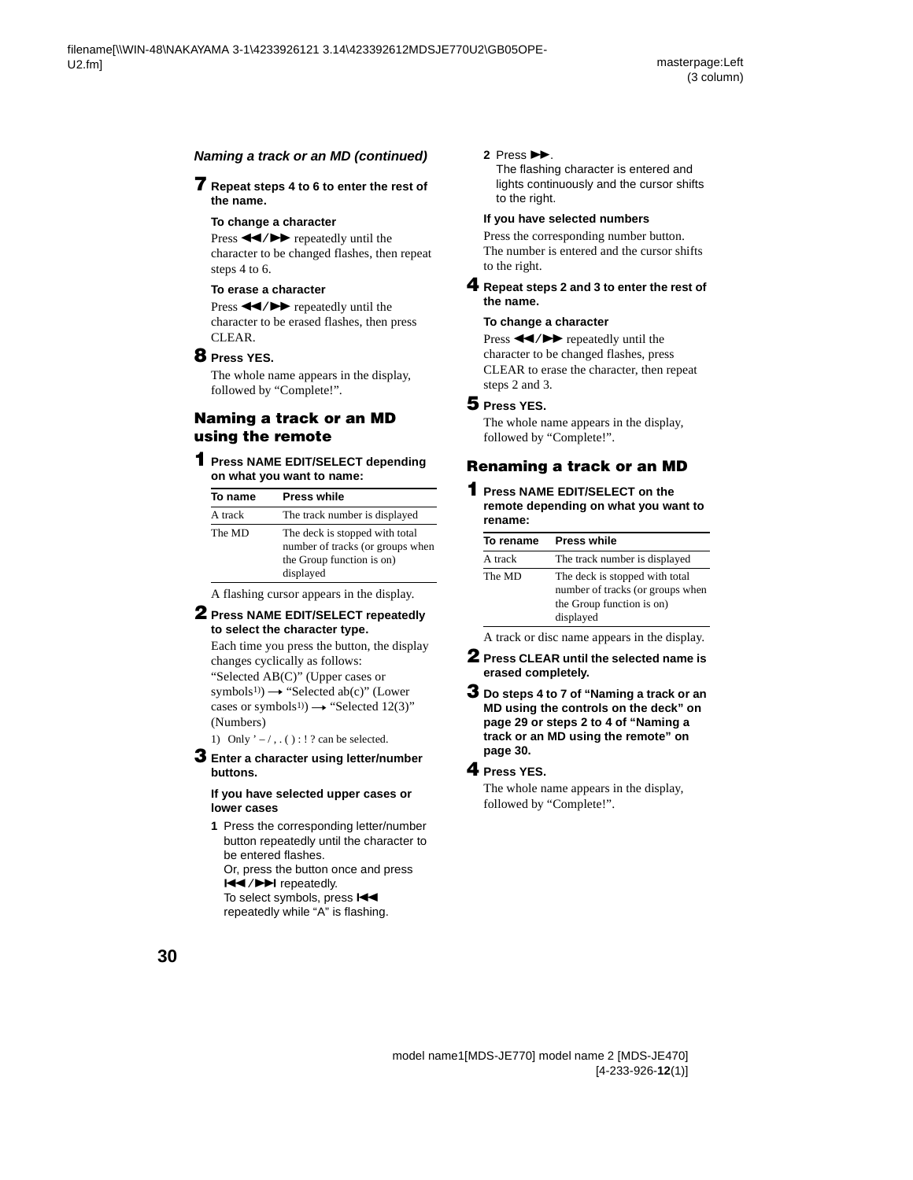### Naming a track or an MD (continued)

**7 Repeat steps 4 to 6 to enter the rest of the name.**

**To change a character**

Press ◀◀/▶▶ repeatedly until the character to be changed flashes, then repeat steps 4 to 6.

**To erase a character**

Press ◀◀/▶▶ repeatedly until the character to be erased flashes, then press CLEAR.

**8 Press YES.**

The whole name appears in the display, followed by “Complete!”.

## Naming a track or an MD using the remote

**1 Press NAME EDIT/SELECT depending on what you want to name:**

| To name | Press while |
|---|---|
| A track | The track number is displayed |
| The MD | The deck is stopped with total number of tracks (or groups when the Group function is on) displayed |

A flashing cursor appears in the display.

**2 Press NAME EDIT/SELECT repeatedly to select the character type.**

Each time you press the button, the display changes cyclically as follows:
“Selected AB(C)” (Upper cases or symbols[1]) → “Selected ab(c)” (Lower cases or symbols[1]) → “Selected 12(3)” (Numbers)

1) Only ’ – / , . ( ) : ! ? can be selected.

**3 Enter a character using letter/number buttons.**

**If you have selected upper cases or lower cases**

1. Press the corresponding letter/number button repeatedly until the character to be entered flashes.
   Or, press the button once and press |◀◀/▶▶| repeatedly.
   To select symbols, press |◀◀ repeatedly while “A” is flashing.
2. Press ▶▶.
   The flashing character is entered and lights continuously and the cursor shifts to the right.

**If you have selected numbers**

Press the corresponding number button. The number is entered and the cursor shifts to the right.

**4 Repeat steps 2 and 3 to enter the rest of the name.**

**To change a character**

Press ◀◀/▶▶ repeatedly until the character to be changed flashes, press CLEAR to erase the character, then repeat steps 2 and 3.

**5 Press YES.**

The whole name appears in the display, followed by “Complete!”.

## Renaming a track or an MD

**1 Press NAME EDIT/SELECT on the remote depending on what you want to rename:**

| To rename | Press while |
|---|---|
| A track | The track number is displayed |
| The MD | The deck is stopped with total number of tracks (or groups when the Group function is on) displayed |

A track or disc name appears in the display.

**2 Press CLEAR until the selected name is erased completely.**

**3 Do steps 4 to 7 of “Naming a track or an MD using the controls on the deck” on page 29 or steps 2 to 4 of “Naming a track or an MD using the remote” on page 30.**

**4 Press YES.**

The whole name appears in the display, followed by “Complete!”.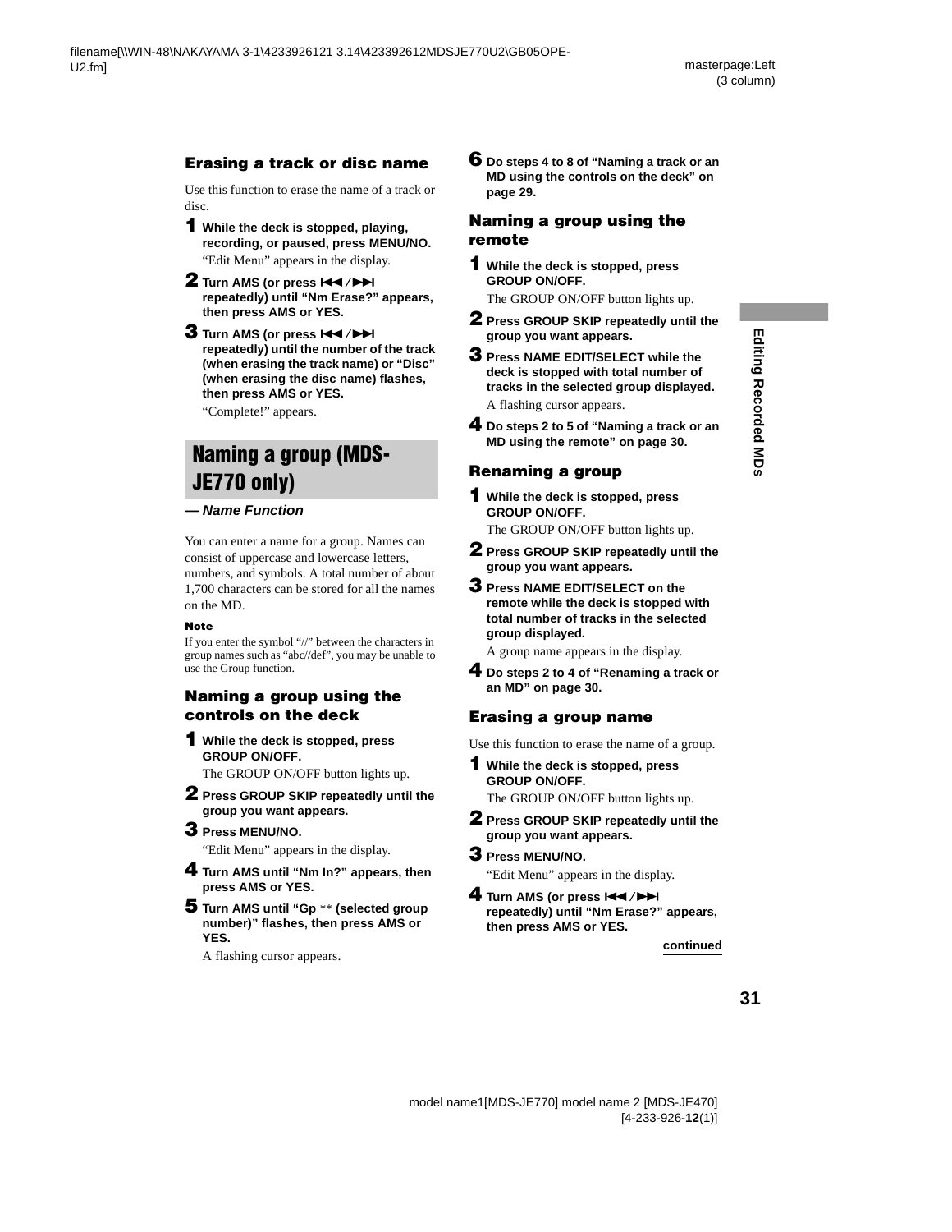### Erasing a track or disc name

Use this function to erase the name of a track or disc.

**1** **While the deck is stopped, playing, recording, or paused, press MENU/NO.**
"Edit Menu" appears in the display.

**2** **Turn AMS (or press ⏮/⏭ repeatedly) until "Nm Erase?" appears, then press AMS or YES.**

**3** **Turn AMS (or press ⏮/⏭ repeatedly) until the number of the track (when erasing the track name) or "Disc" (when erasing the disc name) flashes, then press AMS or YES.**
"Complete!" appears.

## Naming a group (MDS-JE770 only)

***— Name Function***

You can enter a name for a group. Names can consist of uppercase and lowercase letters, numbers, and symbols. A total number of about 1,700 characters can be stored for all the names on the MD.

**Note**

If you enter the symbol "//" between the characters in group names such as "abc//def", you may be unable to use the Group function.

### Naming a group using the controls on the deck

**1** **While the deck is stopped, press GROUP ON/OFF.**
The GROUP ON/OFF button lights up.

**2** **Press GROUP SKIP repeatedly until the group you want appears.**

**3** **Press MENU/NO.**
"Edit Menu" appears in the display.

**4** **Turn AMS until "Nm In?" appears, then press AMS or YES.**

**5** **Turn AMS until "Gp ** (selected group number)" flashes, then press AMS or YES.**
A flashing cursor appears.

**6** **Do steps 4 to 8 of "Naming a track or an MD using the controls on the deck" on page 29.**

### Naming a group using the remote

**1** **While the deck is stopped, press GROUP ON/OFF.**
The GROUP ON/OFF button lights up.

**2** **Press GROUP SKIP repeatedly until the group you want appears.**

**3** **Press NAME EDIT/SELECT while the deck is stopped with total number of tracks in the selected group displayed.**
A flashing cursor appears.

**4** **Do steps 2 to 5 of "Naming a track or an MD using the remote" on page 30.**

### Renaming a group

**1** **While the deck is stopped, press GROUP ON/OFF.**
The GROUP ON/OFF button lights up.

**2** **Press GROUP SKIP repeatedly until the group you want appears.**

**3** **Press NAME EDIT/SELECT on the remote while the deck is stopped with total number of tracks in the selected group displayed.**
A group name appears in the display.

**4** **Do steps 2 to 4 of "Renaming a track or an MD" on page 30.**

### Erasing a group name

Use this function to erase the name of a group.

**1** **While the deck is stopped, press GROUP ON/OFF.**
The GROUP ON/OFF button lights up.

**2** **Press GROUP SKIP repeatedly until the group you want appears.**

**3** **Press MENU/NO.**
"Edit Menu" appears in the display.

**4** **Turn AMS (or press ⏮/⏭ repeatedly) until "Nm Erase?" appears, then press AMS or YES.**

**continued**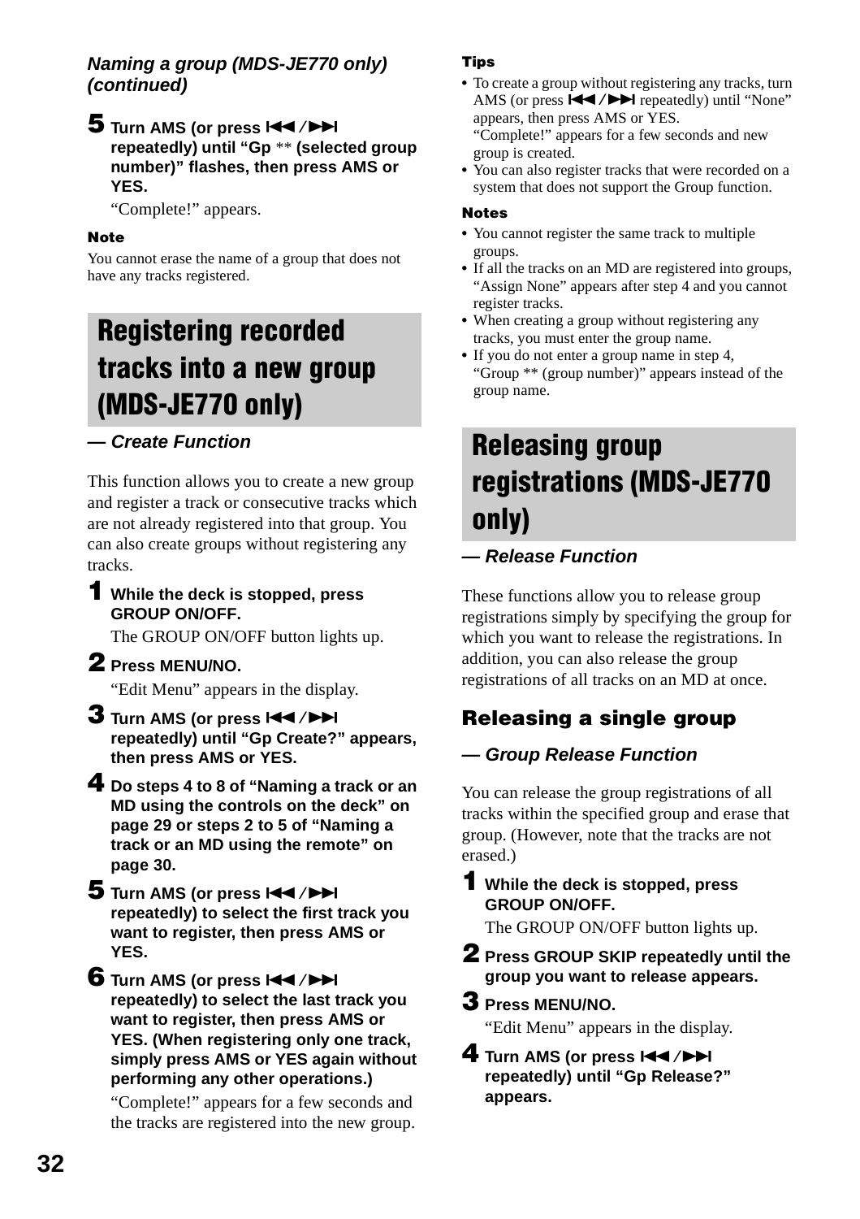### *Naming a group (MDS-JE770 only) (continued)*

**5 Turn AMS (or press ⏮/⏭ repeatedly) until “Gp ** (selected group number)” flashes, then press AMS or YES.**

“Complete!” appears.

**Note**

You cannot erase the name of a group that does not have any tracks registered.

## Registering recorded tracks into a new group (MDS-JE770 only)

***— Create Function***

This function allows you to create a new group and register a track or consecutive tracks which are not already registered into that group. You can also create groups without registering any tracks.

**1 While the deck is stopped, press GROUP ON/OFF.**

The GROUP ON/OFF button lights up.

**2 Press MENU/NO.**

“Edit Menu” appears in the display.

**3 Turn AMS (or press ⏮/⏭ repeatedly) until “Gp Create?” appears, then press AMS or YES.**

**4 Do steps 4 to 8 of “Naming a track or an MD using the controls on the deck” on page 29 or steps 2 to 5 of “Naming a track or an MD using the remote” on page 30.**

**5 Turn AMS (or press ⏮/⏭ repeatedly) to select the first track you want to register, then press AMS or YES.**

**6 Turn AMS (or press ⏮/⏭ repeatedly) to select the last track you want to register, then press AMS or YES. (When registering only one track, simply press AMS or YES again without performing any other operations.)**

“Complete!” appears for a few seconds and the tracks are registered into the new group.

**Tips**

- To create a group without registering any tracks, turn AMS (or press ⏮/⏭ repeatedly) until “None” appears, then press AMS or YES.
  “Complete!” appears for a few seconds and new group is created.
- You can also register tracks that were recorded on a system that does not support the Group function.

**Notes**

- You cannot register the same track to multiple groups.
- If all the tracks on an MD are registered into groups, “Assign None” appears after step 4 and you cannot register tracks.
- When creating a group without registering any tracks, you must enter the group name.
- If you do not enter a group name in step 4, “Group ** (group number)” appears instead of the group name.

## Releasing group registrations (MDS-JE770 only)

***— Release Function***

These functions allow you to release group registrations simply by specifying the group for which you want to release the registrations. In addition, you can also release the group registrations of all tracks on an MD at once.

### Releasing a single group

***— Group Release Function***

You can release the group registrations of all tracks within the specified group and erase that group. (However, note that the tracks are not erased.)

**1 While the deck is stopped, press GROUP ON/OFF.**

The GROUP ON/OFF button lights up.

**2 Press GROUP SKIP repeatedly until the group you want to release appears.**

**3 Press MENU/NO.**

“Edit Menu” appears in the display.

**4 Turn AMS (or press ⏮/⏭ repeatedly) until “Gp Release?” appears.**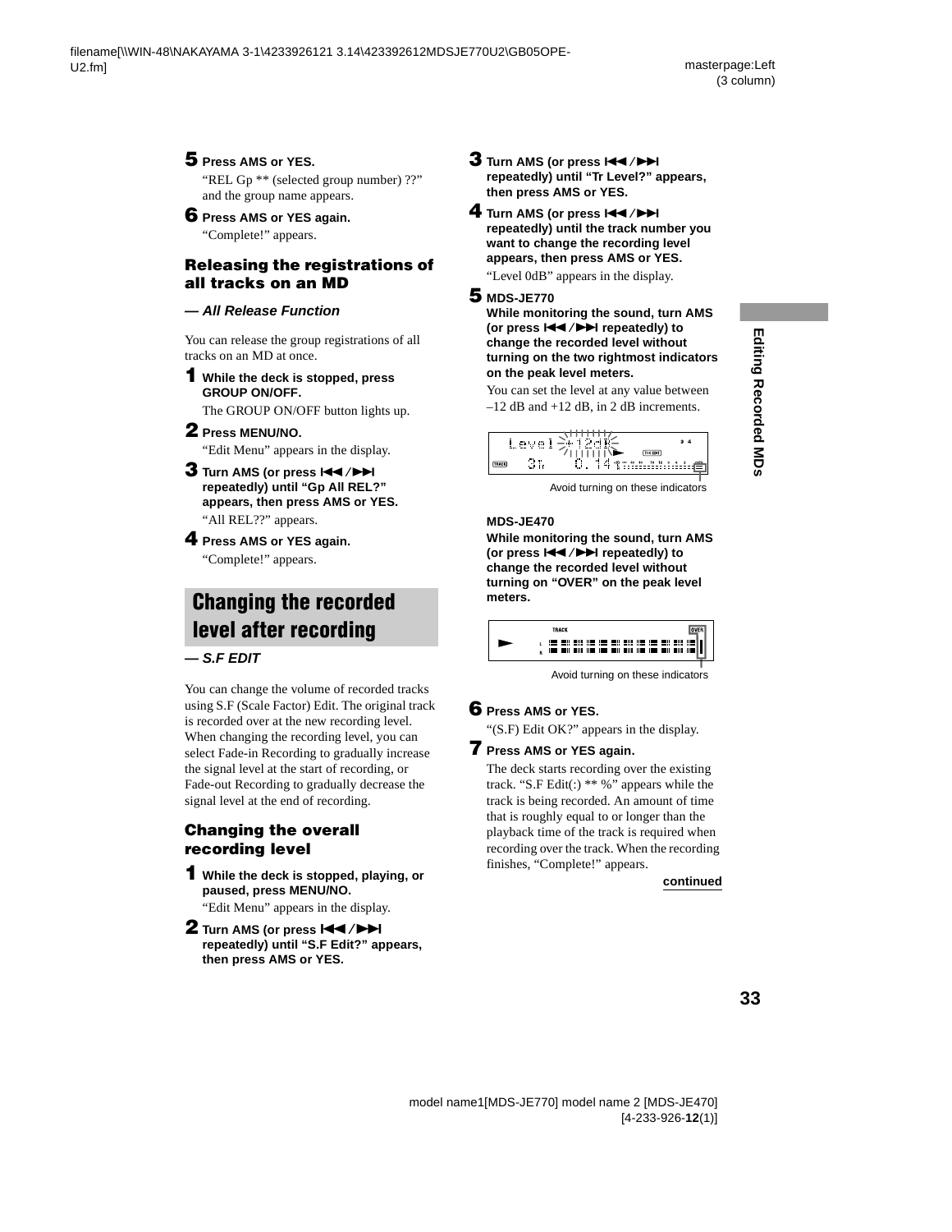**5 Press AMS or YES.**

"REL Gp ** (selected group number) ??" and the group name appears.

**6 Press AMS or YES again.**

"Complete!" appears.

### Releasing the registrations of all tracks on an MD

***— All Release Function***

You can release the group registrations of all tracks on an MD at once.

**1 While the deck is stopped, press GROUP ON/OFF.**

The GROUP ON/OFF button lights up.

**2 Press MENU/NO.**

"Edit Menu" appears in the display.

**3 Turn AMS (or press ⏮/⏭ repeatedly) until "Gp All REL?" appears, then press AMS or YES.**

"All REL??" appears.

**4 Press AMS or YES again.**

"Complete!" appears.

## Changing the recorded level after recording

***— S.F EDIT***

You can change the volume of recorded tracks using S.F (Scale Factor) Edit. The original track is recorded over at the new recording level. When changing the recording level, you can select Fade-in Recording to gradually increase the signal level at the start of recording, or Fade-out Recording to gradually decrease the signal level at the end of recording.

### Changing the overall recording level

**1 While the deck is stopped, playing, or paused, press MENU/NO.**

"Edit Menu" appears in the display.

**2 Turn AMS (or press ⏮/⏭ repeatedly) until "S.F Edit?" appears, then press AMS or YES.**

**3 Turn AMS (or press ⏮/⏭ repeatedly) until "Tr Level?" appears, then press AMS or YES.**

**4 Turn AMS (or press ⏮/⏭ repeatedly) until the track number you want to change the recording level appears, then press AMS or YES.**

"Level 0dB" appears in the display.

**5 MDS-JE770**

**While monitoring the sound, turn AMS (or press ⏮/⏭ repeatedly) to change the recorded level without turning on the two rightmost indicators on the peak level meters.**

You can set the level at any value between –12 dB and +12 dB, in 2 dB increments.

Avoid turning on these indicators

**MDS-JE470**

**While monitoring the sound, turn AMS (or press ⏮/⏭ repeatedly) to change the recorded level without turning on "OVER" on the peak level meters.**

Avoid turning on these indicators

**6 Press AMS or YES.**

"(S.F) Edit OK?" appears in the display.

**7 Press AMS or YES again.**

The deck starts recording over the existing track. "S.F Edit(:) ** %" appears while the track is being recorded. An amount of time that is roughly equal to or longer than the playback time of the track is required when recording over the track. When the recording finishes, "Complete!" appears.

**continued**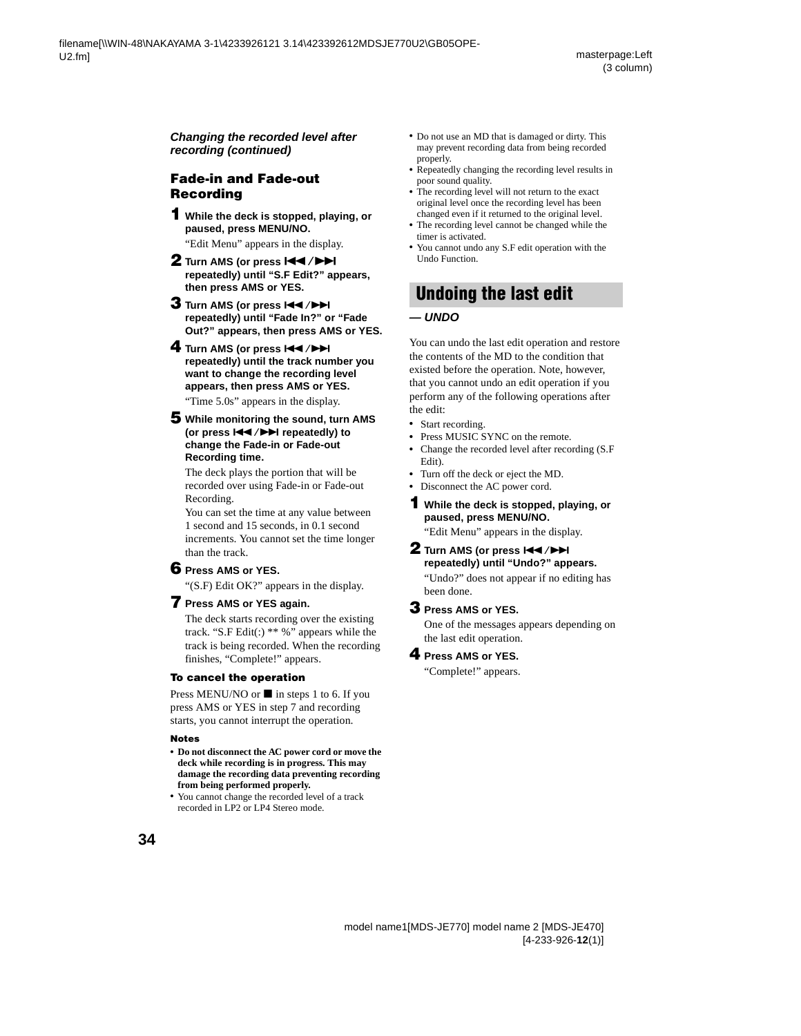*Changing the recorded level after recording (continued)*

### Fade-in and Fade-out Recording

**1 While the deck is stopped, playing, or paused, press MENU/NO.**

"Edit Menu" appears in the display.

**2 Turn AMS (or press ⏮/⏭ repeatedly) until "S.F Edit?" appears, then press AMS or YES.**

**3 Turn AMS (or press ⏮/⏭ repeatedly) until "Fade In?" or "Fade Out?" appears, then press AMS or YES.**

**4 Turn AMS (or press ⏮/⏭ repeatedly) until the track number you want to change the recording level appears, then press AMS or YES.**

"Time 5.0s" appears in the display.

**5 While monitoring the sound, turn AMS (or press ⏮/⏭ repeatedly) to change the Fade-in or Fade-out Recording time.**

The deck plays the portion that will be recorded over using Fade-in or Fade-out Recording.
You can set the time at any value between 1 second and 15 seconds, in 0.1 second increments. You cannot set the time longer than the track.

**6 Press AMS or YES.**

"(S.F) Edit OK?" appears in the display.

**7 Press AMS or YES again.**

The deck starts recording over the existing track. "S.F Edit(:) ** %" appears while the track is being recorded. When the recording finishes, "Complete!" appears.

#### To cancel the operation

Press MENU/NO or ■ in steps 1 to 6. If you press AMS or YES in step 7 and recording starts, you cannot interrupt the operation.

#### Notes

- **Do not disconnect the AC power cord or move the deck while recording is in progress. This may damage the recording data preventing recording from being performed properly.**
- You cannot change the recorded level of a track recorded in LP2 or LP4 Stereo mode.
- Do not use an MD that is damaged or dirty. This may prevent recording data from being recorded properly.
- Repeatedly changing the recording level results in poor sound quality.
- The recording level will not return to the exact original level once the recording level has been changed even if it returned to the original level.
- The recording level cannot be changed while the timer is activated.
- You cannot undo any S.F edit operation with the Undo Function.

## Undoing the last edit

***— UNDO***

You can undo the last edit operation and restore the contents of the MD to the condition that existed before the operation. Note, however, that you cannot undo an edit operation if you perform any of the following operations after the edit:

- Start recording.
- Press MUSIC SYNC on the remote.
- Change the recorded level after recording (S.F Edit).
- Turn off the deck or eject the MD.
- Disconnect the AC power cord.

**1 While the deck is stopped, playing, or paused, press MENU/NO.**

"Edit Menu" appears in the display.

**2 Turn AMS (or press ⏮/⏭ repeatedly) until "Undo?" appears.**

"Undo?" does not appear if no editing has been done.

**3 Press AMS or YES.**

One of the messages appears depending on the last edit operation.

**4 Press AMS or YES.**

"Complete!" appears.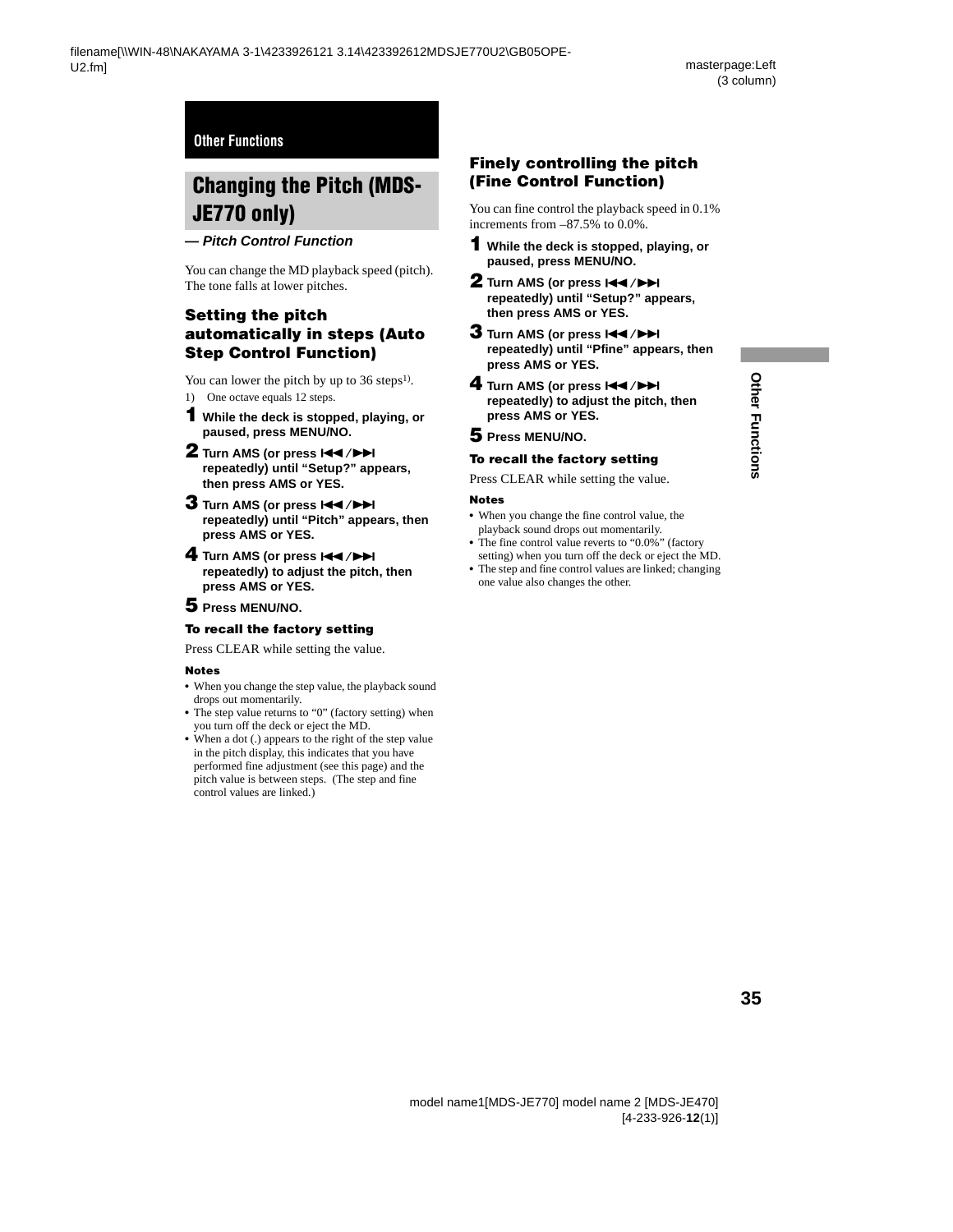Other Functions

# Changing the Pitch (MDS-JE770 only)

***— Pitch Control Function***

You can change the MD playback speed (pitch). The tone falls at lower pitches.

## Setting the pitch automatically in steps (Auto Step Control Function)

You can lower the pitch by up to 36 steps[1].

1) One octave equals 12 steps.

**1** **While the deck is stopped, playing, or paused, press MENU/NO.**

**2** **Turn AMS (or press ⏮/⏭ repeatedly) until “Setup?” appears, then press AMS or YES.**

**3** **Turn AMS (or press ⏮/⏭ repeatedly) until “Pitch” appears, then press AMS or YES.**

**4** **Turn AMS (or press ⏮/⏭ repeatedly) to adjust the pitch, then press AMS or YES.**

**5** **Press MENU/NO.**

### To recall the factory setting

Press CLEAR while setting the value.

### Notes

- When you change the step value, the playback sound drops out momentarily.
- The step value returns to “0” (factory setting) when you turn off the deck or eject the MD.
- When a dot (.) appears to the right of the step value in the pitch display, this indicates that you have performed fine adjustment (see this page) and the pitch value is between steps. (The step and fine control values are linked.)

## Finely controlling the pitch (Fine Control Function)

You can fine control the playback speed in 0.1% increments from –87.5% to 0.0%.

**1** **While the deck is stopped, playing, or paused, press MENU/NO.**

**2** **Turn AMS (or press ⏮/⏭ repeatedly) until “Setup?” appears, then press AMS or YES.**

**3** **Turn AMS (or press ⏮/⏭ repeatedly) until “Pfine” appears, then press AMS or YES.**

**4** **Turn AMS (or press ⏮/⏭ repeatedly) to adjust the pitch, then press AMS or YES.**

**5** **Press MENU/NO.**

### To recall the factory setting

Press CLEAR while setting the value.

### Notes

- When you change the fine control value, the playback sound drops out momentarily.
- The fine control value reverts to “0.0%” (factory setting) when you turn off the deck or eject the MD.
- The step and fine control values are linked; changing one value also changes the other.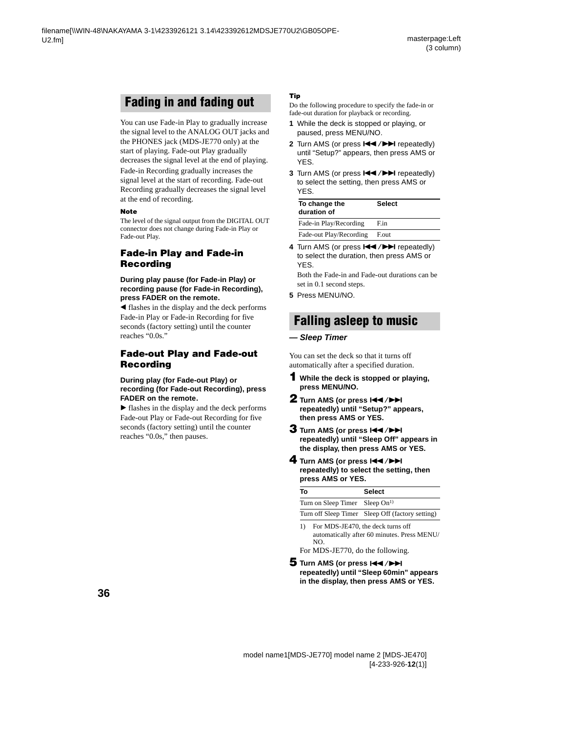## Fading in and fading out

You can use Fade-in Play to gradually increase the signal level to the ANALOG OUT jacks and the PHONES jack (MDS-JE770 only) at the start of playing. Fade-out Play gradually decreases the signal level at the end of playing. Fade-in Recording gradually increases the signal level at the start of recording. Fade-out Recording gradually decreases the signal level at the end of recording.

**Note**

The level of the signal output from the DIGITAL OUT connector does not change during Fade-in Play or Fade-out Play.

### Fade-in Play and Fade-in Recording

**During play pause (for Fade-in Play) or recording pause (for Fade-in Recording), press FADER on the remote.**

◀ flashes in the display and the deck performs Fade-in Play or Fade-in Recording for five seconds (factory setting) until the counter reaches “0.0s.”

### Fade-out Play and Fade-out Recording

**During play (for Fade-out Play) or recording (for Fade-out Recording), press FADER on the remote.**

▶ flashes in the display and the deck performs Fade-out Play or Fade-out Recording for five seconds (factory setting) until the counter reaches “0.0s,” then pauses.

**Tip**

Do the following procedure to specify the fade-in or fade-out duration for playback or recording.

1. While the deck is stopped or playing, or paused, press MENU/NO.
2. Turn AMS (or press ⏮/⏭ repeatedly) until “Setup?” appears, then press AMS or YES.
3. Turn AMS (or press ⏮/⏭ repeatedly) to select the setting, then press AMS or YES.

| To change the duration of | Select |
|---|---|
| Fade-in Play/Recording | F.in |
| Fade-out Play/Recording | F.out |

4. Turn AMS (or press ⏮/⏭ repeatedly) to select the duration, then press AMS or YES.
   Both the Fade-in and Fade-out durations can be set in 0.1 second steps.
5. Press MENU/NO.

## Falling asleep to music

***— Sleep Timer***

You can set the deck so that it turns off automatically after a specified duration.

1. **While the deck is stopped or playing, press MENU/NO.**
2. **Turn AMS (or press ⏮/⏭ repeatedly) until “Setup?” appears, then press AMS or YES.**
3. **Turn AMS (or press ⏮/⏭ repeatedly) until “Sleep Off” appears in the display, then press AMS or YES.**
4. **Turn AMS (or press ⏮/⏭ repeatedly) to select the setting, then press AMS or YES.**

| To | Select |
|---|---|
| Turn on Sleep Timer | Sleep On[1] |
| Turn off Sleep Timer | Sleep Off (factory setting) |

1) For MDS-JE470, the deck turns off automatically after 60 minutes. Press MENU/NO.

For MDS-JE770, do the following.

5. **Turn AMS (or press ⏮/⏭ repeatedly) until “Sleep 60min” appears in the display, then press AMS or YES.**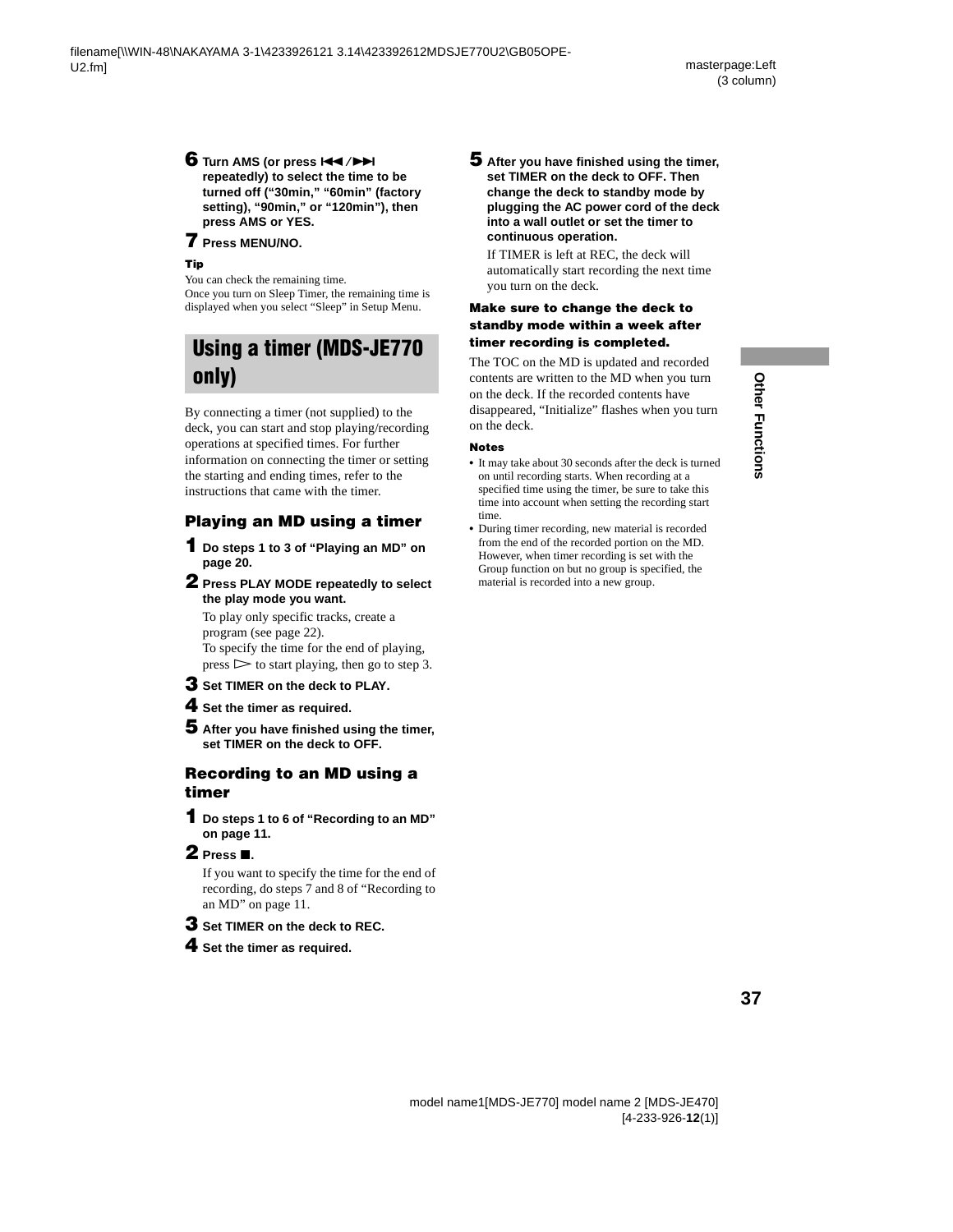**6 Turn AMS (or press |◀◀/▶▶| repeatedly) to select the time to be turned off (“30min,” “60min” (factory setting), “90min,” or “120min”), then press AMS or YES.**

**7 Press MENU/NO.**

**Tip**

You can check the remaining time.
Once you turn on Sleep Timer, the remaining time is displayed when you select “Sleep” in Setup Menu.

## Using a timer (MDS-JE770 only)

By connecting a timer (not supplied) to the deck, you can start and stop playing/recording operations at specified times. For further information on connecting the timer or setting the starting and ending times, refer to the instructions that came with the timer.

### Playing an MD using a timer

**1 Do steps 1 to 3 of “Playing an MD” on page 20.**

**2 Press PLAY MODE repeatedly to select the play mode you want.**

To play only specific tracks, create a program (see page 22).
To specify the time for the end of playing, press ▷ to start playing, then go to step 3.

**3 Set TIMER on the deck to PLAY.**

**4 Set the timer as required.**

**5 After you have finished using the timer, set TIMER on the deck to OFF.**

### Recording to an MD using a timer

**1 Do steps 1 to 6 of “Recording to an MD” on page 11.**

**2 Press ■.**

If you want to specify the time for the end of recording, do steps 7 and 8 of “Recording to an MD” on page 11.

**3 Set TIMER on the deck to REC.**

**4 Set the timer as required.**

**5 After you have finished using the timer, set TIMER on the deck to OFF. Then change the deck to standby mode by plugging the AC power cord of the deck into a wall outlet or set the timer to continuous operation.**

If TIMER is left at REC, the deck will automatically start recording the next time you turn on the deck.

**Make sure to change the deck to standby mode within a week after timer recording is completed.**

The TOC on the MD is updated and recorded contents are written to the MD when you turn on the deck. If the recorded contents have disappeared, “Initialize” flashes when you turn on the deck.

**Notes**

- It may take about 30 seconds after the deck is turned on until recording starts. When recording at a specified time using the timer, be sure to take this time into account when setting the recording start time.
- During timer recording, new material is recorded from the end of the recorded portion on the MD. However, when timer recording is set with the Group function on but no group is specified, the material is recorded into a new group.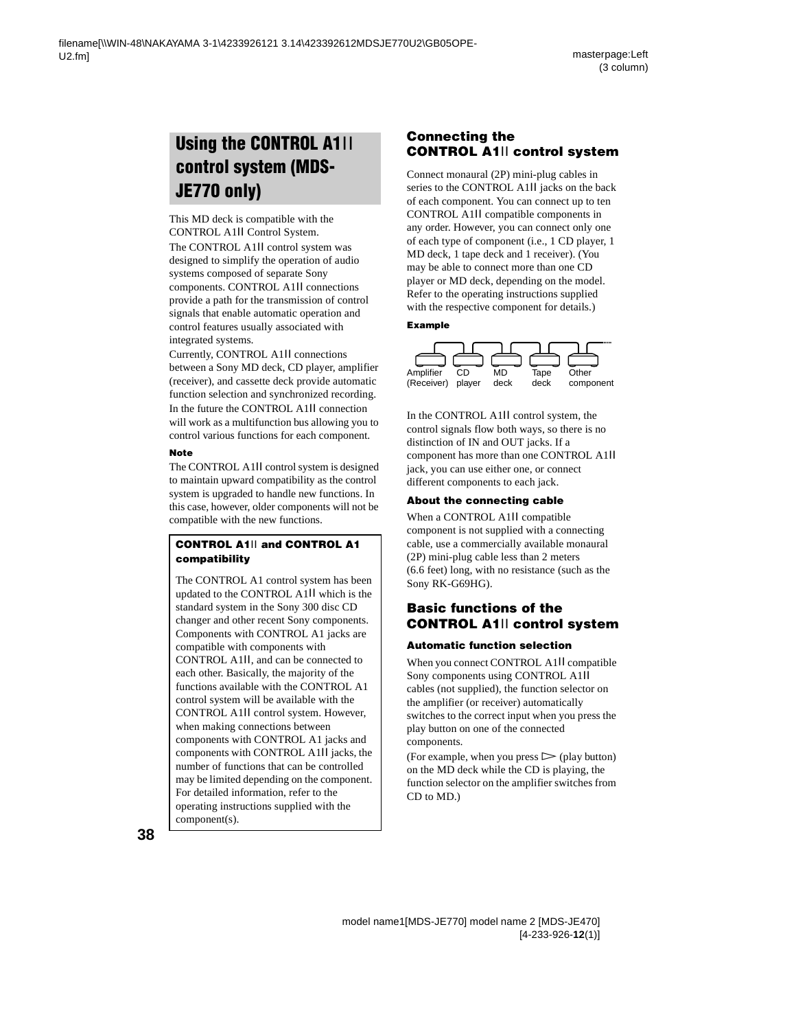# Using the CONTROL A1II control system (MDS-JE770 only)

This MD deck is compatible with the CONTROL A1II Control System.

The CONTROL A1II control system was designed to simplify the operation of audio systems composed of separate Sony components. CONTROL A1II connections provide a path for the transmission of control signals that enable automatic operation and control features usually associated with integrated systems.

Currently, CONTROL A1II connections between a Sony MD deck, CD player, amplifier (receiver), and cassette deck provide automatic function selection and synchronized recording.

In the future the CONTROL A1II connection will work as a multifunction bus allowing you to control various functions for each component.

#### Note

The CONTROL A1II control system is designed to maintain upward compatibility as the control system is upgraded to handle new functions. In this case, however, older components will not be compatible with the new functions.

### CONTROL A1II and CONTROL A1 compatibility

The CONTROL A1 control system has been updated to the CONTROL A1II which is the standard system in the Sony 300 disc CD changer and other recent Sony components. Components with CONTROL A1 jacks are compatible with components with CONTROL A1II, and can be connected to each other. Basically, the majority of the functions available with the CONTROL A1 control system will be available with the CONTROL A1II control system. However, when making connections between components with CONTROL A1 jacks and components with CONTROL A1II jacks, the number of functions that can be controlled may be limited depending on the component. For detailed information, refer to the operating instructions supplied with the component(s).

## Connecting the CONTROL A1II control system

Connect monaural (2P) mini-plug cables in series to the CONTROL A1II jacks on the back of each component. You can connect up to ten CONTROL A1II compatible components in any order. However, you can connect only one of each type of component (i.e., 1 CD player, 1 MD deck, 1 tape deck and 1 receiver). (You may be able to connect more than one CD player or MD deck, depending on the model. Refer to the operating instructions supplied with the respective component for details.)

#### Example

Amplifier (Receiver) — CD player — MD deck — Tape deck — Other component

In the CONTROL A1II control system, the control signals flow both ways, so there is no distinction of IN and OUT jacks. If a component has more than one CONTROL A1II jack, you can use either one, or connect different components to each jack.

### About the connecting cable

When a CONTROL A1II compatible component is not supplied with a connecting cable, use a commercially available monaural (2P) mini-plug cable less than 2 meters (6.6 feet) long, with no resistance (such as the Sony RK-G69HG).

## Basic functions of the CONTROL A1II control system

### Automatic function selection

When you connect CONTROL A1II compatible Sony components using CONTROL A1II cables (not supplied), the function selector on the amplifier (or receiver) automatically switches to the correct input when you press the play button on one of the connected components.

(For example, when you press ▷ (play button) on the MD deck while the CD is playing, the function selector on the amplifier switches from CD to MD.)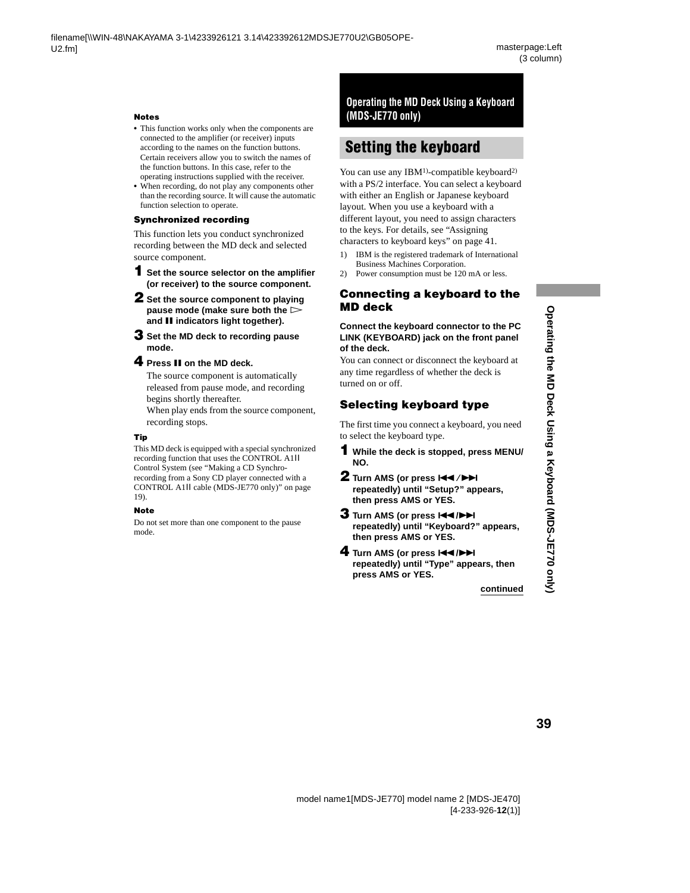**Notes**

- This function works only when the components are connected to the amplifier (or receiver) inputs according to the names on the function buttons. Certain receivers allow you to switch the names of the function buttons. In this case, refer to the operating instructions supplied with the receiver.
- When recording, do not play any components other than the recording source. It will cause the automatic function selection to operate.

**Synchronized recording**

This function lets you conduct synchronized recording between the MD deck and selected source component.

**1** **Set the source selector on the amplifier (or receiver) to the source component.**

**2** **Set the source component to playing pause mode (make sure both the ▷ and ❚❚ indicators light together).**

**3** **Set the MD deck to recording pause mode.**

**4** **Press ❚❚ on the MD deck.**

The source component is automatically released from pause mode, and recording begins shortly thereafter.
When play ends from the source component, recording stops.

**Tip**

This MD deck is equipped with a special synchronized recording function that uses the CONTROL A1ll Control System (see “Making a CD Synchro-recording from a Sony CD player connected with a CONTROL A1ll cable (MDS-JE770 only)” on page 19).

**Note**

Do not set more than one component to the pause mode.

# Operating the MD Deck Using a Keyboard (MDS-JE770 only)

## Setting the keyboard

You can use any IBM[1]-compatible keyboard[2] with a PS/2 interface. You can select a keyboard with either an English or Japanese keyboard layout. When you use a keyboard with a different layout, you need to assign characters to the keys. For details, see “Assigning characters to keyboard keys” on page 41.

1) IBM is the registered trademark of International Business Machines Corporation.
2) Power consumption must be 120 mA or less.

### Connecting a keyboard to the MD deck

**Connect the keyboard connector to the PC LINK (KEYBOARD) jack on the front panel of the deck.**

You can connect or disconnect the keyboard at any time regardless of whether the deck is turned on or off.

### Selecting keyboard type

The first time you connect a keyboard, you need to select the keyboard type.

**1** **While the deck is stopped, press MENU/NO.**

**2** **Turn AMS (or press ⏮/⏭ repeatedly) until “Setup?” appears, then press AMS or YES.**

**3** **Turn AMS (or press ⏮/⏭ repeatedly) until “Keyboard?” appears, then press AMS or YES.**

**4** **Turn AMS (or press ⏮/⏭ repeatedly) until “Type” appears, then press AMS or YES.**

**continued**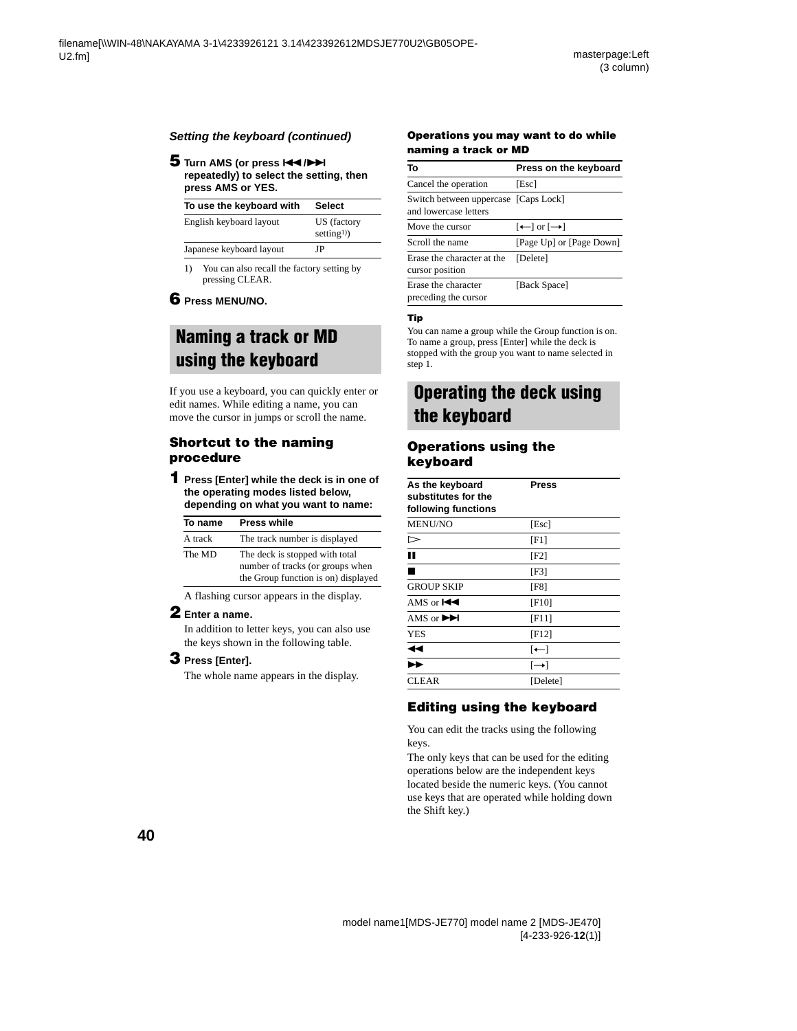*Setting the keyboard (continued)*

**5** **Turn AMS (or press ⏮/⏭ repeatedly) to select the setting, then press AMS or YES.**

| To use the keyboard with | Select |
|---|---|
| English keyboard layout | US (factory setting[1]) |
| Japanese keyboard layout | JP |

1) You can also recall the factory setting by pressing CLEAR.

**6** **Press MENU/NO.**

## Naming a track or MD using the keyboard

If you use a keyboard, you can quickly enter or edit names. While editing a name, you can move the cursor in jumps or scroll the name.

### Shortcut to the naming procedure

**1** **Press [Enter] while the deck is in one of the operating modes listed below, depending on what you want to name:**

| To name | Press while |
|---|---|
| A track | The track number is displayed |
| The MD | The deck is stopped with total number of tracks (or groups when the Group function is on) displayed |

A flashing cursor appears in the display.

**2** **Enter a name.**

In addition to letter keys, you can also use the keys shown in the following table.

**3** **Press [Enter].**

The whole name appears in the display.

#### Operations you may want to do while naming a track or MD

| To | Press on the keyboard |
|---|---|
| Cancel the operation | [Esc] |
| Switch between uppercase and lowercase letters | [Caps Lock] |
| Move the cursor | [←] or [→] |
| Scroll the name | [Page Up] or [Page Down] |
| Erase the character at the cursor position | [Delete] |
| Erase the character preceding the cursor | [Back Space] |

**Tip**

You can name a group while the Group function is on. To name a group, press [Enter] while the deck is stopped with the group you want to name selected in step 1.

## Operating the deck using the keyboard

### Operations using the keyboard

| As the keyboard substitutes for the following functions | Press |
|---|---|
| MENU/NO | [Esc] |
| ▷ | [F1] |
| ❚❚ | [F2] |
| ■ | [F3] |
| GROUP SKIP | [F8] |
| AMS or ⏮ | [F10] |
| AMS or ⏭ | [F11] |
| YES | [F12] |
| ◀◀ | [←] |
| ▶▶ | [→] |
| CLEAR | [Delete] |

### Editing using the keyboard

You can edit the tracks using the following keys.
The only keys that can be used for the editing operations below are the independent keys located beside the numeric keys. (You cannot use keys that are operated while holding down the Shift key.)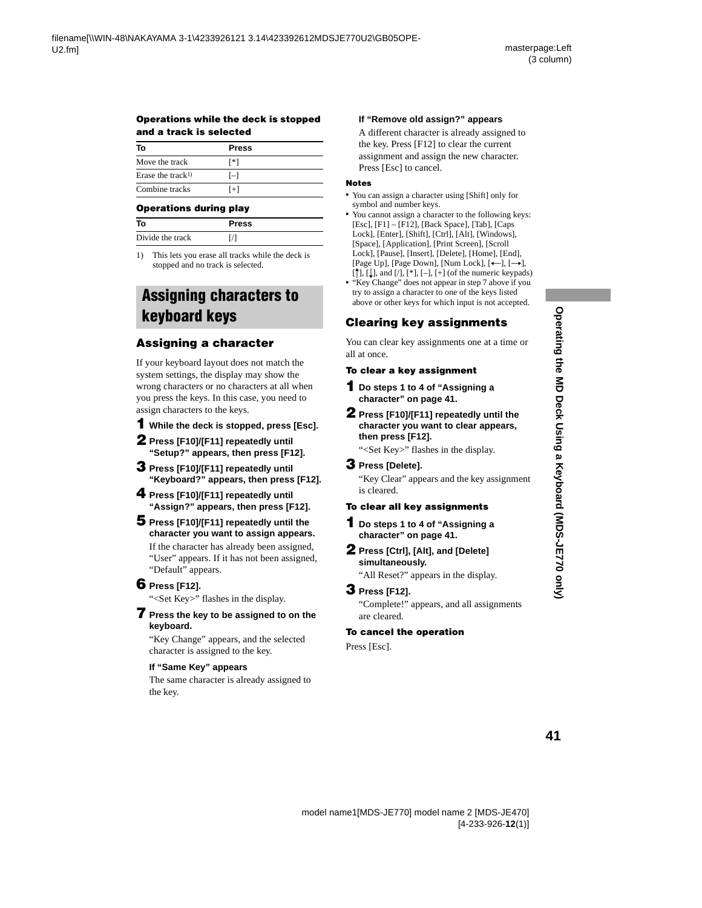#### Operations while the deck is stopped and a track is selected

| To | Press |
| --- | --- |
| Move the track | [*] |
| Erase the track[1)] | [–] |
| Combine tracks | [+] |

#### Operations during play

| To | Press |
| --- | --- |
| Divide the track | [/] |

1) This lets you erase all tracks while the deck is stopped and no track is selected.

## Assigning characters to keyboard keys

### Assigning a character

If your keyboard layout does not match the system settings, the display may show the wrong characters or no characters at all when you press the keys. In this case, you need to assign characters to the keys.

**1** **While the deck is stopped, press [Esc].**

**2** **Press [F10]/[F11] repeatedly until “Setup?” appears, then press [F12].**

**3** **Press [F10]/[F11] repeatedly until “Keyboard?” appears, then press [F12].**

**4** **Press [F10]/[F11] repeatedly until “Assign?” appears, then press [F12].**

**5** **Press [F10]/[F11] repeatedly until the character you want to assign appears.**

If the character has already been assigned, “User” appears. If it has not been assigned, “Default” appears.

**6** **Press [F12].**

“<Set Key>” flashes in the display.

**7** **Press the key to be assigned to on the keyboard.**

“Key Change” appears, and the selected character is assigned to the key.

**If “Same Key” appears**

The same character is already assigned to the key.

**If “Remove old assign?” appears**

A different character is already assigned to the key. Press [F12] to clear the current assignment and assign the new character. Press [Esc] to cancel.

**Notes**

- You can assign a character using [Shift] only for symbol and number keys.
- You cannot assign a character to the following keys: [Esc], [F1] – [F12], [Back Space], [Tab], [Caps Lock], [Enter], [Shift], [Ctrl], [Alt], [Windows], [Space], [Application], [Print Screen], [Scroll Lock], [Pause], [Insert], [Delete], [Home], [End], [Page Up], [Page Down], [Num Lock], [←], [→], [↑], [↓], and [/], [*], [–], [+] (of the numeric keypads)
- “Key Change” does not appear in step 7 above if you try to assign a character to one of the keys listed above or other keys for which input is not accepted.

### Clearing key assignments

You can clear key assignments one at a time or all at once.

#### To clear a key assignment

**1** **Do steps 1 to 4 of “Assigning a character” on page 41.**

**2** **Press [F10]/[F11] repeatedly until the character you want to clear appears, then press [F12].**

“<Set Key>” flashes in the display.

**3** **Press [Delete].**

“Key Clear” appears and the key assignment is cleared.

#### To clear all key assignments

**1** **Do steps 1 to 4 of “Assigning a character” on page 41.**

**2** **Press [Ctrl], [Alt], and [Delete] simultaneously.**

“All Reset?” appears in the display.

**3** **Press [F12].**

“Complete!” appears, and all assignments are cleared.

#### To cancel the operation

Press [Esc].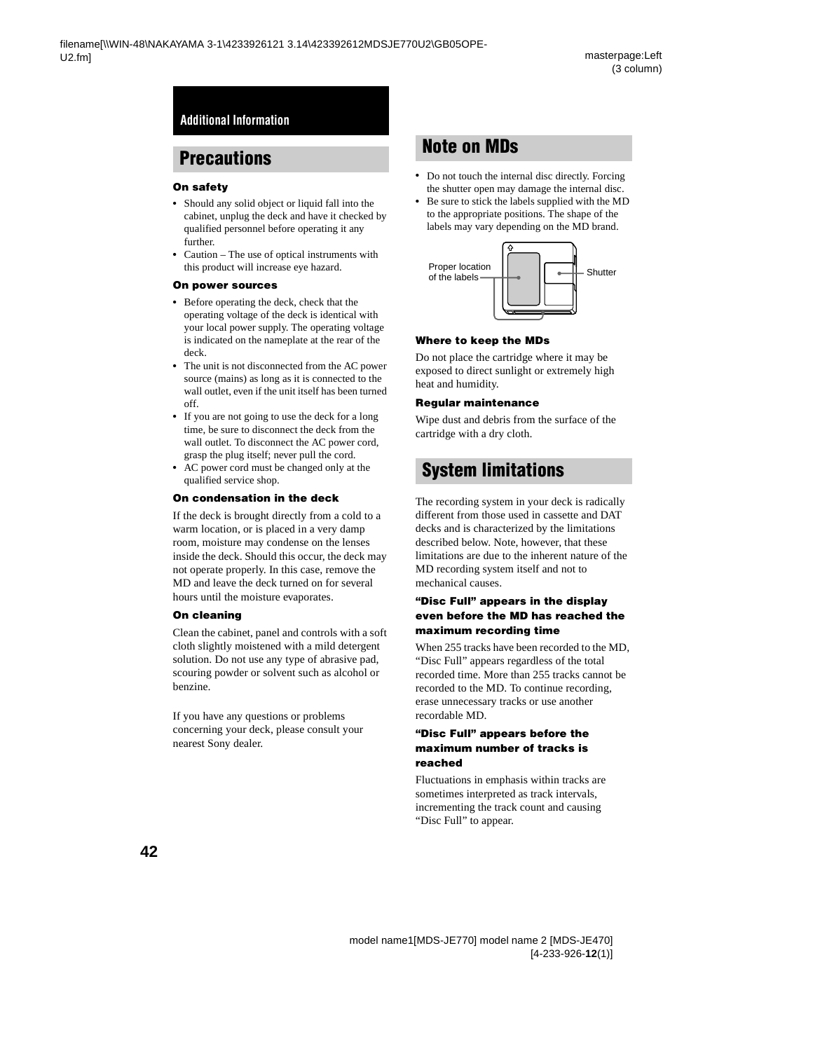## Additional Information

# Precautions

### On safety

- Should any solid object or liquid fall into the cabinet, unplug the deck and have it checked by qualified personnel before operating it any further.
- Caution – The use of optical instruments with this product will increase eye hazard.

### On power sources

- Before operating the deck, check that the operating voltage of the deck is identical with your local power supply. The operating voltage is indicated on the nameplate at the rear of the deck.
- The unit is not disconnected from the AC power source (mains) as long as it is connected to the wall outlet, even if the unit itself has been turned off.
- If you are not going to use the deck for a long time, be sure to disconnect the deck from the wall outlet. To disconnect the AC power cord, grasp the plug itself; never pull the cord.
- AC power cord must be changed only at the qualified service shop.

### On condensation in the deck

If the deck is brought directly from a cold to a warm location, or is placed in a very damp room, moisture may condense on the lenses inside the deck. Should this occur, the deck may not operate properly. In this case, remove the MD and leave the deck turned on for several hours until the moisture evaporates.

### On cleaning

Clean the cabinet, panel and controls with a soft cloth slightly moistened with a mild detergent solution. Do not use any type of abrasive pad, scouring powder or solvent such as alcohol or benzine.

If you have any questions or problems concerning your deck, please consult your nearest Sony dealer.

# Note on MDs

- Do not touch the internal disc directly. Forcing the shutter open may damage the internal disc.
- Be sure to stick the labels supplied with the MD to the appropriate positions. The shape of the labels may vary depending on the MD brand.

Proper location of the labels

Shutter

### Where to keep the MDs

Do not place the cartridge where it may be exposed to direct sunlight or extremely high heat and humidity.

### Regular maintenance

Wipe dust and debris from the surface of the cartridge with a dry cloth.

# System limitations

The recording system in your deck is radically different from those used in cassette and DAT decks and is characterized by the limitations described below. Note, however, that these limitations are due to the inherent nature of the MD recording system itself and not to mechanical causes.

### "Disc Full" appears in the display even before the MD has reached the maximum recording time

When 255 tracks have been recorded to the MD, "Disc Full" appears regardless of the total recorded time. More than 255 tracks cannot be recorded to the MD. To continue recording, erase unnecessary tracks or use another recordable MD.

### "Disc Full" appears before the maximum number of tracks is reached

Fluctuations in emphasis within tracks are sometimes interpreted as track intervals, incrementing the track count and causing "Disc Full" to appear.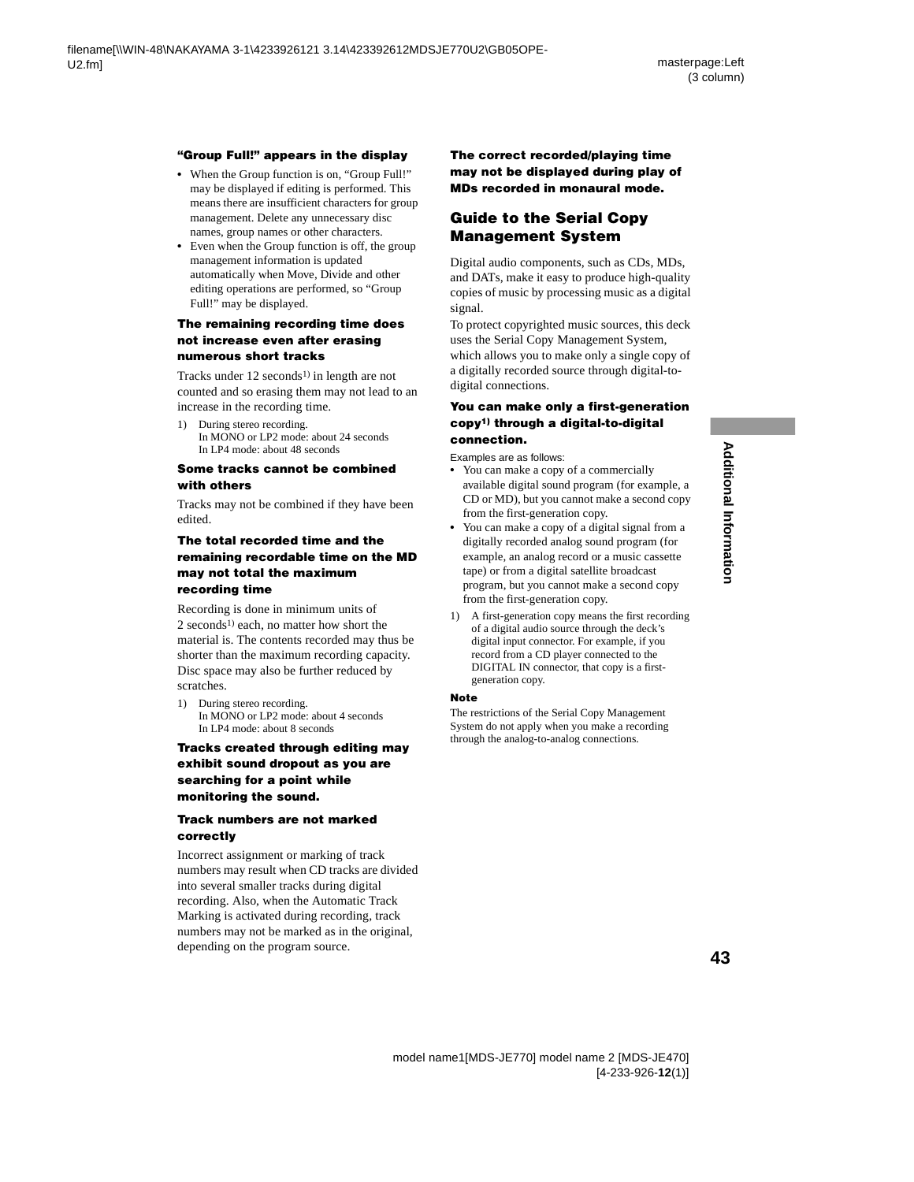### "Group Full!" appears in the display

- When the Group function is on, "Group Full!" may be displayed if editing is performed. This means there are insufficient characters for group management. Delete any unnecessary disc names, group names or other characters.
- Even when the Group function is off, the group management information is updated automatically when Move, Divide and other editing operations are performed, so "Group Full!" may be displayed.

### The remaining recording time does not increase even after erasing numerous short tracks

Tracks under 12 seconds[1)] in length are not counted and so erasing them may not lead to an increase in the recording time.

1) During stereo recording.
   In MONO or LP2 mode: about 24 seconds
   In LP4 mode: about 48 seconds

### Some tracks cannot be combined with others

Tracks may not be combined if they have been edited.

### The total recorded time and the remaining recordable time on the MD may not total the maximum recording time

Recording is done in minimum units of 2 seconds[1)] each, no matter how short the material is. The contents recorded may thus be shorter than the maximum recording capacity. Disc space may also be further reduced by scratches.

1) During stereo recording.
   In MONO or LP2 mode: about 4 seconds
   In LP4 mode: about 8 seconds

### Tracks created through editing may exhibit sound dropout as you are searching for a point while monitoring the sound.

### Track numbers are not marked correctly

Incorrect assignment or marking of track numbers may result when CD tracks are divided into several smaller tracks during digital recording. Also, when the Automatic Track Marking is activated during recording, track numbers may not be marked as in the original, depending on the program source.

### The correct recorded/playing time may not be displayed during play of MDs recorded in monaural mode.

## Guide to the Serial Copy Management System

Digital audio components, such as CDs, MDs, and DATs, make it easy to produce high-quality copies of music by processing music as a digital signal.

To protect copyrighted music sources, this deck uses the Serial Copy Management System, which allows you to make only a single copy of a digitally recorded source through digital-to-digital connections.

### You can make only a first-generation copy[1)] through a digital-to-digital connection.

Examples are as follows:

- You can make a copy of a commercially available digital sound program (for example, a CD or MD), but you cannot make a second copy from the first-generation copy.
- You can make a copy of a digital signal from a digitally recorded analog sound program (for example, an analog record or a music cassette tape) or from a digital satellite broadcast program, but you cannot make a second copy from the first-generation copy.

1) A first-generation copy means the first recording of a digital audio source through the deck's digital input connector. For example, if you record from a CD player connected to the DIGITAL IN connector, that copy is a first-generation copy.

**Note**

The restrictions of the Serial Copy Management System do not apply when you make a recording through the analog-to-analog connections.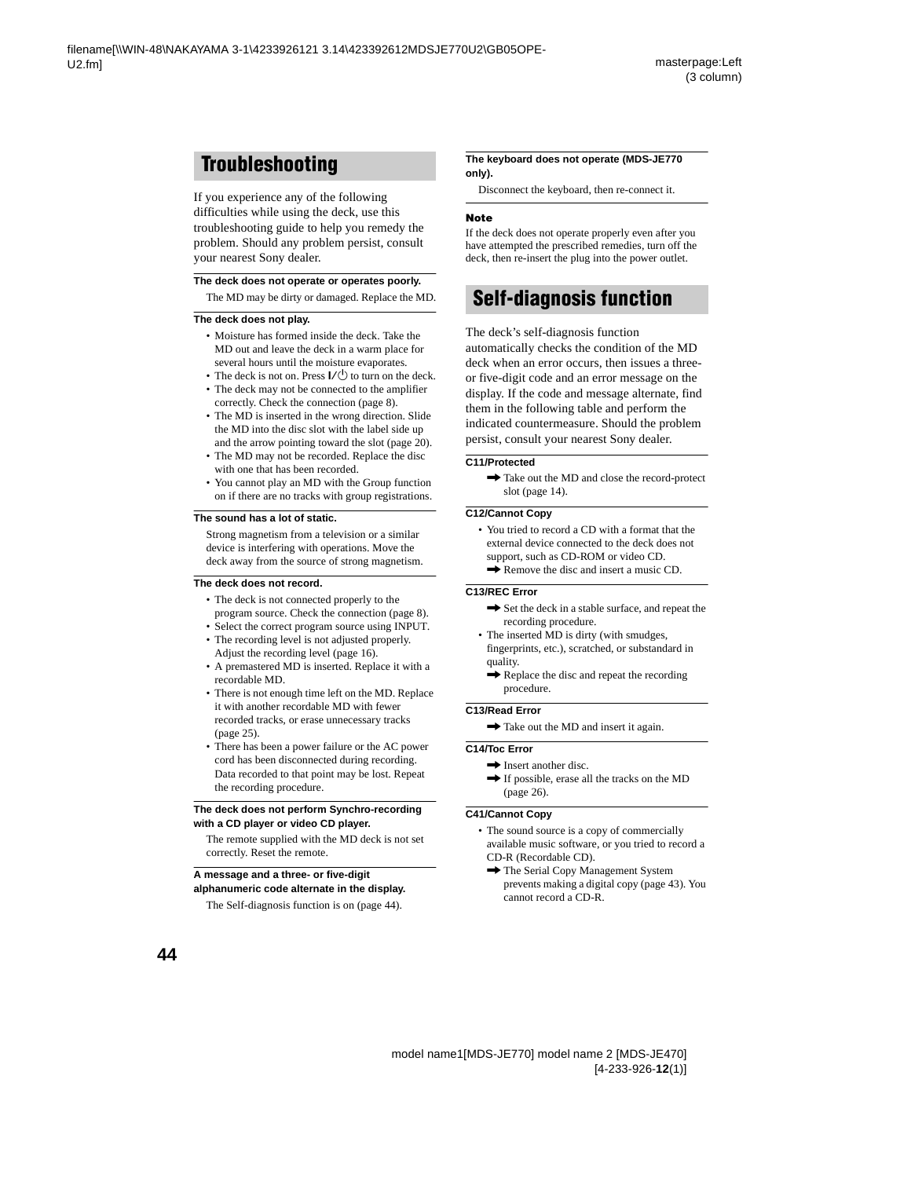## Troubleshooting

If you experience any of the following difficulties while using the deck, use this troubleshooting guide to help you remedy the problem. Should any problem persist, consult your nearest Sony dealer.

**The deck does not operate or operates poorly.**

The MD may be dirty or damaged. Replace the MD.

**The deck does not play.**

- Moisture has formed inside the deck. Take the MD out and leave the deck in a warm place for several hours until the moisture evaporates.
- The deck is not on. Press I/⏻ to turn on the deck.
- The deck may not be connected to the amplifier correctly. Check the connection (page 8).
- The MD is inserted in the wrong direction. Slide the MD into the disc slot with the label side up and the arrow pointing toward the slot (page 20).
- The MD may not be recorded. Replace the disc with one that has been recorded.
- You cannot play an MD with the Group function on if there are no tracks with group registrations.

**The sound has a lot of static.**

Strong magnetism from a television or a similar device is interfering with operations. Move the deck away from the source of strong magnetism.

**The deck does not record.**

- The deck is not connected properly to the program source. Check the connection (page 8).
- Select the correct program source using INPUT.
- The recording level is not adjusted properly. Adjust the recording level (page 16).
- A premastered MD is inserted. Replace it with a recordable MD.
- There is not enough time left on the MD. Replace it with another recordable MD with fewer recorded tracks, or erase unnecessary tracks (page 25).
- There has been a power failure or the AC power cord has been disconnected during recording. Data recorded to that point may be lost. Repeat the recording procedure.

**The deck does not perform Synchro-recording with a CD player or video CD player.**

The remote supplied with the MD deck is not set correctly. Reset the remote.

**A message and a three- or five-digit alphanumeric code alternate in the display.**

The Self-diagnosis function is on (page 44).

**The keyboard does not operate (MDS-JE770 only).**

Disconnect the keyboard, then re-connect it.

**Note**

If the deck does not operate properly even after you have attempted the prescribed remedies, turn off the deck, then re-insert the plug into the power outlet.

## Self-diagnosis function

The deck's self-diagnosis function automatically checks the condition of the MD deck when an error occurs, then issues a three- or five-digit code and an error message on the display. If the code and message alternate, find them in the following table and perform the indicated countermeasure. Should the problem persist, consult your nearest Sony dealer.

**C11/Protected**

➡ Take out the MD and close the record-protect slot (page 14).

**C12/Cannot Copy**

- You tried to record a CD with a format that the external device connected to the deck does not support, such as CD-ROM or video CD.
  ➡ Remove the disc and insert a music CD.

**C13/REC Error**

➡ Set the deck in a stable surface, and repeat the recording procedure.

- The inserted MD is dirty (with smudges, fingerprints, etc.), scratched, or substandard in quality.
  ➡ Replace the disc and repeat the recording procedure.

**C13/Read Error**

➡ Take out the MD and insert it again.

**C14/Toc Error**

➡ Insert another disc.
➡ If possible, erase all the tracks on the MD (page 26).

**C41/Cannot Copy**

- The sound source is a copy of commercially available music software, or you tried to record a CD-R (Recordable CD).
  ➡ The Serial Copy Management System prevents making a digital copy (page 43). You cannot record a CD-R.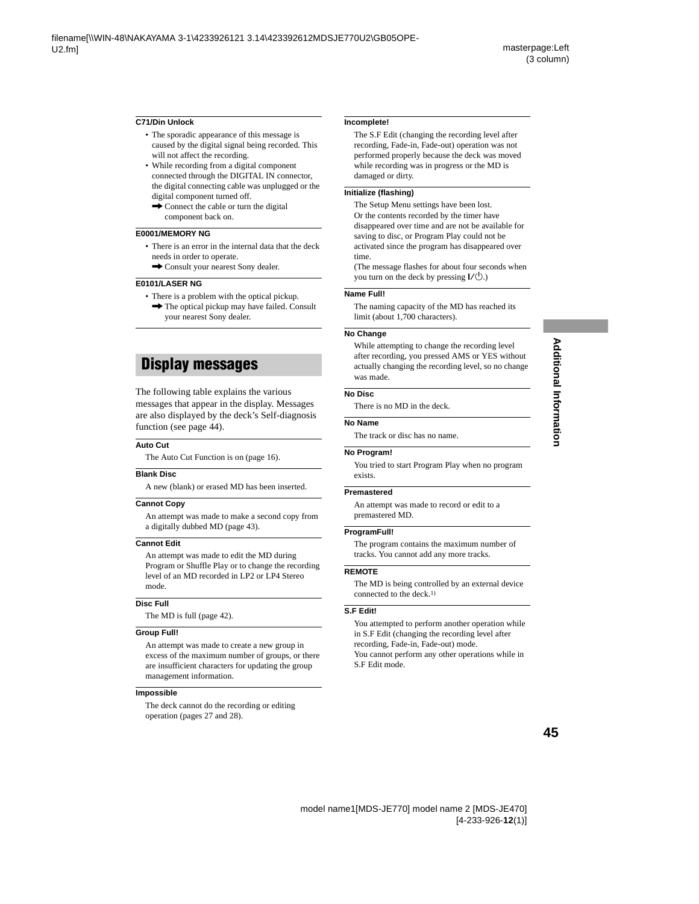**C71/Din Unlock**

- The sporadic appearance of this message is caused by the digital signal being recorded. This will not affect the recording.
- While recording from a digital component connected through the DIGITAL IN connector, the digital connecting cable was unplugged or the digital component turned off.
  ➡ Connect the cable or turn the digital component back on.

**E0001/MEMORY NG**

- There is an error in the internal data that the deck needs in order to operate.
  ➡ Consult your nearest Sony dealer.

**E0101/LASER NG**

- There is a problem with the optical pickup.
  ➡ The optical pickup may have failed. Consult your nearest Sony dealer.

## Display messages

The following table explains the various messages that appear in the display. Messages are also displayed by the deck's Self-diagnosis function (see page 44).

**Auto Cut**

The Auto Cut Function is on (page 16).

**Blank Disc**

A new (blank) or erased MD has been inserted.

**Cannot Copy**

An attempt was made to make a second copy from a digitally dubbed MD (page 43).

**Cannot Edit**

An attempt was made to edit the MD during Program or Shuffle Play or to change the recording level of an MD recorded in LP2 or LP4 Stereo mode.

**Disc Full**

The MD is full (page 42).

**Group Full!**

An attempt was made to create a new group in excess of the maximum number of groups, or there are insufficient characters for updating the group management information.

**Impossible**

The deck cannot do the recording or editing operation (pages 27 and 28).

**Incomplete!**

The S.F Edit (changing the recording level after recording, Fade-in, Fade-out) operation was not performed properly because the deck was moved while recording was in progress or the MD is damaged or dirty.

**Initialize (flashing)**

The Setup Menu settings have been lost.
Or the contents recorded by the timer have disappeared over time and are not be available for saving to disc, or Program Play could not be activated since the program has disappeared over time.
(The message flashes for about four seconds when you turn on the deck by pressing I/⏻.)

**Name Full!**

The naming capacity of the MD has reached its limit (about 1,700 characters).

**No Change**

While attempting to change the recording level after recording, you pressed AMS or YES without actually changing the recording level, so no change was made.

**No Disc**

There is no MD in the deck.

**No Name**

The track or disc has no name.

**No Program!**

You tried to start Program Play when no program exists.

**Premastered**

An attempt was made to record or edit to a premastered MD.

**ProgramFull!**

The program contains the maximum number of tracks. You cannot add any more tracks.

**REMOTE**

The MD is being controlled by an external device connected to the deck.[1)]

**S.F Edit!**

You attempted to perform another operation while in S.F Edit (changing the recording level after recording, Fade-in, Fade-out) mode.
You cannot perform any other operations while in S.F Edit mode.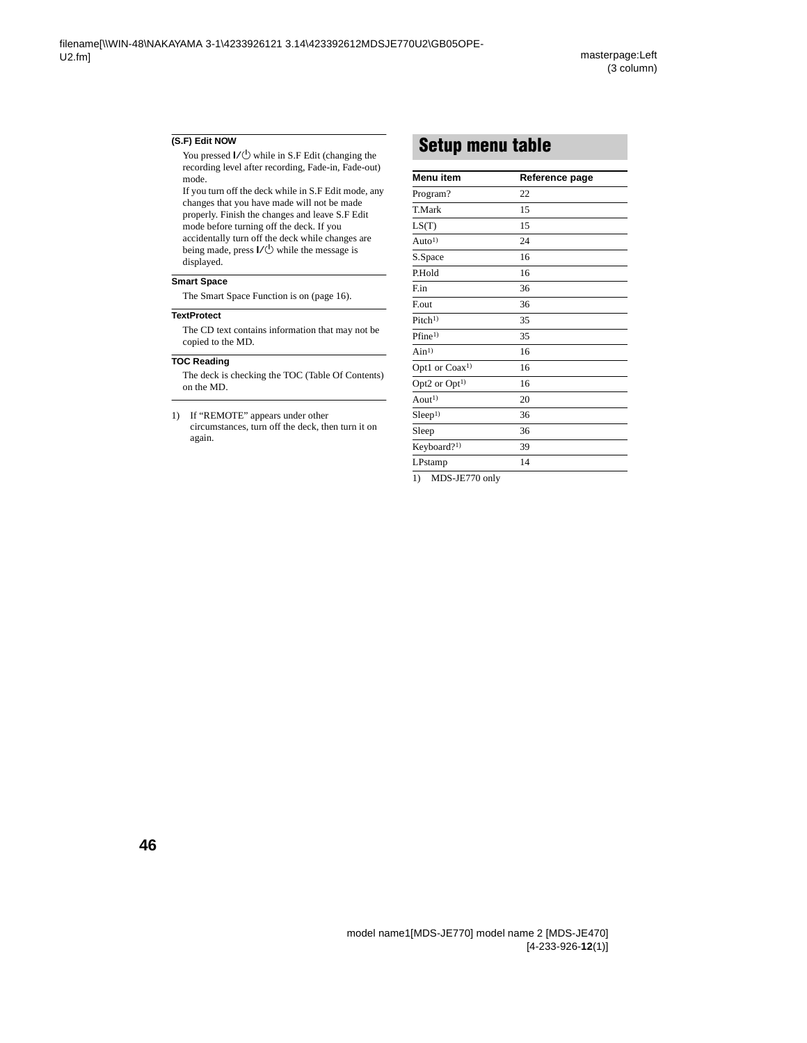**(S.F) Edit NOW**

You pressed I/⏻ while in S.F Edit (changing the recording level after recording, Fade-in, Fade-out) mode.
If you turn off the deck while in S.F Edit mode, any changes that you have made will not be made properly. Finish the changes and leave S.F Edit mode before turning off the deck. If you accidentally turn off the deck while changes are being made, press I/⏻ while the message is displayed.

**Smart Space**

The Smart Space Function is on (page 16).

**TextProtect**

The CD text contains information that may not be copied to the MD.

**TOC Reading**

The deck is checking the TOC (Table Of Contents) on the MD.

1) If "REMOTE" appears under other circumstances, turn off the deck, then turn it on again.

## Setup menu table

| Menu item | Reference page |
|---|---|
| Program? | 22 |
| T.Mark | 15 |
| LS(T) | 15 |
| Auto[1] | 24 |
| S.Space | 16 |
| P.Hold | 16 |
| F.in | 36 |
| F.out | 36 |
| Pitch[1] | 35 |
| Pfine[1] | 35 |
| Ain[1] | 16 |
| Opt1 or Coax[1] | 16 |
| Opt2 or Opt[1] | 16 |
| Aout[1] | 20 |
| Sleep[1] | 36 |
| Sleep | 36 |
| Keyboard?[1] | 39 |
| LPstamp | 14 |

1) MDS-JE770 only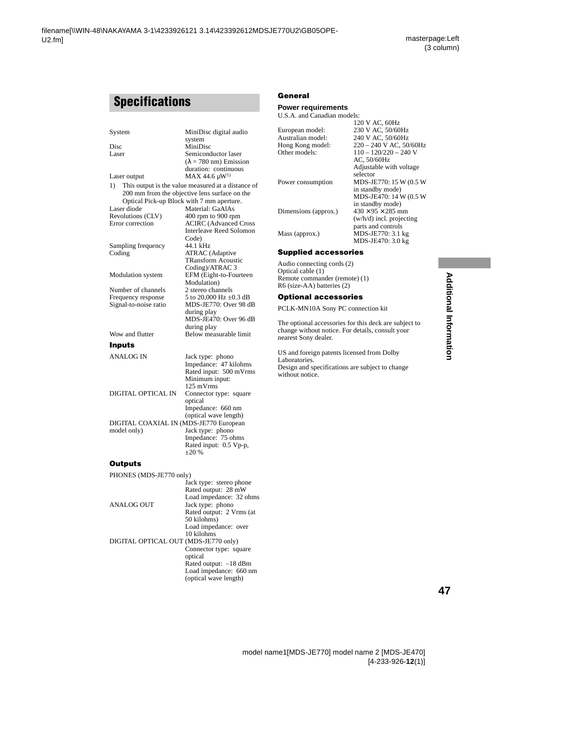## Specifications

| | |
|---|---|
| System | MiniDisc digital audio system |
| Disc | MiniDisc |
| Laser | Semiconductor laser (λ = 780 nm) Emission duration: continuous |
| Laser output | MAX 44.6 µW[1)] |

1) This output is the value measured at a distance of 200 mm from the objective lens surface on the Optical Pick-up Block with 7 mm aperture.

| | |
|---|---|
| Laser diode | Material: GaAlAs |
| Revolutions (CLV) | 400 rpm to 900 rpm |
| Error correction | ACIRC (Advanced Cross Interleave Reed Solomon Code) |
| Sampling frequency | 44.1 kHz |
| Coding | ATRAC (Adaptive TRansform Acoustic Coding)/ATRAC 3 |
| Modulation system | EFM (Eight-to-Fourteen Modulation) |
| Number of channels | 2 stereo channels |
| Frequency response | 5 to 20,000 Hz ±0.3 dB |
| Signal-to-noise ratio | MDS-JE770: Over 98 dB during play<br>MDS-JE470: Over 96 dB during play |
| Wow and flutter | Below measurable limit |

### Inputs

| | |
|---|---|
| ANALOG IN | Jack type: phono<br>Impedance: 47 kilohms<br>Rated input: 500 mVrms<br>Minimum input: 125 mVrms |
| DIGITAL OPTICAL IN | Connector type: square optical<br>Impedance: 660 nm (optical wave length) |
| DIGITAL COAXIAL IN (MDS-JE770 European model only) | Jack type: phono<br>Impedance: 75 ohms<br>Rated input: 0.5 Vp-p, ±20 % |

### Outputs

| | |
|---|---|
| PHONES (MDS-JE770 only) | Jack type: stereo phone<br>Rated output: 28 mW<br>Load impedance: 32 ohms |
| ANALOG OUT | Jack type: phono<br>Rated output: 2 Vrms (at 50 kilohms)<br>Load impedance: over 10 kilohms |
| DIGITAL OPTICAL OUT (MDS-JE770 only) | Connector type: square optical<br>Rated output: –18 dBm<br>Load impedance: 660 nm (optical wave length) |

### General

**Power requirements**

| | |
|---|---|
| U.S.A. and Canadian models: | 120 V AC, 60Hz |
| European model: | 230 V AC, 50/60Hz |
| Australian model: | 240 V AC, 50/60Hz |
| Hong Kong model: | 220 – 240 V AC, 50/60Hz |
| Other models: | 110 – 120/220 – 240 V AC, 50/60Hz<br>Adjustable with voltage selector |
| Power consumption | MDS-JE770: 15 W (0.5 W in standby mode)<br>MDS-JE470: 14 W (0.5 W in standby mode) |
| Dimensions (approx.) | 430 × 95 × 285 mm (w/h/d) incl. projecting parts and controls |
| Mass (approx.) | MDS-JE770: 3.1 kg<br>MDS-JE470: 3.0 kg |

### Supplied accessories

Audio connecting cords (2)
Optical cable (1)
Remote commander (remote) (1)
R6 (size-AA) batteries (2)

### Optional accessories

PCLK-MN10A Sony PC connection kit

The optional accessories for this deck are subject to change without notice. For details, consult your nearest Sony dealer.

US and foreign patents licensed from Dolby Laboratories.
Design and specifications are subject to change without notice.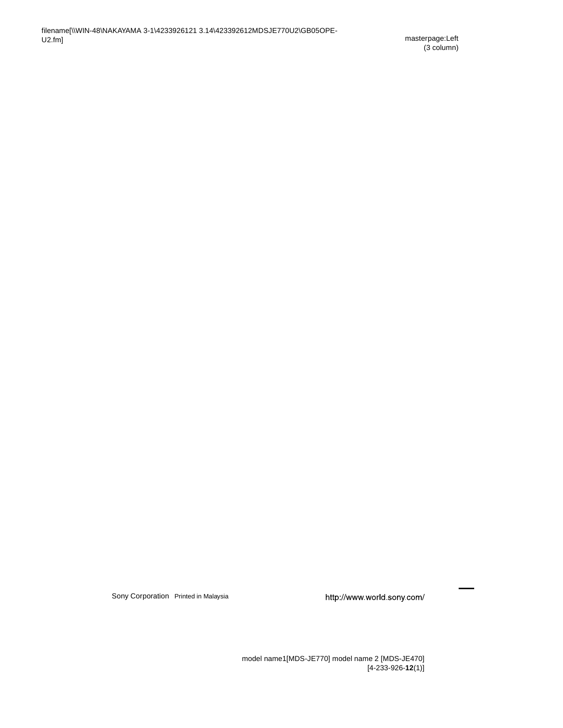Sony Corporation Printed in Malaysia

http://www.world.sony.com/